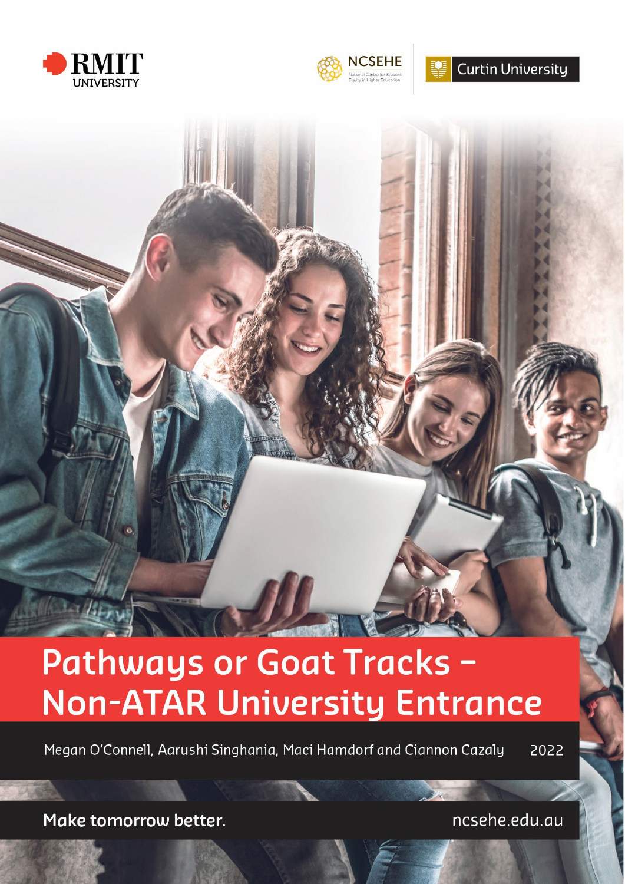RMIT UNIVERSITY

NCSEHE National Centre for Student Equity in Higher Education

Curtin University

# Pathways or Goat Tracks – Non-ATAR University Entrance

Megan O'Connell, Aarushi Singhania, Maci Hamdorf and Ciannon Cazaly 2022

**Make tomorrow better.**

ncsehe.edu.au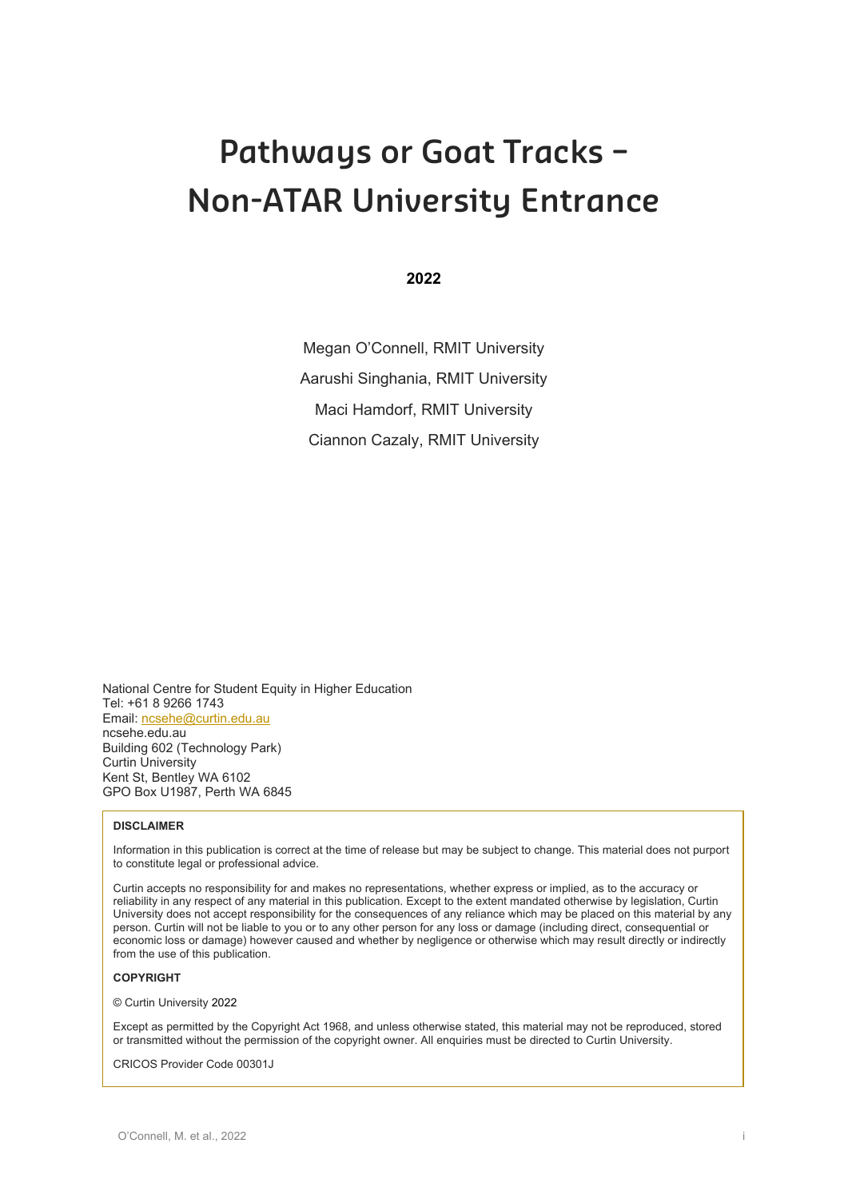# Pathways or Goat Tracks – Non-ATAR University Entrance

**2022**

Megan O'Connell, RMIT University

Aarushi Singhania, RMIT University

Maci Hamdorf, RMIT University

Ciannon Cazaly, RMIT University

National Centre for Student Equity in Higher Education
Tel: +61 8 9266 1743
Email: ncsehe@curtin.edu.au
ncsehe.edu.au
Building 602 (Technology Park)
Curtin University
Kent St, Bentley WA 6102
GPO Box U1987, Perth WA 6845

**DISCLAIMER**

Information in this publication is correct at the time of release but may be subject to change. This material does not purport to constitute legal or professional advice.

Curtin accepts no responsibility for and makes no representations, whether express or implied, as to the accuracy or reliability in any respect of any material in this publication. Except to the extent mandated otherwise by legislation, Curtin University does not accept responsibility for the consequences of any reliance which may be placed on this material by any person. Curtin will not be liable to you or to any other person for any loss or damage (including direct, consequential or economic loss or damage) however caused and whether by negligence or otherwise which may result directly or indirectly from the use of this publication.

**COPYRIGHT**

© Curtin University 2022

Except as permitted by the Copyright Act 1968, and unless otherwise stated, this material may not be reproduced, stored or transmitted without the permission of the copyright owner. All enquiries must be directed to Curtin University.

CRICOS Provider Code 00301J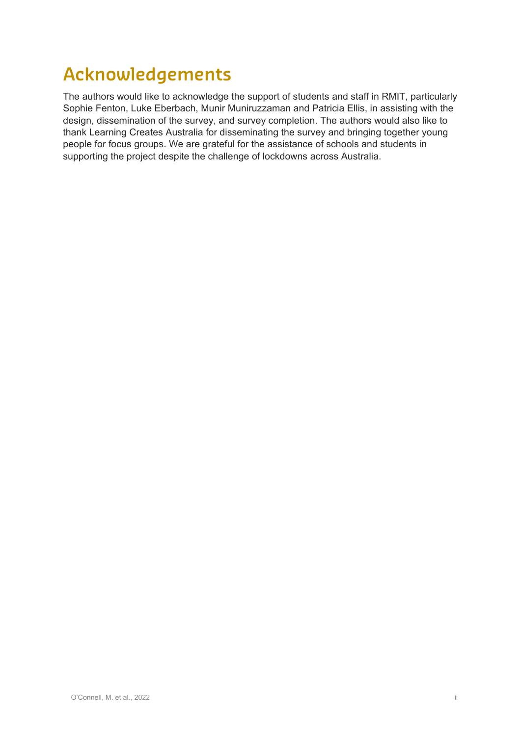# Acknowledgements

The authors would like to acknowledge the support of students and staff in RMIT, particularly Sophie Fenton, Luke Eberbach, Munir Muniruzzaman and Patricia Ellis, in assisting with the design, dissemination of the survey, and survey completion. The authors would also like to thank Learning Creates Australia for disseminating the survey and bringing together young people for focus groups. We are grateful for the assistance of schools and students in supporting the project despite the challenge of lockdowns across Australia.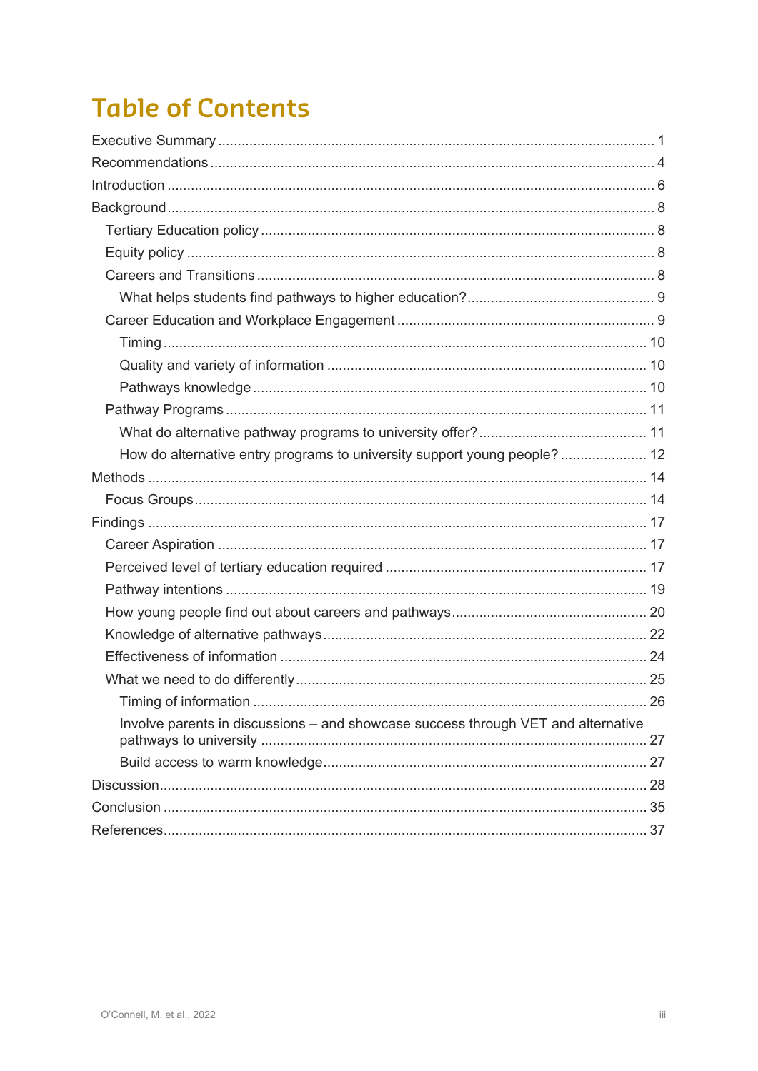# Table of Contents

Executive Summary ........................................................ 1
Recommendations ........................................................ 4
Introduction ........................................................ 6
Background ........................................................ 8
- Tertiary Education policy ........................................................ 8
- Equity policy ........................................................ 8
- Careers and Transitions ........................................................ 8
  - What helps students find pathways to higher education? ........................................................ 9
- Career Education and Workplace Engagement ........................................................ 9
  - Timing ........................................................ 10
  - Quality and variety of information ........................................................ 10
  - Pathways knowledge ........................................................ 10
- Pathway Programs ........................................................ 11
  - What do alternative pathway programs to university offer? ........................................................ 11
  - How do alternative entry programs to university support young people? ........................................................ 12

Methods ........................................................ 14
- Focus Groups ........................................................ 14

Findings ........................................................ 17
- Career Aspiration ........................................................ 17
- Perceived level of tertiary education required ........................................................ 17
- Pathway intentions ........................................................ 19
- How young people find out about careers and pathways ........................................................ 20
- Knowledge of alternative pathways ........................................................ 22
- Effectiveness of information ........................................................ 24
- What we need to do differently ........................................................ 25
  - Timing of information ........................................................ 26
  - Involve parents in discussions – and showcase success through VET and alternative pathways to university ........................................................ 27
  - Build access to warm knowledge ........................................................ 27

Discussion ........................................................ 28
Conclusion ........................................................ 35
References ........................................................ 37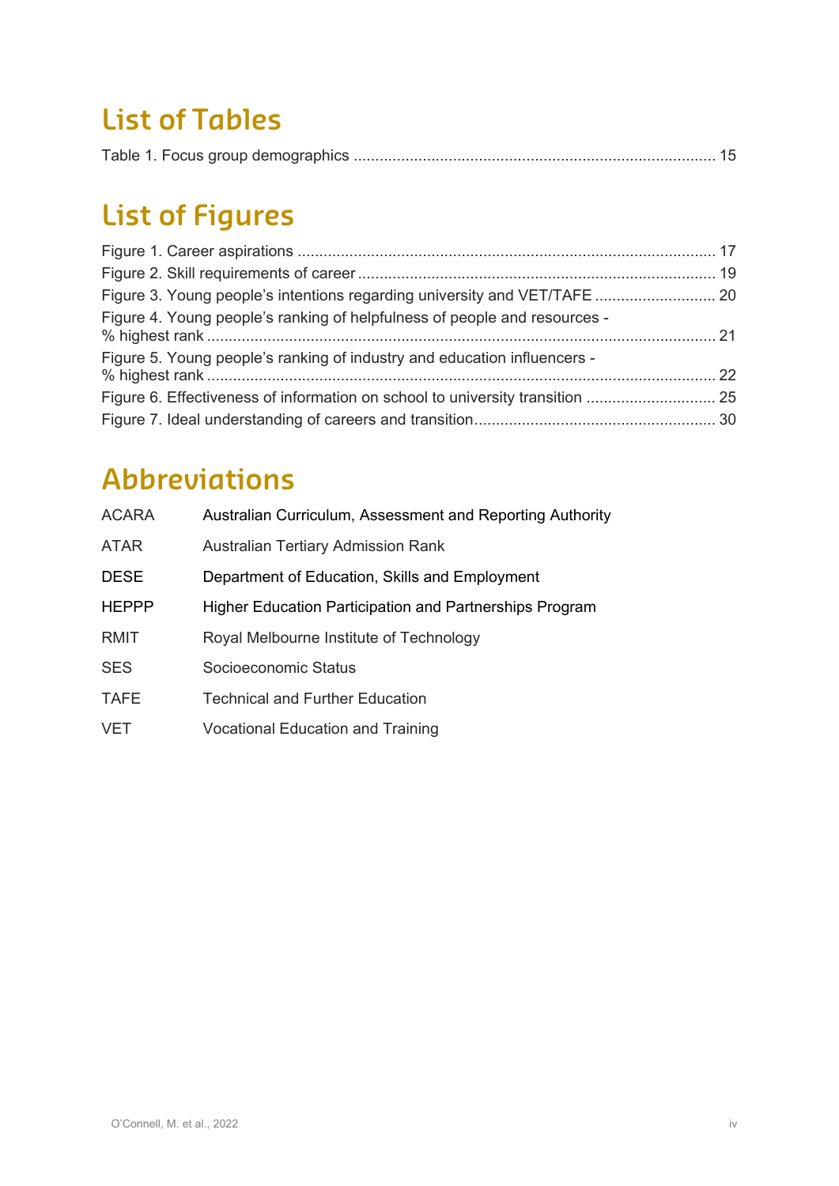# List of Tables

Table 1. Focus group demographics ................................................................................... 15

# List of Figures

Figure 1. Career aspirations ................................................................................................. 17
Figure 2. Skill requirements of career .................................................................................. 19
Figure 3. Young people's intentions regarding university and VET/TAFE ............................ 20
Figure 4. Young people's ranking of helpfulness of people and resources - % highest rank ........................................................................................................................ 21
Figure 5. Young people's ranking of industry and education influencers - % highest rank ........................................................................................................................ 22
Figure 6. Effectiveness of information on school to university transition .............................. 25
Figure 7. Ideal understanding of careers and transition........................................................ 30

# Abbreviations

| | |
|---|---|
| ACARA | Australian Curriculum, Assessment and Reporting Authority |
| ATAR | Australian Tertiary Admission Rank |
| DESE | Department of Education, Skills and Employment |
| HEPPP | Higher Education Participation and Partnerships Program |
| RMIT | Royal Melbourne Institute of Technology |
| SES | Socioeconomic Status |
| TAFE | Technical and Further Education |
| VET | Vocational Education and Training |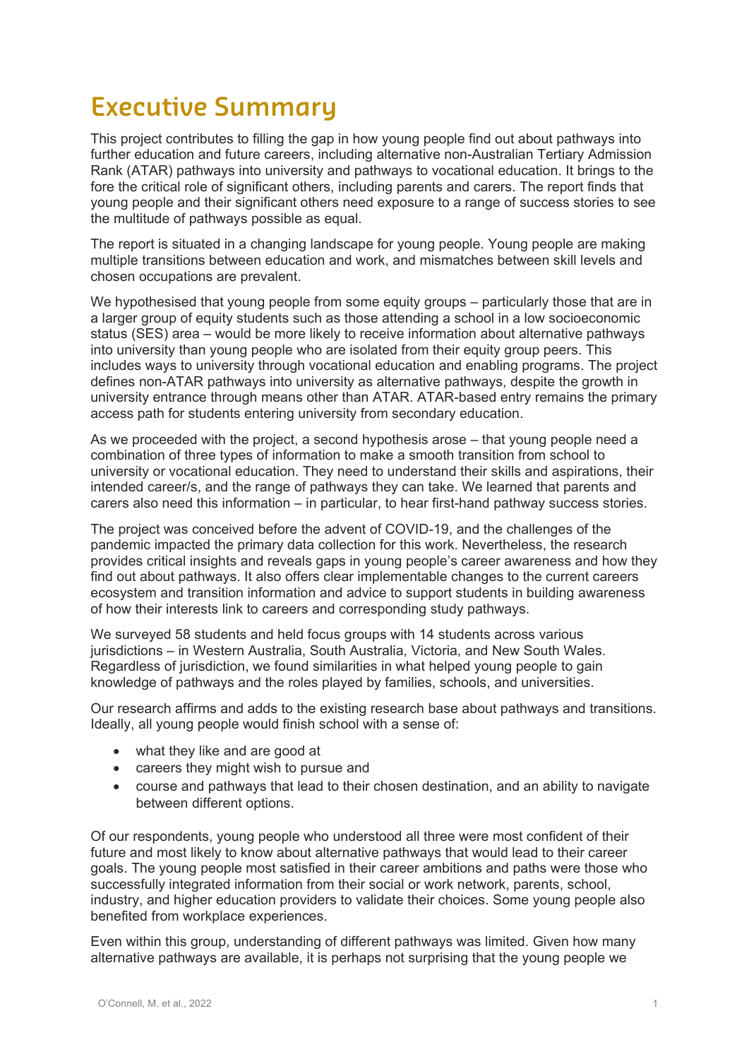# Executive Summary

This project contributes to filling the gap in how young people find out about pathways into further education and future careers, including alternative non-Australian Tertiary Admission Rank (ATAR) pathways into university and pathways to vocational education. It brings to the fore the critical role of significant others, including parents and carers. The report finds that young people and their significant others need exposure to a range of success stories to see the multitude of pathways possible as equal.

The report is situated in a changing landscape for young people. Young people are making multiple transitions between education and work, and mismatches between skill levels and chosen occupations are prevalent.

We hypothesised that young people from some equity groups – particularly those that are in a larger group of equity students such as those attending a school in a low socioeconomic status (SES) area – would be more likely to receive information about alternative pathways into university than young people who are isolated from their equity group peers. This includes ways to university through vocational education and enabling programs. The project defines non-ATAR pathways into university as alternative pathways, despite the growth in university entrance through means other than ATAR. ATAR-based entry remains the primary access path for students entering university from secondary education.

As we proceeded with the project, a second hypothesis arose – that young people need a combination of three types of information to make a smooth transition from school to university or vocational education. They need to understand their skills and aspirations, their intended career/s, and the range of pathways they can take. We learned that parents and carers also need this information – in particular, to hear first-hand pathway success stories.

The project was conceived before the advent of COVID-19, and the challenges of the pandemic impacted the primary data collection for this work. Nevertheless, the research provides critical insights and reveals gaps in young people's career awareness and how they find out about pathways. It also offers clear implementable changes to the current careers ecosystem and transition information and advice to support students in building awareness of how their interests link to careers and corresponding study pathways.

We surveyed 58 students and held focus groups with 14 students across various jurisdictions – in Western Australia, South Australia, Victoria, and New South Wales. Regardless of jurisdiction, we found similarities in what helped young people to gain knowledge of pathways and the roles played by families, schools, and universities.

Our research affirms and adds to the existing research base about pathways and transitions. Ideally, all young people would finish school with a sense of:

- what they like and are good at
- careers they might wish to pursue and
- course and pathways that lead to their chosen destination, and an ability to navigate between different options.

Of our respondents, young people who understood all three were most confident of their future and most likely to know about alternative pathways that would lead to their career goals. The young people most satisfied in their career ambitions and paths were those who successfully integrated information from their social or work network, parents, school, industry, and higher education providers to validate their choices. Some young people also benefited from workplace experiences.

Even within this group, understanding of different pathways was limited. Given how many alternative pathways are available, it is perhaps not surprising that the young people we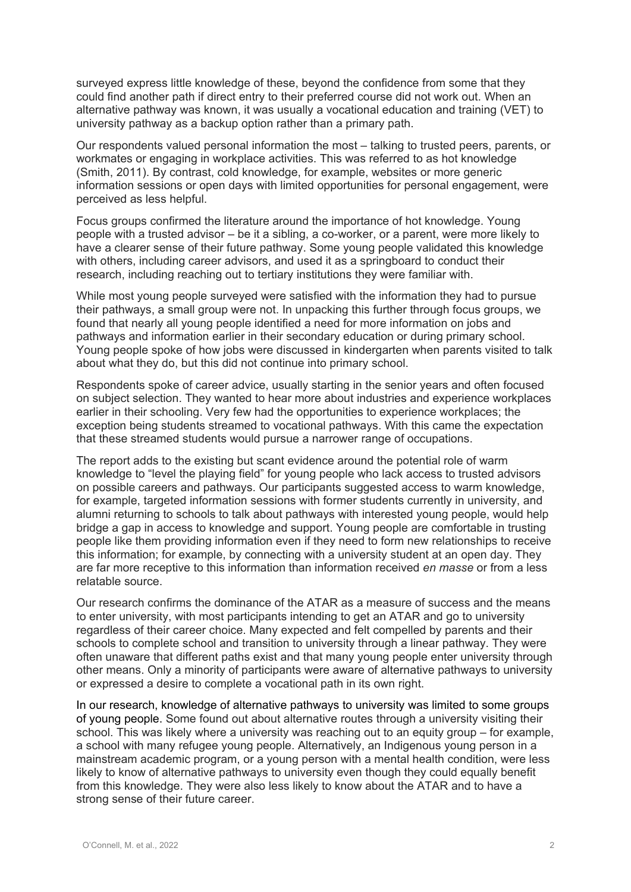surveyed express little knowledge of these, beyond the confidence from some that they could find another path if direct entry to their preferred course did not work out. When an alternative pathway was known, it was usually a vocational education and training (VET) to university pathway as a backup option rather than a primary path.

Our respondents valued personal information the most – talking to trusted peers, parents, or workmates or engaging in workplace activities. This was referred to as hot knowledge (Smith, 2011). By contrast, cold knowledge, for example, websites or more generic information sessions or open days with limited opportunities for personal engagement, were perceived as less helpful.

Focus groups confirmed the literature around the importance of hot knowledge. Young people with a trusted advisor – be it a sibling, a co-worker, or a parent, were more likely to have a clearer sense of their future pathway. Some young people validated this knowledge with others, including career advisors, and used it as a springboard to conduct their research, including reaching out to tertiary institutions they were familiar with.

While most young people surveyed were satisfied with the information they had to pursue their pathways, a small group were not. In unpacking this further through focus groups, we found that nearly all young people identified a need for more information on jobs and pathways and information earlier in their secondary education or during primary school. Young people spoke of how jobs were discussed in kindergarten when parents visited to talk about what they do, but this did not continue into primary school.

Respondents spoke of career advice, usually starting in the senior years and often focused on subject selection. They wanted to hear more about industries and experience workplaces earlier in their schooling. Very few had the opportunities to experience workplaces; the exception being students streamed to vocational pathways. With this came the expectation that these streamed students would pursue a narrower range of occupations.

The report adds to the existing but scant evidence around the potential role of warm knowledge to "level the playing field" for young people who lack access to trusted advisors on possible careers and pathways. Our participants suggested access to warm knowledge, for example, targeted information sessions with former students currently in university, and alumni returning to schools to talk about pathways with interested young people, would help bridge a gap in access to knowledge and support. Young people are comfortable in trusting people like them providing information even if they need to form new relationships to receive this information; for example, by connecting with a university student at an open day. They are far more receptive to this information than information received *en masse* or from a less relatable source.

Our research confirms the dominance of the ATAR as a measure of success and the means to enter university, with most participants intending to get an ATAR and go to university regardless of their career choice. Many expected and felt compelled by parents and their schools to complete school and transition to university through a linear pathway. They were often unaware that different paths exist and that many young people enter university through other means. Only a minority of participants were aware of alternative pathways to university or expressed a desire to complete a vocational path in its own right.

In our research, knowledge of alternative pathways to university was limited to some groups of young people. Some found out about alternative routes through a university visiting their school. This was likely where a university was reaching out to an equity group – for example, a school with many refugee young people. Alternatively, an Indigenous young person in a mainstream academic program, or a young person with a mental health condition, were less likely to know of alternative pathways to university even though they could equally benefit from this knowledge. They were also less likely to know about the ATAR and to have a strong sense of their future career.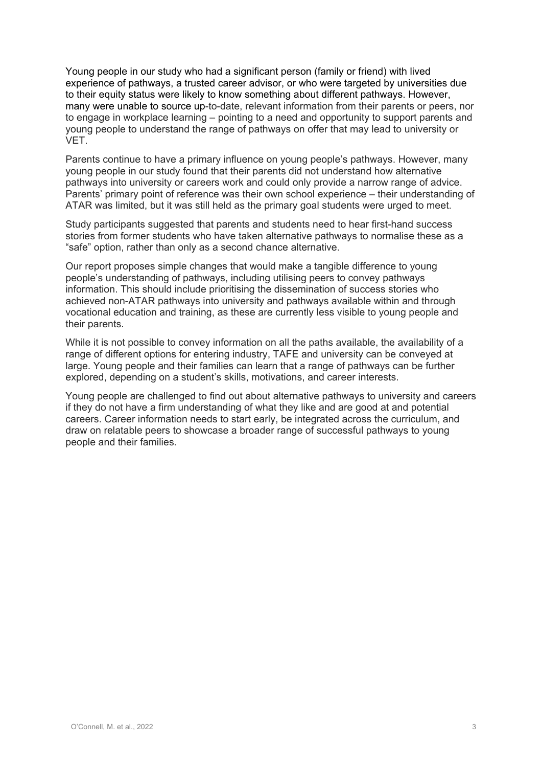Young people in our study who had a significant person (family or friend) with lived experience of pathways, a trusted career advisor, or who were targeted by universities due to their equity status were likely to know something about different pathways. However, many were unable to source up-to-date, relevant information from their parents or peers, nor to engage in workplace learning – pointing to a need and opportunity to support parents and young people to understand the range of pathways on offer that may lead to university or VET.

Parents continue to have a primary influence on young people's pathways. However, many young people in our study found that their parents did not understand how alternative pathways into university or careers work and could only provide a narrow range of advice. Parents' primary point of reference was their own school experience – their understanding of ATAR was limited, but it was still held as the primary goal students were urged to meet.

Study participants suggested that parents and students need to hear first-hand success stories from former students who have taken alternative pathways to normalise these as a "safe" option, rather than only as a second chance alternative.

Our report proposes simple changes that would make a tangible difference to young people's understanding of pathways, including utilising peers to convey pathways information. This should include prioritising the dissemination of success stories who achieved non-ATAR pathways into university and pathways available within and through vocational education and training, as these are currently less visible to young people and their parents.

While it is not possible to convey information on all the paths available, the availability of a range of different options for entering industry, TAFE and university can be conveyed at large. Young people and their families can learn that a range of pathways can be further explored, depending on a student's skills, motivations, and career interests.

Young people are challenged to find out about alternative pathways to university and careers if they do not have a firm understanding of what they like and are good at and potential careers. Career information needs to start early, be integrated across the curriculum, and draw on relatable peers to showcase a broader range of successful pathways to young people and their families.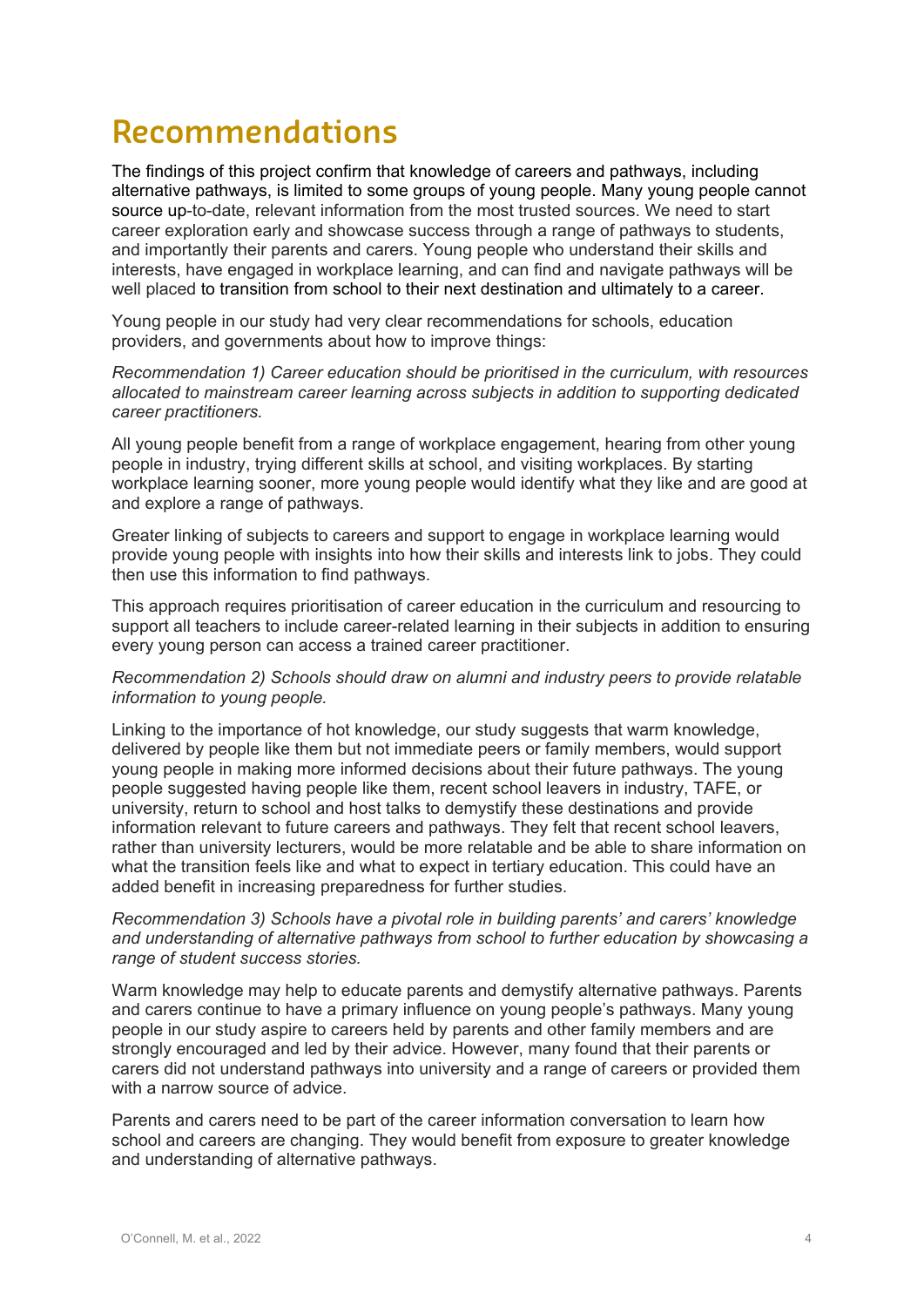# Recommendations

The findings of this project confirm that knowledge of careers and pathways, including alternative pathways, is limited to some groups of young people. Many young people cannot source up-to-date, relevant information from the most trusted sources. We need to start career exploration early and showcase success through a range of pathways to students, and importantly their parents and carers. Young people who understand their skills and interests, have engaged in workplace learning, and can find and navigate pathways will be well placed to transition from school to their next destination and ultimately to a career.

Young people in our study had very clear recommendations for schools, education providers, and governments about how to improve things:

*Recommendation 1) Career education should be prioritised in the curriculum, with resources allocated to mainstream career learning across subjects in addition to supporting dedicated career practitioners.*

All young people benefit from a range of workplace engagement, hearing from other young people in industry, trying different skills at school, and visiting workplaces. By starting workplace learning sooner, more young people would identify what they like and are good at and explore a range of pathways.

Greater linking of subjects to careers and support to engage in workplace learning would provide young people with insights into how their skills and interests link to jobs. They could then use this information to find pathways.

This approach requires prioritisation of career education in the curriculum and resourcing to support all teachers to include career-related learning in their subjects in addition to ensuring every young person can access a trained career practitioner.

*Recommendation 2) Schools should draw on alumni and industry peers to provide relatable information to young people.*

Linking to the importance of hot knowledge, our study suggests that warm knowledge, delivered by people like them but not immediate peers or family members, would support young people in making more informed decisions about their future pathways. The young people suggested having people like them, recent school leavers in industry, TAFE, or university, return to school and host talks to demystify these destinations and provide information relevant to future careers and pathways. They felt that recent school leavers, rather than university lecturers, would be more relatable and be able to share information on what the transition feels like and what to expect in tertiary education. This could have an added benefit in increasing preparedness for further studies.

*Recommendation 3) Schools have a pivotal role in building parents' and carers' knowledge and understanding of alternative pathways from school to further education by showcasing a range of student success stories.*

Warm knowledge may help to educate parents and demystify alternative pathways. Parents and carers continue to have a primary influence on young people's pathways. Many young people in our study aspire to careers held by parents and other family members and are strongly encouraged and led by their advice. However, many found that their parents or carers did not understand pathways into university and a range of careers or provided them with a narrow source of advice.

Parents and carers need to be part of the career information conversation to learn how school and careers are changing. They would benefit from exposure to greater knowledge and understanding of alternative pathways.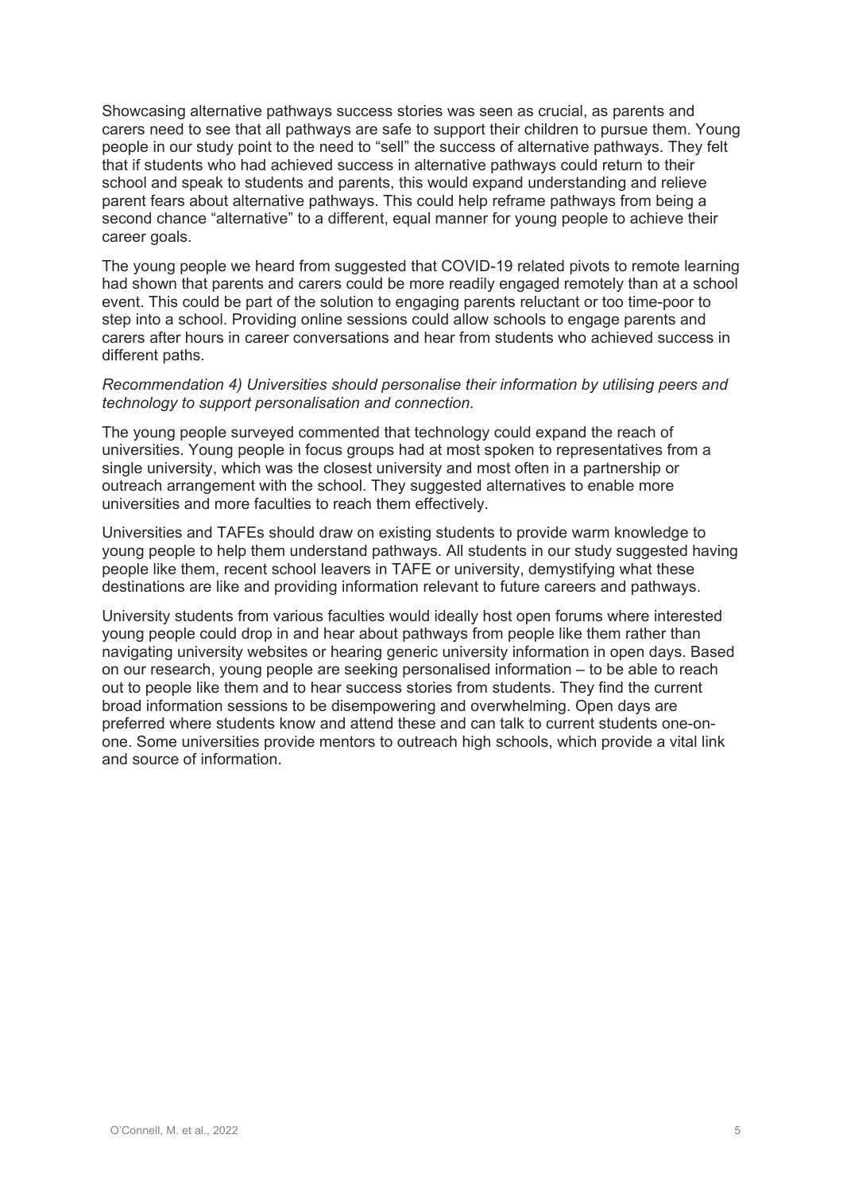Showcasing alternative pathways success stories was seen as crucial, as parents and carers need to see that all pathways are safe to support their children to pursue them. Young people in our study point to the need to "sell" the success of alternative pathways. They felt that if students who had achieved success in alternative pathways could return to their school and speak to students and parents, this would expand understanding and relieve parent fears about alternative pathways. This could help reframe pathways from being a second chance "alternative" to a different, equal manner for young people to achieve their career goals.

The young people we heard from suggested that COVID-19 related pivots to remote learning had shown that parents and carers could be more readily engaged remotely than at a school event. This could be part of the solution to engaging parents reluctant or too time-poor to step into a school. Providing online sessions could allow schools to engage parents and carers after hours in career conversations and hear from students who achieved success in different paths.

*Recommendation 4) Universities should personalise their information by utilising peers and technology to support personalisation and connection.*

The young people surveyed commented that technology could expand the reach of universities. Young people in focus groups had at most spoken to representatives from a single university, which was the closest university and most often in a partnership or outreach arrangement with the school. They suggested alternatives to enable more universities and more faculties to reach them effectively.

Universities and TAFEs should draw on existing students to provide warm knowledge to young people to help them understand pathways. All students in our study suggested having people like them, recent school leavers in TAFE or university, demystifying what these destinations are like and providing information relevant to future careers and pathways.

University students from various faculties would ideally host open forums where interested young people could drop in and hear about pathways from people like them rather than navigating university websites or hearing generic university information in open days. Based on our research, young people are seeking personalised information – to be able to reach out to people like them and to hear success stories from students. They find the current broad information sessions to be disempowering and overwhelming. Open days are preferred where students know and attend these and can talk to current students one-on-one. Some universities provide mentors to outreach high schools, which provide a vital link and source of information.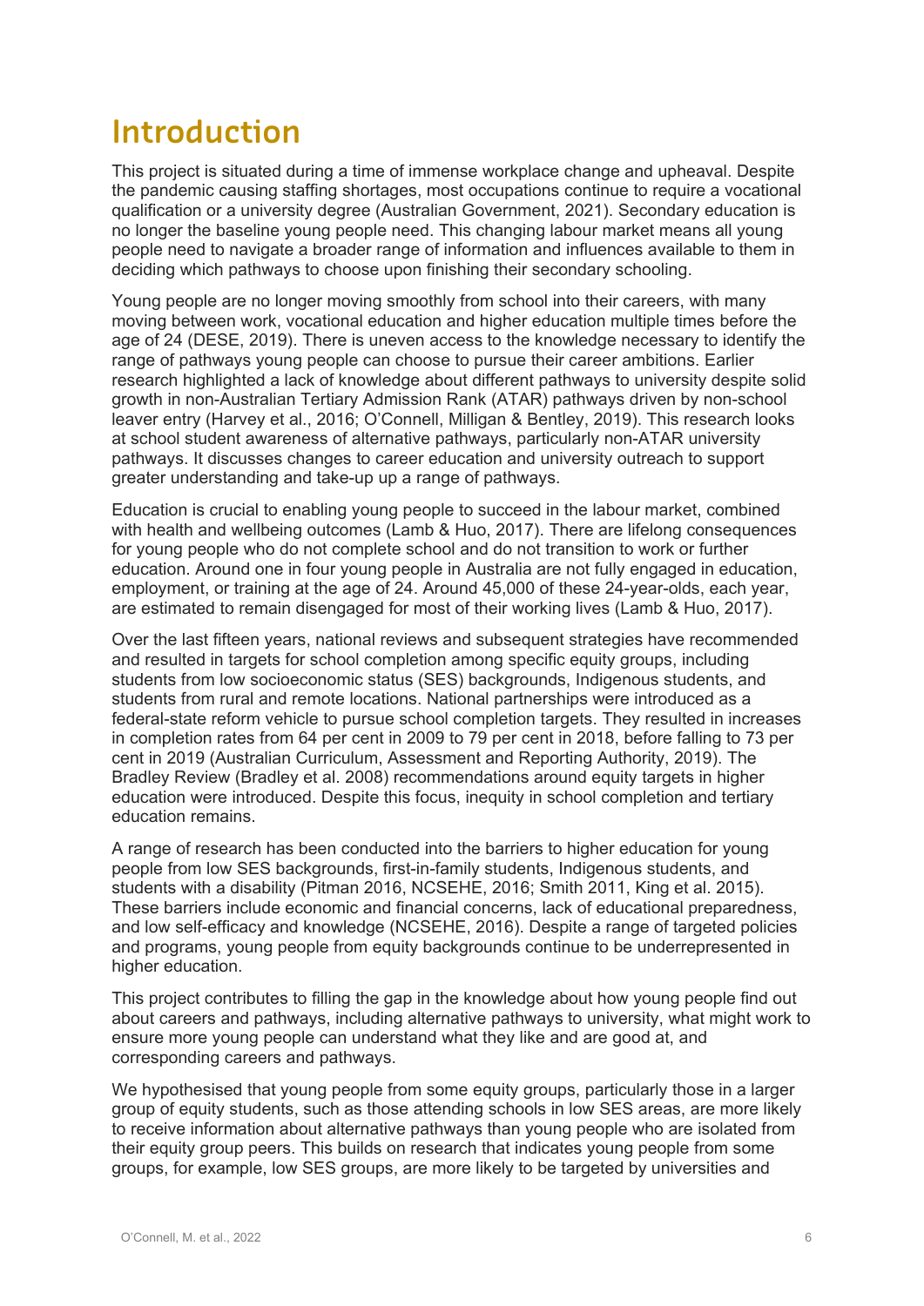# Introduction

This project is situated during a time of immense workplace change and upheaval. Despite the pandemic causing staffing shortages, most occupations continue to require a vocational qualification or a university degree (Australian Government, 2021). Secondary education is no longer the baseline young people need. This changing labour market means all young people need to navigate a broader range of information and influences available to them in deciding which pathways to choose upon finishing their secondary schooling.

Young people are no longer moving smoothly from school into their careers, with many moving between work, vocational education and higher education multiple times before the age of 24 (DESE, 2019). There is uneven access to the knowledge necessary to identify the range of pathways young people can choose to pursue their career ambitions. Earlier research highlighted a lack of knowledge about different pathways to university despite solid growth in non-Australian Tertiary Admission Rank (ATAR) pathways driven by non-school leaver entry (Harvey et al., 2016; O'Connell, Milligan & Bentley, 2019). This research looks at school student awareness of alternative pathways, particularly non-ATAR university pathways. It discusses changes to career education and university outreach to support greater understanding and take-up up a range of pathways.

Education is crucial to enabling young people to succeed in the labour market, combined with health and wellbeing outcomes (Lamb & Huo, 2017). There are lifelong consequences for young people who do not complete school and do not transition to work or further education. Around one in four young people in Australia are not fully engaged in education, employment, or training at the age of 24. Around 45,000 of these 24-year-olds, each year, are estimated to remain disengaged for most of their working lives (Lamb & Huo, 2017).

Over the last fifteen years, national reviews and subsequent strategies have recommended and resulted in targets for school completion among specific equity groups, including students from low socioeconomic status (SES) backgrounds, Indigenous students, and students from rural and remote locations. National partnerships were introduced as a federal-state reform vehicle to pursue school completion targets. They resulted in increases in completion rates from 64 per cent in 2009 to 79 per cent in 2018, before falling to 73 per cent in 2019 (Australian Curriculum, Assessment and Reporting Authority, 2019). The Bradley Review (Bradley et al. 2008) recommendations around equity targets in higher education were introduced. Despite this focus, inequity in school completion and tertiary education remains.

A range of research has been conducted into the barriers to higher education for young people from low SES backgrounds, first-in-family students, Indigenous students, and students with a disability (Pitman 2016, NCSEHE, 2016; Smith 2011, King et al. 2015). These barriers include economic and financial concerns, lack of educational preparedness, and low self-efficacy and knowledge (NCSEHE, 2016). Despite a range of targeted policies and programs, young people from equity backgrounds continue to be underrepresented in higher education.

This project contributes to filling the gap in the knowledge about how young people find out about careers and pathways, including alternative pathways to university, what might work to ensure more young people can understand what they like and are good at, and corresponding careers and pathways.

We hypothesised that young people from some equity groups, particularly those in a larger group of equity students, such as those attending schools in low SES areas, are more likely to receive information about alternative pathways than young people who are isolated from their equity group peers. This builds on research that indicates young people from some groups, for example, low SES groups, are more likely to be targeted by universities and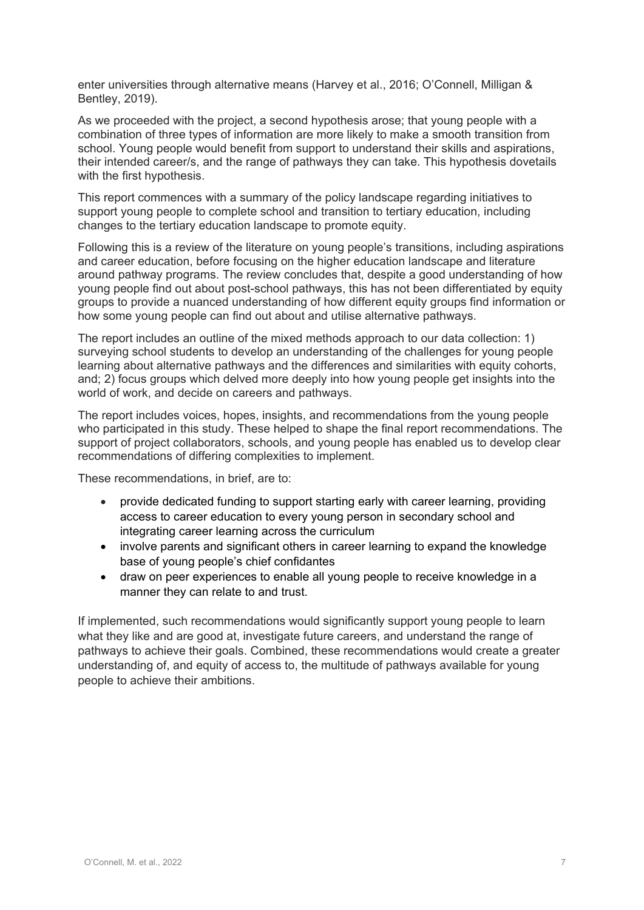enter universities through alternative means (Harvey et al., 2016; O'Connell, Milligan & Bentley, 2019).

As we proceeded with the project, a second hypothesis arose; that young people with a combination of three types of information are more likely to make a smooth transition from school. Young people would benefit from support to understand their skills and aspirations, their intended career/s, and the range of pathways they can take. This hypothesis dovetails with the first hypothesis.

This report commences with a summary of the policy landscape regarding initiatives to support young people to complete school and transition to tertiary education, including changes to the tertiary education landscape to promote equity.

Following this is a review of the literature on young people's transitions, including aspirations and career education, before focusing on the higher education landscape and literature around pathway programs. The review concludes that, despite a good understanding of how young people find out about post-school pathways, this has not been differentiated by equity groups to provide a nuanced understanding of how different equity groups find information or how some young people can find out about and utilise alternative pathways.

The report includes an outline of the mixed methods approach to our data collection: 1) surveying school students to develop an understanding of the challenges for young people learning about alternative pathways and the differences and similarities with equity cohorts, and; 2) focus groups which delved more deeply into how young people get insights into the world of work, and decide on careers and pathways.

The report includes voices, hopes, insights, and recommendations from the young people who participated in this study. These helped to shape the final report recommendations. The support of project collaborators, schools, and young people has enabled us to develop clear recommendations of differing complexities to implement.

These recommendations, in brief, are to:

- provide dedicated funding to support starting early with career learning, providing access to career education to every young person in secondary school and integrating career learning across the curriculum
- involve parents and significant others in career learning to expand the knowledge base of young people's chief confidantes
- draw on peer experiences to enable all young people to receive knowledge in a manner they can relate to and trust.

If implemented, such recommendations would significantly support young people to learn what they like and are good at, investigate future careers, and understand the range of pathways to achieve their goals. Combined, these recommendations would create a greater understanding of, and equity of access to, the multitude of pathways available for young people to achieve their ambitions.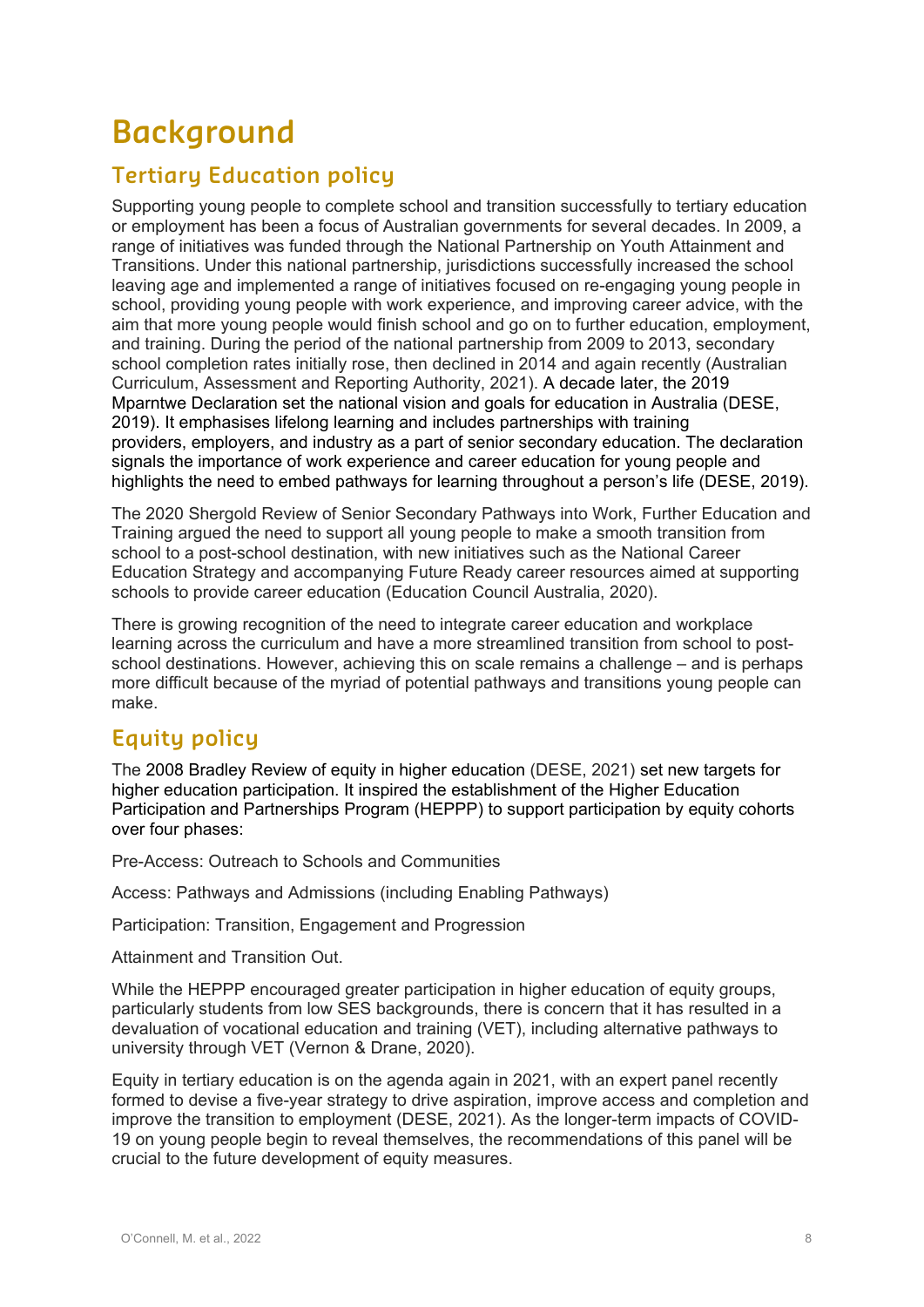# Background

## Tertiary Education policy

Supporting young people to complete school and transition successfully to tertiary education or employment has been a focus of Australian governments for several decades. In 2009, a range of initiatives was funded through the National Partnership on Youth Attainment and Transitions. Under this national partnership, jurisdictions successfully increased the school leaving age and implemented a range of initiatives focused on re-engaging young people in school, providing young people with work experience, and improving career advice, with the aim that more young people would finish school and go on to further education, employment, and training. During the period of the national partnership from 2009 to 2013, secondary school completion rates initially rose, then declined in 2014 and again recently (Australian Curriculum, Assessment and Reporting Authority, 2021). A decade later, the 2019 Mparntwe Declaration set the national vision and goals for education in Australia (DESE, 2019). It emphasises lifelong learning and includes partnerships with training providers, employers, and industry as a part of senior secondary education. The declaration signals the importance of work experience and career education for young people and highlights the need to embed pathways for learning throughout a person's life (DESE, 2019).

The 2020 Shergold Review of Senior Secondary Pathways into Work, Further Education and Training argued the need to support all young people to make a smooth transition from school to a post-school destination, with new initiatives such as the National Career Education Strategy and accompanying Future Ready career resources aimed at supporting schools to provide career education (Education Council Australia, 2020).

There is growing recognition of the need to integrate career education and workplace learning across the curriculum and have a more streamlined transition from school to post-school destinations. However, achieving this on scale remains a challenge – and is perhaps more difficult because of the myriad of potential pathways and transitions young people can make.

## Equity policy

The 2008 Bradley Review of equity in higher education (DESE, 2021) set new targets for higher education participation. It inspired the establishment of the Higher Education Participation and Partnerships Program (HEPPP) to support participation by equity cohorts over four phases:

Pre-Access: Outreach to Schools and Communities

Access: Pathways and Admissions (including Enabling Pathways)

Participation: Transition, Engagement and Progression

Attainment and Transition Out.

While the HEPPP encouraged greater participation in higher education of equity groups, particularly students from low SES backgrounds, there is concern that it has resulted in a devaluation of vocational education and training (VET), including alternative pathways to university through VET (Vernon & Drane, 2020).

Equity in tertiary education is on the agenda again in 2021, with an expert panel recently formed to devise a five-year strategy to drive aspiration, improve access and completion and improve the transition to employment (DESE, 2021). As the longer-term impacts of COVID-19 on young people begin to reveal themselves, the recommendations of this panel will be crucial to the future development of equity measures.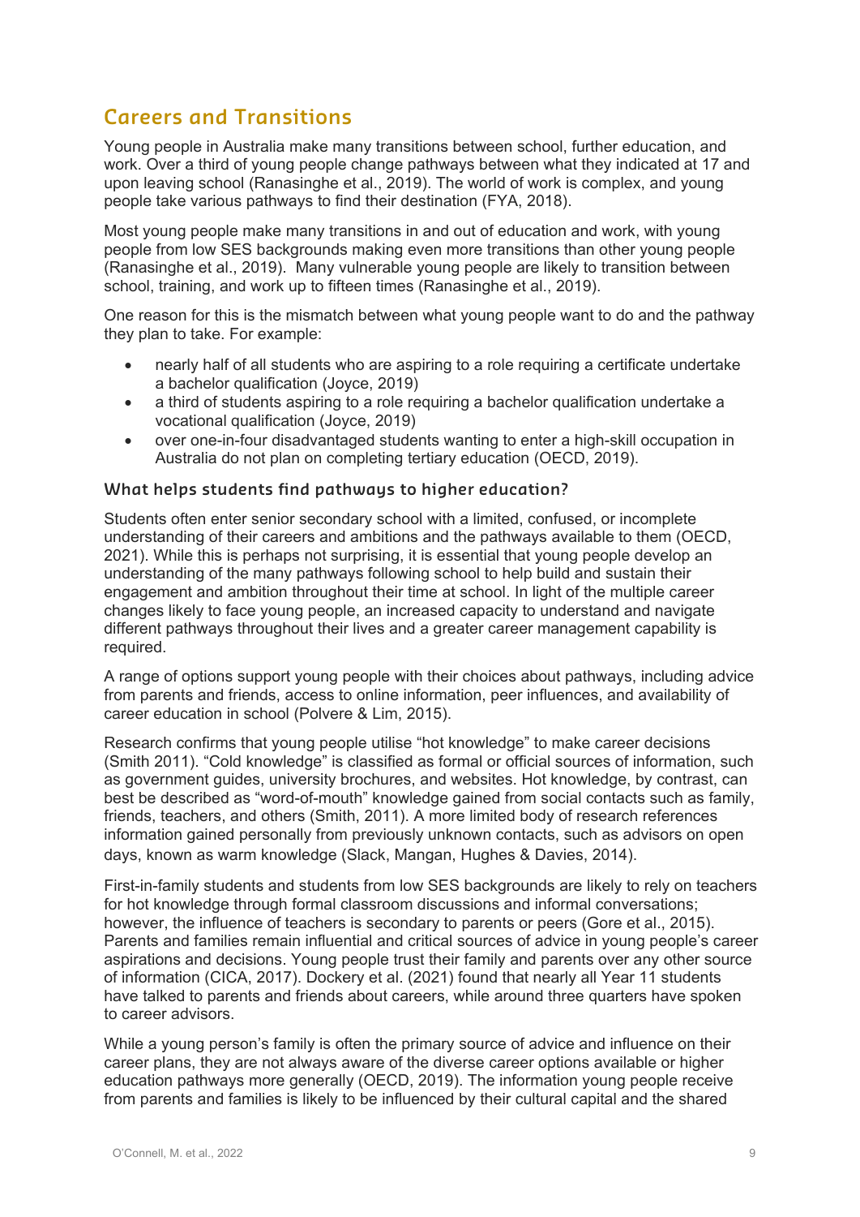## Careers and Transitions

Young people in Australia make many transitions between school, further education, and work. Over a third of young people change pathways between what they indicated at 17 and upon leaving school (Ranasinghe et al., 2019). The world of work is complex, and young people take various pathways to find their destination (FYA, 2018).

Most young people make many transitions in and out of education and work, with young people from low SES backgrounds making even more transitions than other young people (Ranasinghe et al., 2019). Many vulnerable young people are likely to transition between school, training, and work up to fifteen times (Ranasinghe et al., 2019).

One reason for this is the mismatch between what young people want to do and the pathway they plan to take. For example:

- nearly half of all students who are aspiring to a role requiring a certificate undertake a bachelor qualification (Joyce, 2019)
- a third of students aspiring to a role requiring a bachelor qualification undertake a vocational qualification (Joyce, 2019)
- over one-in-four disadvantaged students wanting to enter a high-skill occupation in Australia do not plan on completing tertiary education (OECD, 2019).

### What helps students find pathways to higher education?

Students often enter senior secondary school with a limited, confused, or incomplete understanding of their careers and ambitions and the pathways available to them (OECD, 2021). While this is perhaps not surprising, it is essential that young people develop an understanding of the many pathways following school to help build and sustain their engagement and ambition throughout their time at school. In light of the multiple career changes likely to face young people, an increased capacity to understand and navigate different pathways throughout their lives and a greater career management capability is required.

A range of options support young people with their choices about pathways, including advice from parents and friends, access to online information, peer influences, and availability of career education in school (Polvere & Lim, 2015).

Research confirms that young people utilise "hot knowledge" to make career decisions (Smith 2011). "Cold knowledge" is classified as formal or official sources of information, such as government guides, university brochures, and websites. Hot knowledge, by contrast, can best be described as "word-of-mouth" knowledge gained from social contacts such as family, friends, teachers, and others (Smith, 2011). A more limited body of research references information gained personally from previously unknown contacts, such as advisors on open days, known as warm knowledge (Slack, Mangan, Hughes & Davies, 2014).

First-in-family students and students from low SES backgrounds are likely to rely on teachers for hot knowledge through formal classroom discussions and informal conversations; however, the influence of teachers is secondary to parents or peers (Gore et al., 2015). Parents and families remain influential and critical sources of advice in young people's career aspirations and decisions. Young people trust their family and parents over any other source of information (CICA, 2017). Dockery et al. (2021) found that nearly all Year 11 students have talked to parents and friends about careers, while around three quarters have spoken to career advisors.

While a young person's family is often the primary source of advice and influence on their career plans, they are not always aware of the diverse career options available or higher education pathways more generally (OECD, 2019). The information young people receive from parents and families is likely to be influenced by their cultural capital and the shared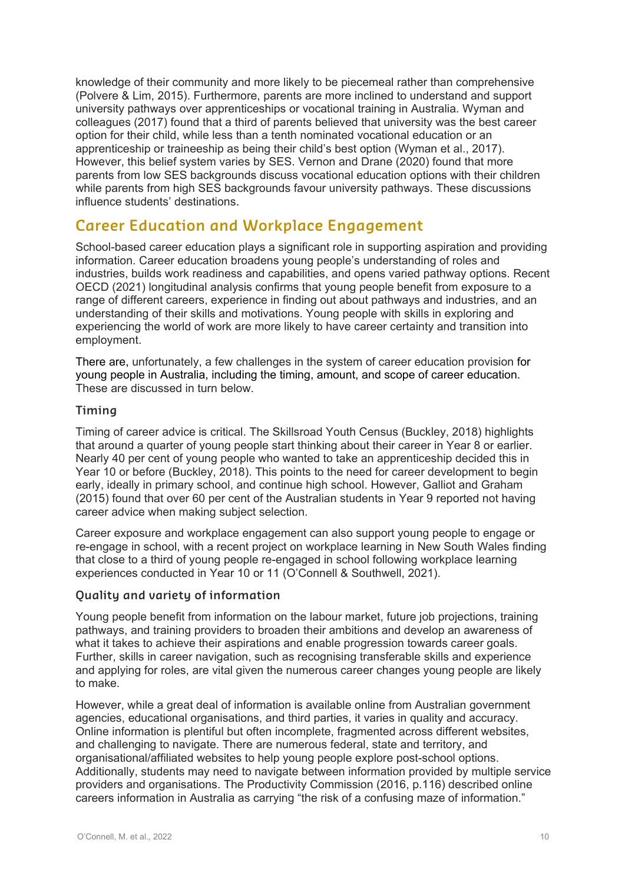knowledge of their community and more likely to be piecemeal rather than comprehensive (Polvere & Lim, 2015). Furthermore, parents are more inclined to understand and support university pathways over apprenticeships or vocational training in Australia. Wyman and colleagues (2017) found that a third of parents believed that university was the best career option for their child, while less than a tenth nominated vocational education or an apprenticeship or traineeship as being their child's best option (Wyman et al., 2017). However, this belief system varies by SES. Vernon and Drane (2020) found that more parents from low SES backgrounds discuss vocational education options with their children while parents from high SES backgrounds favour university pathways. These discussions influence students' destinations.

## Career Education and Workplace Engagement

School-based career education plays a significant role in supporting aspiration and providing information. Career education broadens young people's understanding of roles and industries, builds work readiness and capabilities, and opens varied pathway options. Recent OECD (2021) longitudinal analysis confirms that young people benefit from exposure to a range of different careers, experience in finding out about pathways and industries, and an understanding of their skills and motivations. Young people with skills in exploring and experiencing the world of work are more likely to have career certainty and transition into employment.

There are, unfortunately, a few challenges in the system of career education provision for young people in Australia, including the timing, amount, and scope of career education. These are discussed in turn below.

### Timing

Timing of career advice is critical. The Skillsroad Youth Census (Buckley, 2018) highlights that around a quarter of young people start thinking about their career in Year 8 or earlier. Nearly 40 per cent of young people who wanted to take an apprenticeship decided this in Year 10 or before (Buckley, 2018). This points to the need for career development to begin early, ideally in primary school, and continue high school. However, Galliot and Graham (2015) found that over 60 per cent of the Australian students in Year 9 reported not having career advice when making subject selection.

Career exposure and workplace engagement can also support young people to engage or re-engage in school, with a recent project on workplace learning in New South Wales finding that close to a third of young people re-engaged in school following workplace learning experiences conducted in Year 10 or 11 (O'Connell & Southwell, 2021).

### Quality and variety of information

Young people benefit from information on the labour market, future job projections, training pathways, and training providers to broaden their ambitions and develop an awareness of what it takes to achieve their aspirations and enable progression towards career goals. Further, skills in career navigation, such as recognising transferable skills and experience and applying for roles, are vital given the numerous career changes young people are likely to make.

However, while a great deal of information is available online from Australian government agencies, educational organisations, and third parties, it varies in quality and accuracy. Online information is plentiful but often incomplete, fragmented across different websites, and challenging to navigate. There are numerous federal, state and territory, and organisational/affiliated websites to help young people explore post-school options. Additionally, students may need to navigate between information provided by multiple service providers and organisations. The Productivity Commission (2016, p.116) described online careers information in Australia as carrying "the risk of a confusing maze of information."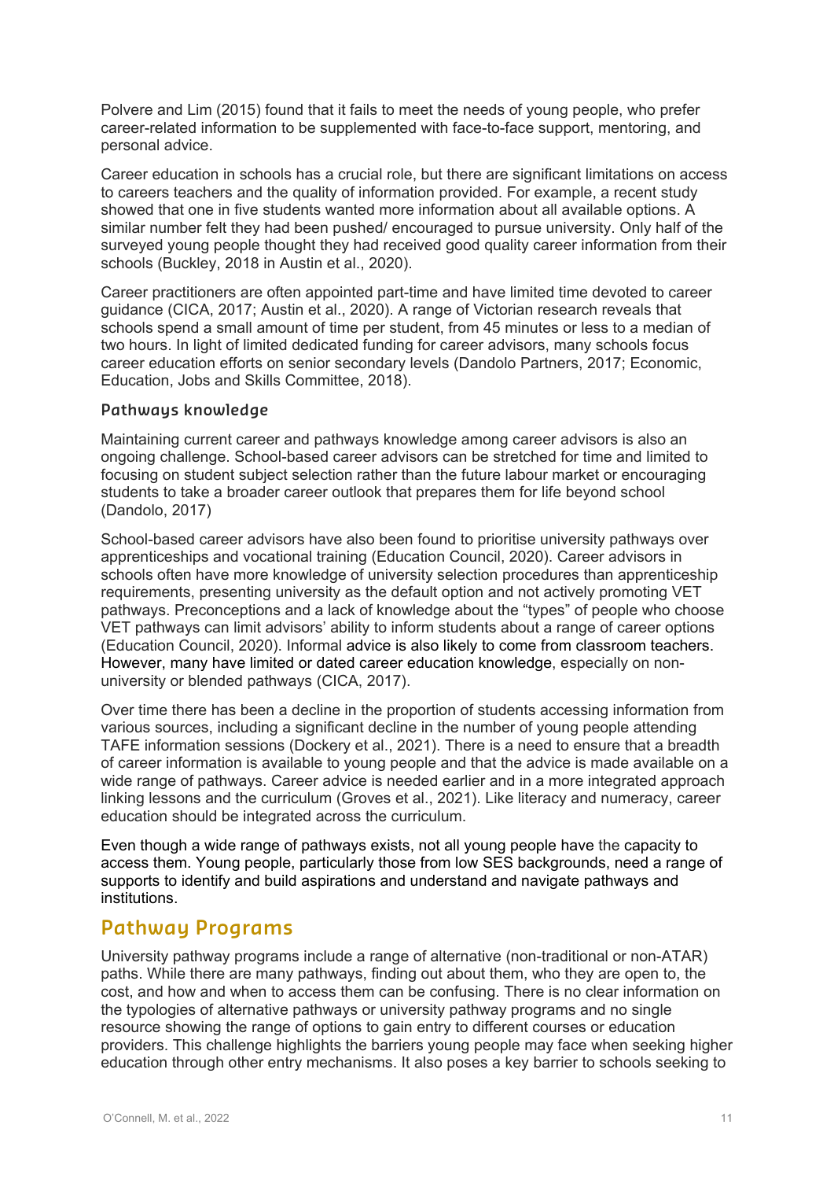Polvere and Lim (2015) found that it fails to meet the needs of young people, who prefer career-related information to be supplemented with face-to-face support, mentoring, and personal advice.

Career education in schools has a crucial role, but there are significant limitations on access to careers teachers and the quality of information provided. For example, a recent study showed that one in five students wanted more information about all available options. A similar number felt they had been pushed/ encouraged to pursue university. Only half of the surveyed young people thought they had received good quality career information from their schools (Buckley, 2018 in Austin et al., 2020).

Career practitioners are often appointed part-time and have limited time devoted to career guidance (CICA, 2017; Austin et al., 2020). A range of Victorian research reveals that schools spend a small amount of time per student, from 45 minutes or less to a median of two hours. In light of limited dedicated funding for career advisors, many schools focus career education efforts on senior secondary levels (Dandolo Partners, 2017; Economic, Education, Jobs and Skills Committee, 2018).

### Pathways knowledge

Maintaining current career and pathways knowledge among career advisors is also an ongoing challenge. School-based career advisors can be stretched for time and limited to focusing on student subject selection rather than the future labour market or encouraging students to take a broader career outlook that prepares them for life beyond school (Dandolo, 2017)

School-based career advisors have also been found to prioritise university pathways over apprenticeships and vocational training (Education Council, 2020). Career advisors in schools often have more knowledge of university selection procedures than apprenticeship requirements, presenting university as the default option and not actively promoting VET pathways. Preconceptions and a lack of knowledge about the "types" of people who choose VET pathways can limit advisors' ability to inform students about a range of career options (Education Council, 2020). Informal advice is also likely to come from classroom teachers. However, many have limited or dated career education knowledge, especially on non-university or blended pathways (CICA, 2017).

Over time there has been a decline in the proportion of students accessing information from various sources, including a significant decline in the number of young people attending TAFE information sessions (Dockery et al., 2021). There is a need to ensure that a breadth of career information is available to young people and that the advice is made available on a wide range of pathways. Career advice is needed earlier and in a more integrated approach linking lessons and the curriculum (Groves et al., 2021). Like literacy and numeracy, career education should be integrated across the curriculum.

Even though a wide range of pathways exists, not all young people have the capacity to access them. Young people, particularly those from low SES backgrounds, need a range of supports to identify and build aspirations and understand and navigate pathways and institutions.

## Pathway Programs

University pathway programs include a range of alternative (non-traditional or non-ATAR) paths. While there are many pathways, finding out about them, who they are open to, the cost, and how and when to access them can be confusing. There is no clear information on the typologies of alternative pathways or university pathway programs and no single resource showing the range of options to gain entry to different courses or education providers. This challenge highlights the barriers young people may face when seeking higher education through other entry mechanisms. It also poses a key barrier to schools seeking to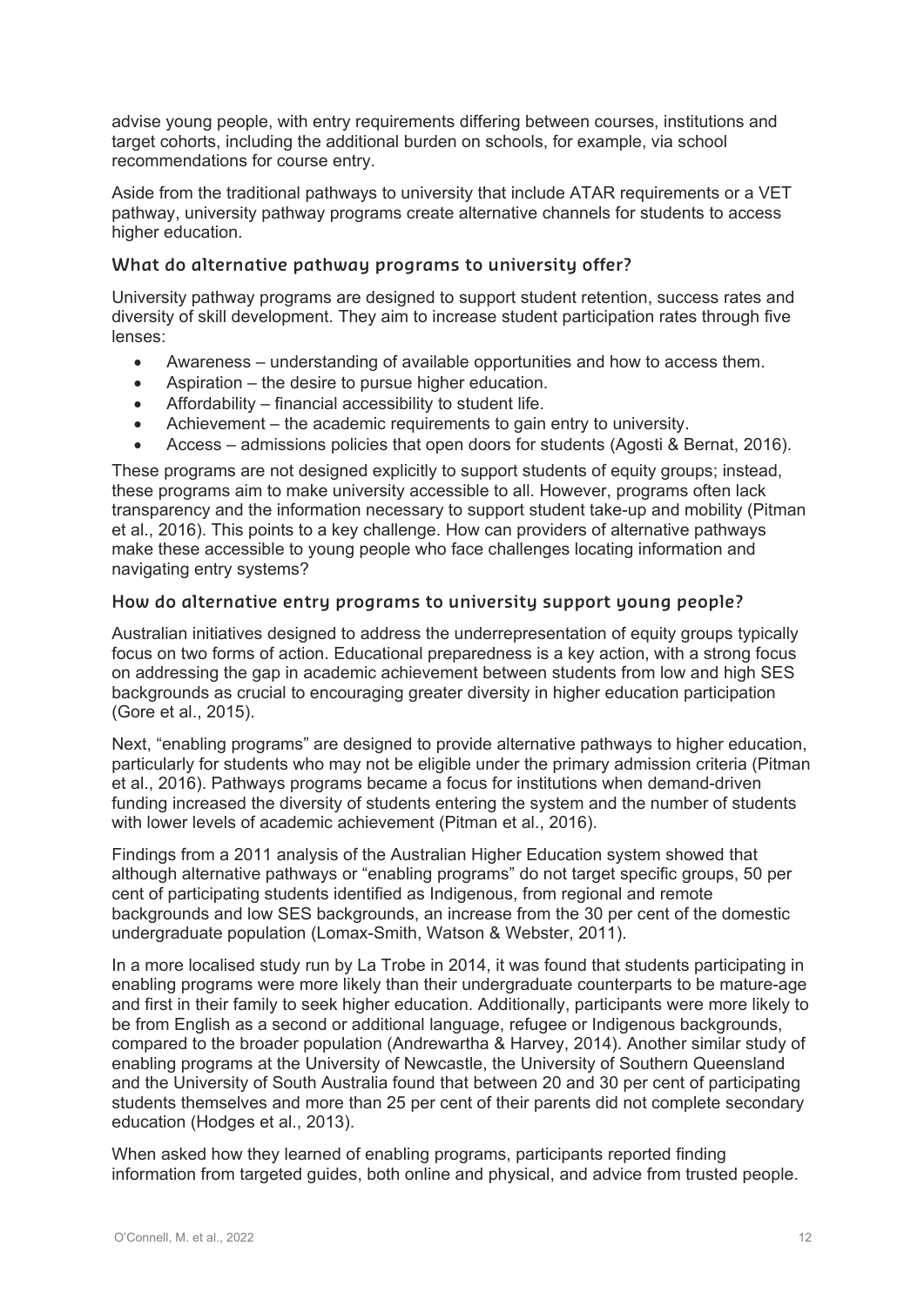advise young people, with entry requirements differing between courses, institutions and target cohorts, including the additional burden on schools, for example, via school recommendations for course entry.

Aside from the traditional pathways to university that include ATAR requirements or a VET pathway, university pathway programs create alternative channels for students to access higher education.

### What do alternative pathway programs to university offer?

University pathway programs are designed to support student retention, success rates and diversity of skill development. They aim to increase student participation rates through five lenses:

- Awareness – understanding of available opportunities and how to access them.
- Aspiration – the desire to pursue higher education.
- Affordability – financial accessibility to student life.
- Achievement – the academic requirements to gain entry to university.
- Access – admissions policies that open doors for students (Agosti & Bernat, 2016).

These programs are not designed explicitly to support students of equity groups; instead, these programs aim to make university accessible to all. However, programs often lack transparency and the information necessary to support student take-up and mobility (Pitman et al., 2016). This points to a key challenge. How can providers of alternative pathways make these accessible to young people who face challenges locating information and navigating entry systems?

### How do alternative entry programs to university support young people?

Australian initiatives designed to address the underrepresentation of equity groups typically focus on two forms of action. Educational preparedness is a key action, with a strong focus on addressing the gap in academic achievement between students from low and high SES backgrounds as crucial to encouraging greater diversity in higher education participation (Gore et al., 2015).

Next, "enabling programs" are designed to provide alternative pathways to higher education, particularly for students who may not be eligible under the primary admission criteria (Pitman et al., 2016). Pathways programs became a focus for institutions when demand-driven funding increased the diversity of students entering the system and the number of students with lower levels of academic achievement (Pitman et al., 2016).

Findings from a 2011 analysis of the Australian Higher Education system showed that although alternative pathways or "enabling programs" do not target specific groups, 50 per cent of participating students identified as Indigenous, from regional and remote backgrounds and low SES backgrounds, an increase from the 30 per cent of the domestic undergraduate population (Lomax-Smith, Watson & Webster, 2011).

In a more localised study run by La Trobe in 2014, it was found that students participating in enabling programs were more likely than their undergraduate counterparts to be mature-age and first in their family to seek higher education. Additionally, participants were more likely to be from English as a second or additional language, refugee or Indigenous backgrounds, compared to the broader population (Andrewartha & Harvey, 2014). Another similar study of enabling programs at the University of Newcastle, the University of Southern Queensland and the University of South Australia found that between 20 and 30 per cent of participating students themselves and more than 25 per cent of their parents did not complete secondary education (Hodges et al., 2013).

When asked how they learned of enabling programs, participants reported finding information from targeted guides, both online and physical, and advice from trusted people.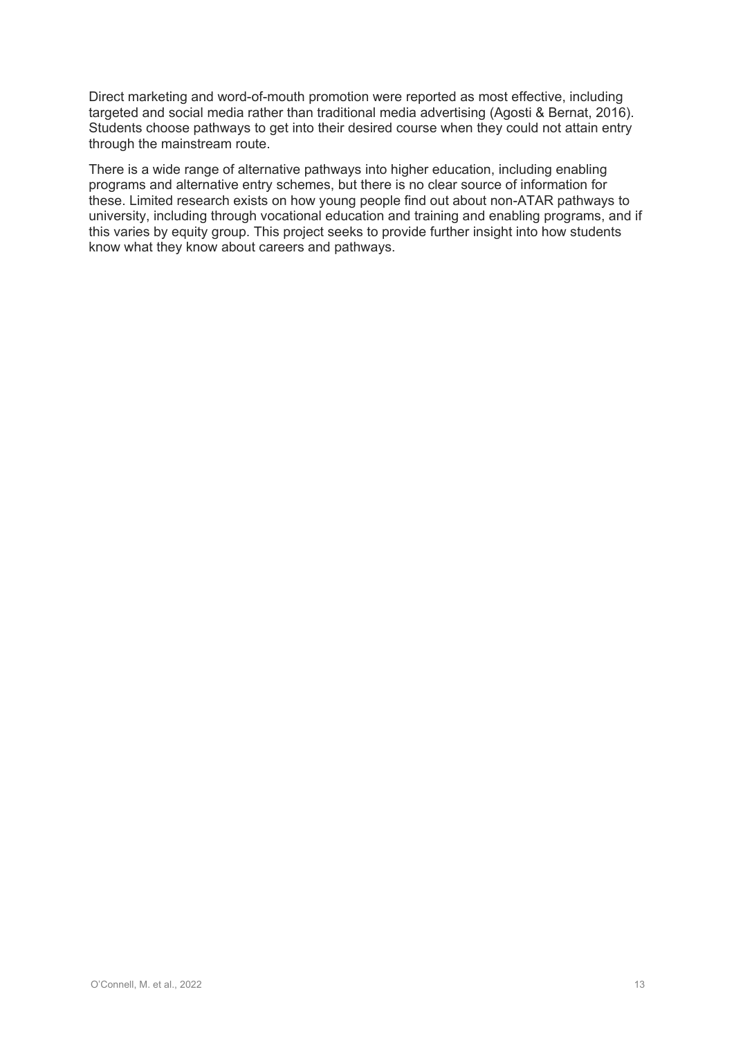Direct marketing and word-of-mouth promotion were reported as most effective, including targeted and social media rather than traditional media advertising (Agosti & Bernat, 2016). Students choose pathways to get into their desired course when they could not attain entry through the mainstream route.

There is a wide range of alternative pathways into higher education, including enabling programs and alternative entry schemes, but there is no clear source of information for these. Limited research exists on how young people find out about non-ATAR pathways to university, including through vocational education and training and enabling programs, and if this varies by equity group. This project seeks to provide further insight into how students know what they know about careers and pathways.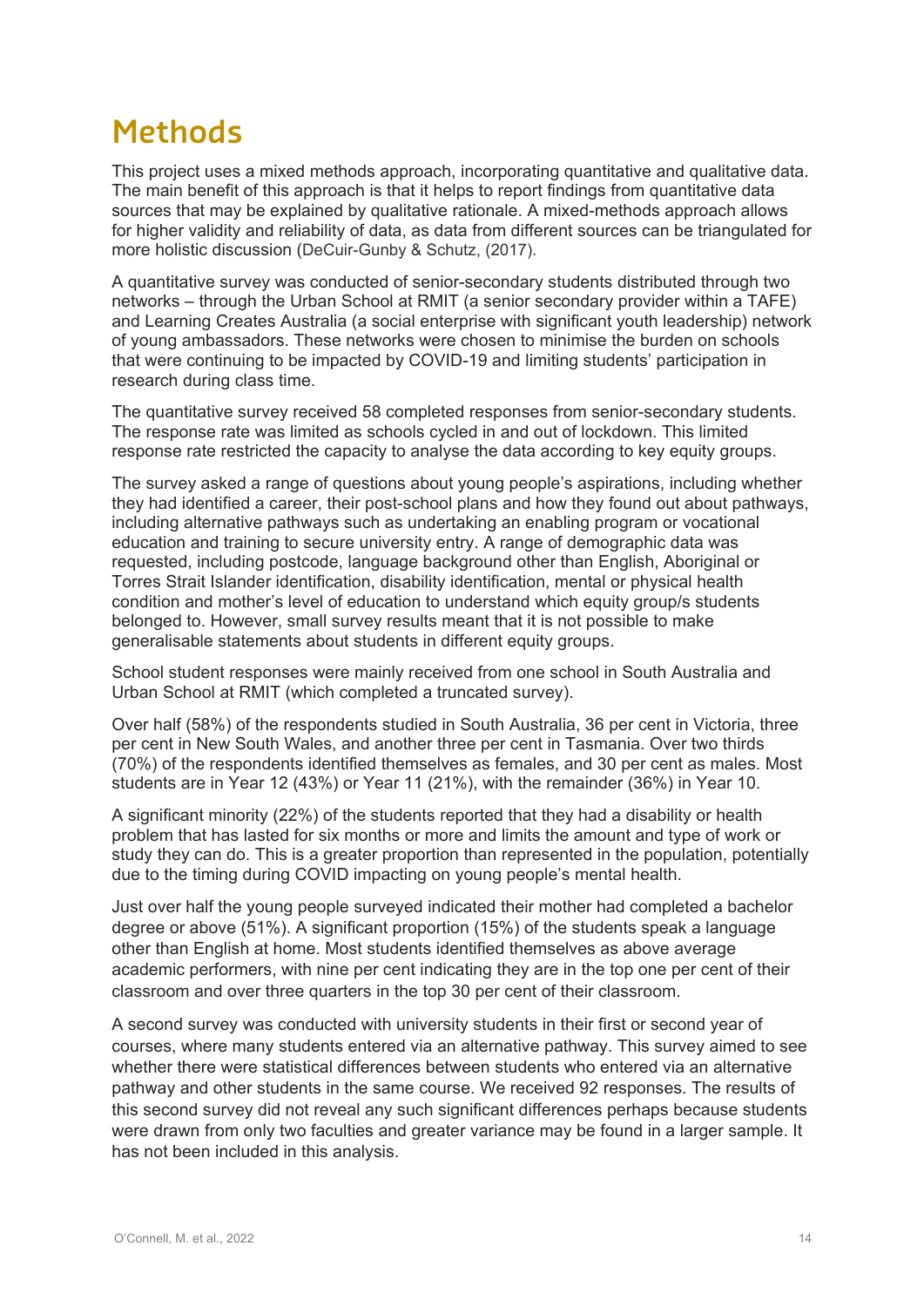# Methods

This project uses a mixed methods approach, incorporating quantitative and qualitative data. The main benefit of this approach is that it helps to report findings from quantitative data sources that may be explained by qualitative rationale. A mixed-methods approach allows for higher validity and reliability of data, as data from different sources can be triangulated for more holistic discussion (DeCuir-Gunby & Schutz, (2017).

A quantitative survey was conducted of senior-secondary students distributed through two networks – through the Urban School at RMIT (a senior secondary provider within a TAFE) and Learning Creates Australia (a social enterprise with significant youth leadership) network of young ambassadors. These networks were chosen to minimise the burden on schools that were continuing to be impacted by COVID-19 and limiting students' participation in research during class time.

The quantitative survey received 58 completed responses from senior-secondary students. The response rate was limited as schools cycled in and out of lockdown. This limited response rate restricted the capacity to analyse the data according to key equity groups.

The survey asked a range of questions about young people's aspirations, including whether they had identified a career, their post-school plans and how they found out about pathways, including alternative pathways such as undertaking an enabling program or vocational education and training to secure university entry. A range of demographic data was requested, including postcode, language background other than English, Aboriginal or Torres Strait Islander identification, disability identification, mental or physical health condition and mother's level of education to understand which equity group/s students belonged to. However, small survey results meant that it is not possible to make generalisable statements about students in different equity groups.

School student responses were mainly received from one school in South Australia and Urban School at RMIT (which completed a truncated survey).

Over half (58%) of the respondents studied in South Australia, 36 per cent in Victoria, three per cent in New South Wales, and another three per cent in Tasmania. Over two thirds (70%) of the respondents identified themselves as females, and 30 per cent as males. Most students are in Year 12 (43%) or Year 11 (21%), with the remainder (36%) in Year 10.

A significant minority (22%) of the students reported that they had a disability or health problem that has lasted for six months or more and limits the amount and type of work or study they can do. This is a greater proportion than represented in the population, potentially due to the timing during COVID impacting on young people's mental health.

Just over half the young people surveyed indicated their mother had completed a bachelor degree or above (51%). A significant proportion (15%) of the students speak a language other than English at home. Most students identified themselves as above average academic performers, with nine per cent indicating they are in the top one per cent of their classroom and over three quarters in the top 30 per cent of their classroom.

A second survey was conducted with university students in their first or second year of courses, where many students entered via an alternative pathway. This survey aimed to see whether there were statistical differences between students who entered via an alternative pathway and other students in the same course. We received 92 responses. The results of this second survey did not reveal any such significant differences perhaps because students were drawn from only two faculties and greater variance may be found in a larger sample. It has not been included in this analysis.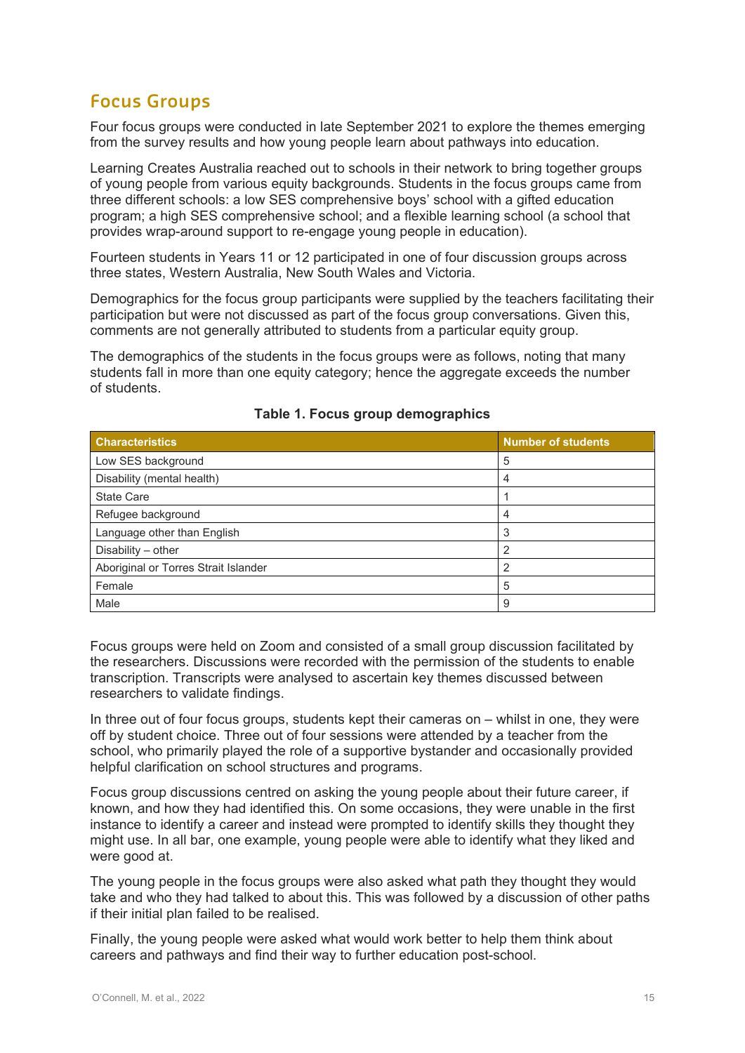## Focus Groups

Four focus groups were conducted in late September 2021 to explore the themes emerging from the survey results and how young people learn about pathways into education.

Learning Creates Australia reached out to schools in their network to bring together groups of young people from various equity backgrounds. Students in the focus groups came from three different schools: a low SES comprehensive boys' school with a gifted education program; a high SES comprehensive school; and a flexible learning school (a school that provides wrap-around support to re-engage young people in education).

Fourteen students in Years 11 or 12 participated in one of four discussion groups across three states, Western Australia, New South Wales and Victoria.

Demographics for the focus group participants were supplied by the teachers facilitating their participation but were not discussed as part of the focus group conversations. Given this, comments are not generally attributed to students from a particular equity group.

The demographics of the students in the focus groups were as follows, noting that many students fall in more than one equity category; hence the aggregate exceeds the number of students.

**Table 1. Focus group demographics**

| Characteristics | Number of students |
|---|---|
| Low SES background | 5 |
| Disability (mental health) | 4 |
| State Care | 1 |
| Refugee background | 4 |
| Language other than English | 3 |
| Disability – other | 2 |
| Aboriginal or Torres Strait Islander | 2 |
| Female | 5 |
| Male | 9 |

Focus groups were held on Zoom and consisted of a small group discussion facilitated by the researchers. Discussions were recorded with the permission of the students to enable transcription. Transcripts were analysed to ascertain key themes discussed between researchers to validate findings.

In three out of four focus groups, students kept their cameras on – whilst in one, they were off by student choice. Three out of four sessions were attended by a teacher from the school, who primarily played the role of a supportive bystander and occasionally provided helpful clarification on school structures and programs.

Focus group discussions centred on asking the young people about their future career, if known, and how they had identified this. On some occasions, they were unable in the first instance to identify a career and instead were prompted to identify skills they thought they might use. In all bar, one example, young people were able to identify what they liked and were good at.

The young people in the focus groups were also asked what path they thought they would take and who they had talked to about this. This was followed by a discussion of other paths if their initial plan failed to be realised.

Finally, the young people were asked what would work better to help them think about careers and pathways and find their way to further education post-school.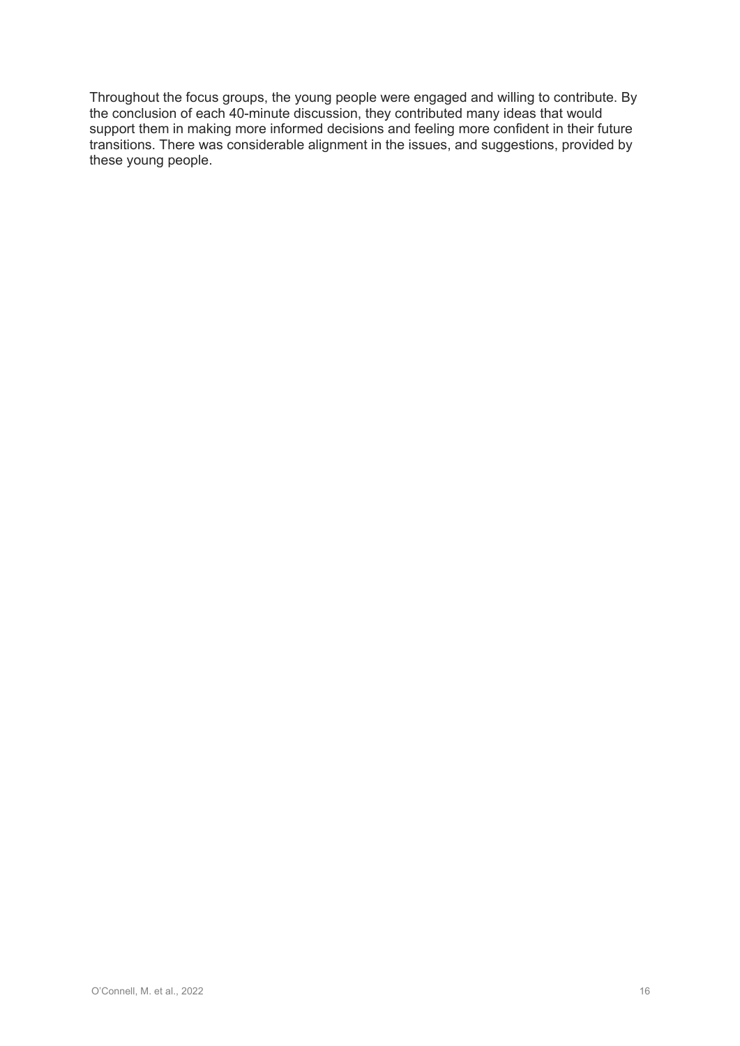Throughout the focus groups, the young people were engaged and willing to contribute. By the conclusion of each 40-minute discussion, they contributed many ideas that would support them in making more informed decisions and feeling more confident in their future transitions. There was considerable alignment in the issues, and suggestions, provided by these young people.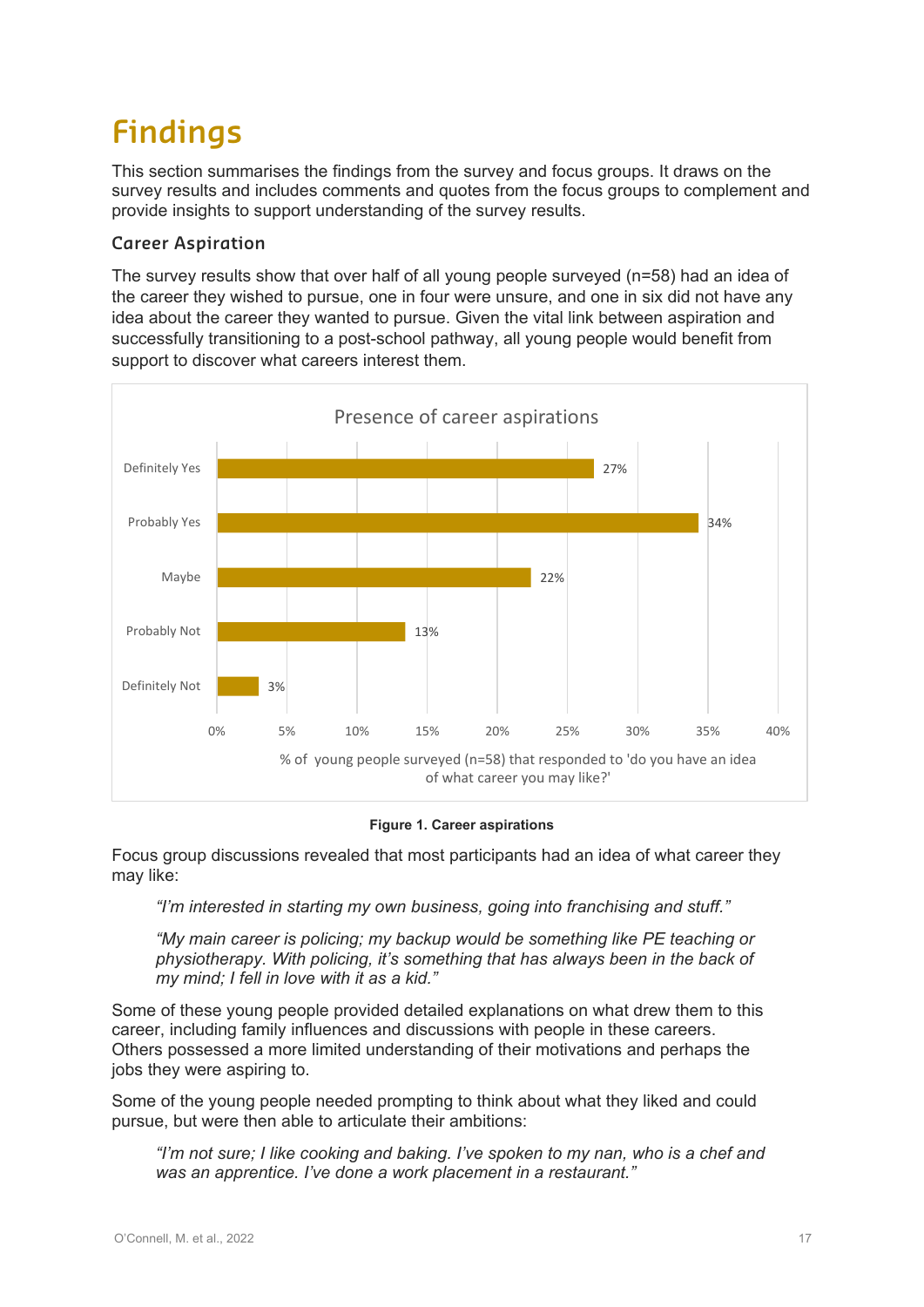# Findings

This section summarises the findings from the survey and focus groups. It draws on the survey results and includes comments and quotes from the focus groups to complement and provide insights to support understanding of the survey results.

## Career Aspiration

The survey results show that over half of all young people surveyed (n=58) had an idea of the career they wished to pursue, one in four were unsure, and one in six did not have any idea about the career they wanted to pursue. Given the vital link between aspiration and successfully transitioning to a post-school pathway, all young people would benefit from support to discover what careers interest them.

**Presence of career aspirations**

| Response | % of young people surveyed (n=58) that responded to 'do you have an idea of what career you may like?' |
|---|---|
| Definitely Yes | 27% |
| Probably Yes | 34% |
| Maybe | 22% |
| Probably Not | 13% |
| Definitely Not | 3% |

**Figure 1. Career aspirations**

Focus group discussions revealed that most participants had an idea of what career they may like:

> *"I'm interested in starting my own business, going into franchising and stuff."*

> *"My main career is policing; my backup would be something like PE teaching or physiotherapy. With policing, it's something that has always been in the back of my mind; I fell in love with it as a kid."*

Some of these young people provided detailed explanations on what drew them to this career, including family influences and discussions with people in these careers. Others possessed a more limited understanding of their motivations and perhaps the jobs they were aspiring to.

Some of the young people needed prompting to think about what they liked and could pursue, but were then able to articulate their ambitions:

> *"I'm not sure; I like cooking and baking. I've spoken to my nan, who is a chef and was an apprentice. I've done a work placement in a restaurant."*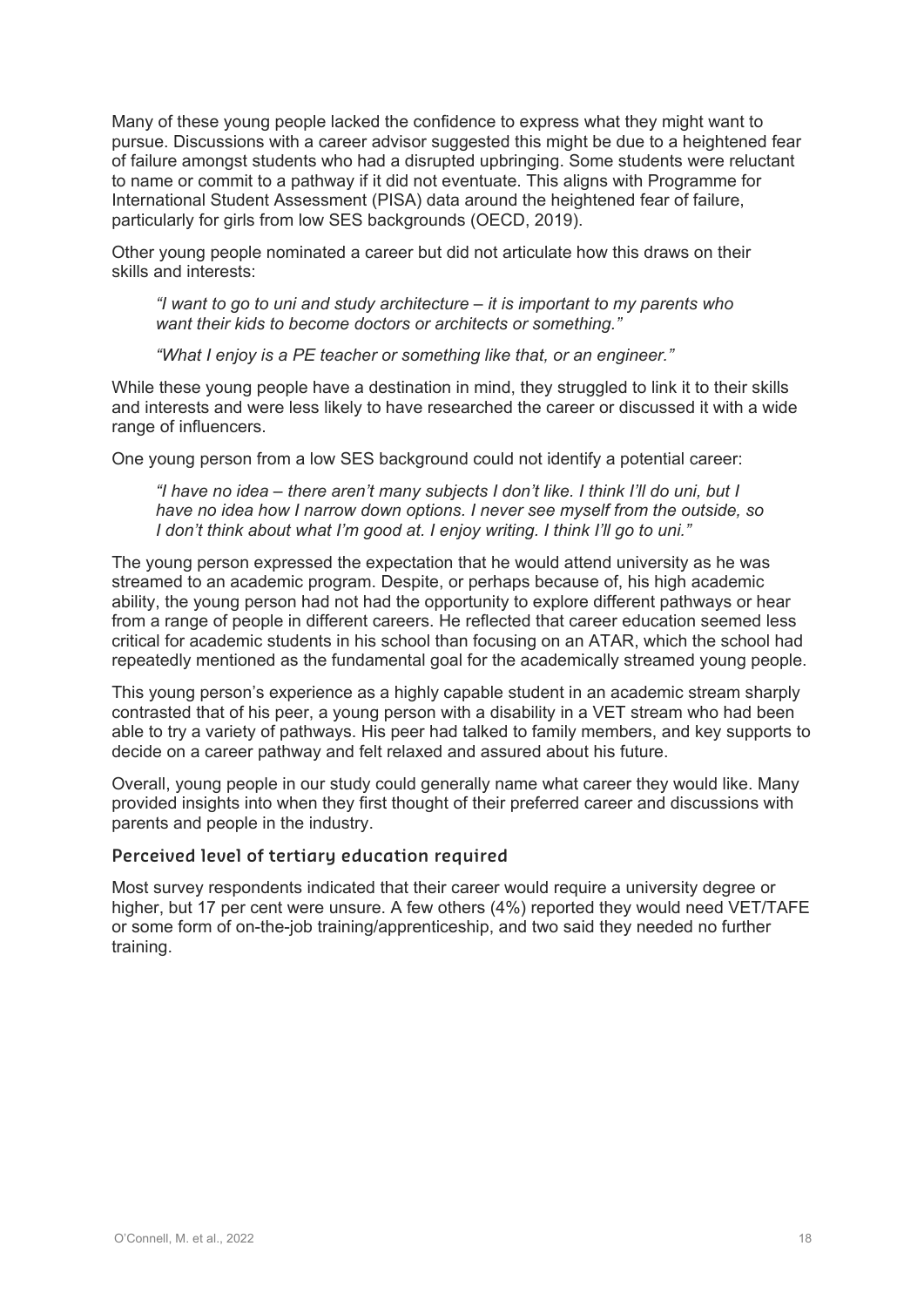Many of these young people lacked the confidence to express what they might want to pursue. Discussions with a career advisor suggested this might be due to a heightened fear of failure amongst students who had a disrupted upbringing. Some students were reluctant to name or commit to a pathway if it did not eventuate. This aligns with Programme for International Student Assessment (PISA) data around the heightened fear of failure, particularly for girls from low SES backgrounds (OECD, 2019).

Other young people nominated a career but did not articulate how this draws on their skills and interests:

> *"I want to go to uni and study architecture – it is important to my parents who want their kids to become doctors or architects or something."*

> *"What I enjoy is a PE teacher or something like that, or an engineer."*

While these young people have a destination in mind, they struggled to link it to their skills and interests and were less likely to have researched the career or discussed it with a wide range of influencers.

One young person from a low SES background could not identify a potential career:

> *"I have no idea – there aren't many subjects I don't like. I think I'll do uni, but I have no idea how I narrow down options. I never see myself from the outside, so I don't think about what I'm good at. I enjoy writing. I think I'll go to uni."*

The young person expressed the expectation that he would attend university as he was streamed to an academic program. Despite, or perhaps because of, his high academic ability, the young person had not had the opportunity to explore different pathways or hear from a range of people in different careers. He reflected that career education seemed less critical for academic students in his school than focusing on an ATAR, which the school had repeatedly mentioned as the fundamental goal for the academically streamed young people.

This young person's experience as a highly capable student in an academic stream sharply contrasted that of his peer, a young person with a disability in a VET stream who had been able to try a variety of pathways. His peer had talked to family members, and key supports to decide on a career pathway and felt relaxed and assured about his future.

Overall, young people in our study could generally name what career they would like. Many provided insights into when they first thought of their preferred career and discussions with parents and people in the industry.

### Perceived level of tertiary education required

Most survey respondents indicated that their career would require a university degree or higher, but 17 per cent were unsure. A few others (4%) reported they would need VET/TAFE or some form of on-the-job training/apprenticeship, and two said they needed no further training.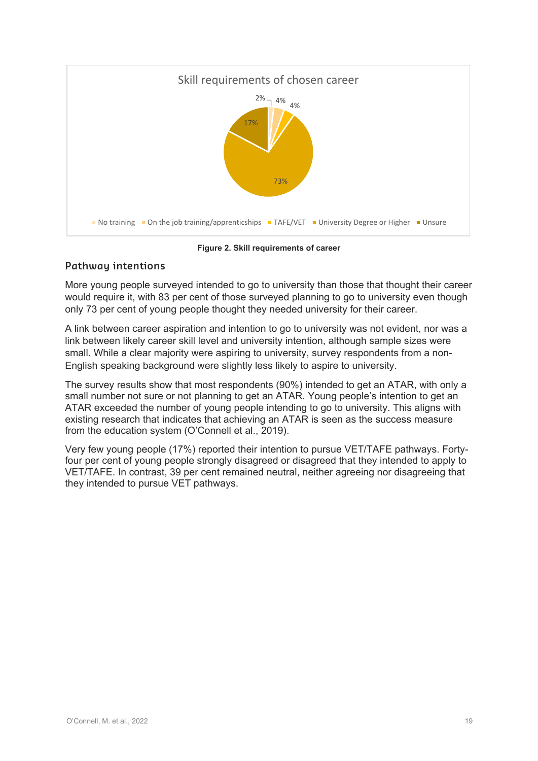Skill requirements of chosen career

| No training | On the job training/apprenticships | TAFE/VET | University Degree or Higher | Unsure |
|---|---|---|---|---|
| 2% | 4% | 4% | 73% | 17% |

**Figure 2. Skill requirements of career**

### Pathway intentions

More young people surveyed intended to go to university than those that thought their career would require it, with 83 per cent of those surveyed planning to go to university even though only 73 per cent of young people thought they needed university for their career.

A link between career aspiration and intention to go to university was not evident, nor was a link between likely career skill level and university intention, although sample sizes were small. While a clear majority were aspiring to university, survey respondents from a non-English speaking background were slightly less likely to aspire to university.

The survey results show that most respondents (90%) intended to get an ATAR, with only a small number not sure or not planning to get an ATAR. Young people's intention to get an ATAR exceeded the number of young people intending to go to university. This aligns with existing research that indicates that achieving an ATAR is seen as the success measure from the education system (O'Connell et al., 2019).

Very few young people (17%) reported their intention to pursue VET/TAFE pathways. Forty-four per cent of young people strongly disagreed or disagreed that they intended to apply to VET/TAFE. In contrast, 39 per cent remained neutral, neither agreeing nor disagreeing that they intended to pursue VET pathways.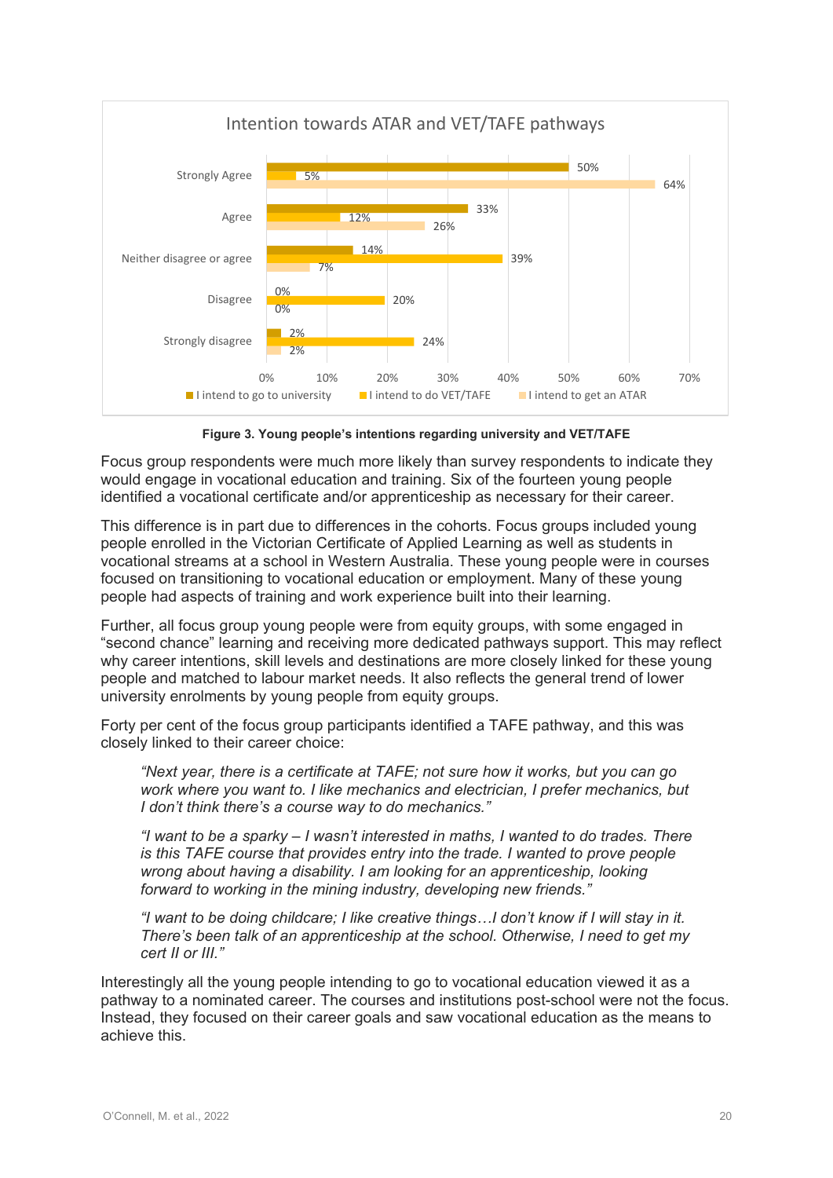**Figure 3. Young people's intentions regarding university and VET/TAFE**

Focus group respondents were much more likely than survey respondents to indicate they would engage in vocational education and training. Six of the fourteen young people identified a vocational certificate and/or apprenticeship as necessary for their career.

This difference is in part due to differences in the cohorts. Focus groups included young people enrolled in the Victorian Certificate of Applied Learning as well as students in vocational streams at a school in Western Australia. These young people were in courses focused on transitioning to vocational education or employment. Many of these young people had aspects of training and work experience built into their learning.

Further, all focus group young people were from equity groups, with some engaged in "second chance" learning and receiving more dedicated pathways support. This may reflect why career intentions, skill levels and destinations are more closely linked for these young people and matched to labour market needs. It also reflects the general trend of lower university enrolments by young people from equity groups.

Forty per cent of the focus group participants identified a TAFE pathway, and this was closely linked to their career choice:

> *"Next year, there is a certificate at TAFE; not sure how it works, but you can go work where you want to. I like mechanics and electrician, I prefer mechanics, but I don't think there's a course way to do mechanics."*

> *"I want to be a sparky – I wasn't interested in maths, I wanted to do trades. There is this TAFE course that provides entry into the trade. I wanted to prove people wrong about having a disability. I am looking for an apprenticeship, looking forward to working in the mining industry, developing new friends."*

> *"I want to be doing childcare; I like creative things…I don't know if I will stay in it. There's been talk of an apprenticeship at the school. Otherwise, I need to get my cert II or III."*

Interestingly all the young people intending to go to vocational education viewed it as a pathway to a nominated career. The courses and institutions post-school were not the focus. Instead, they focused on their career goals and saw vocational education as the means to achieve this.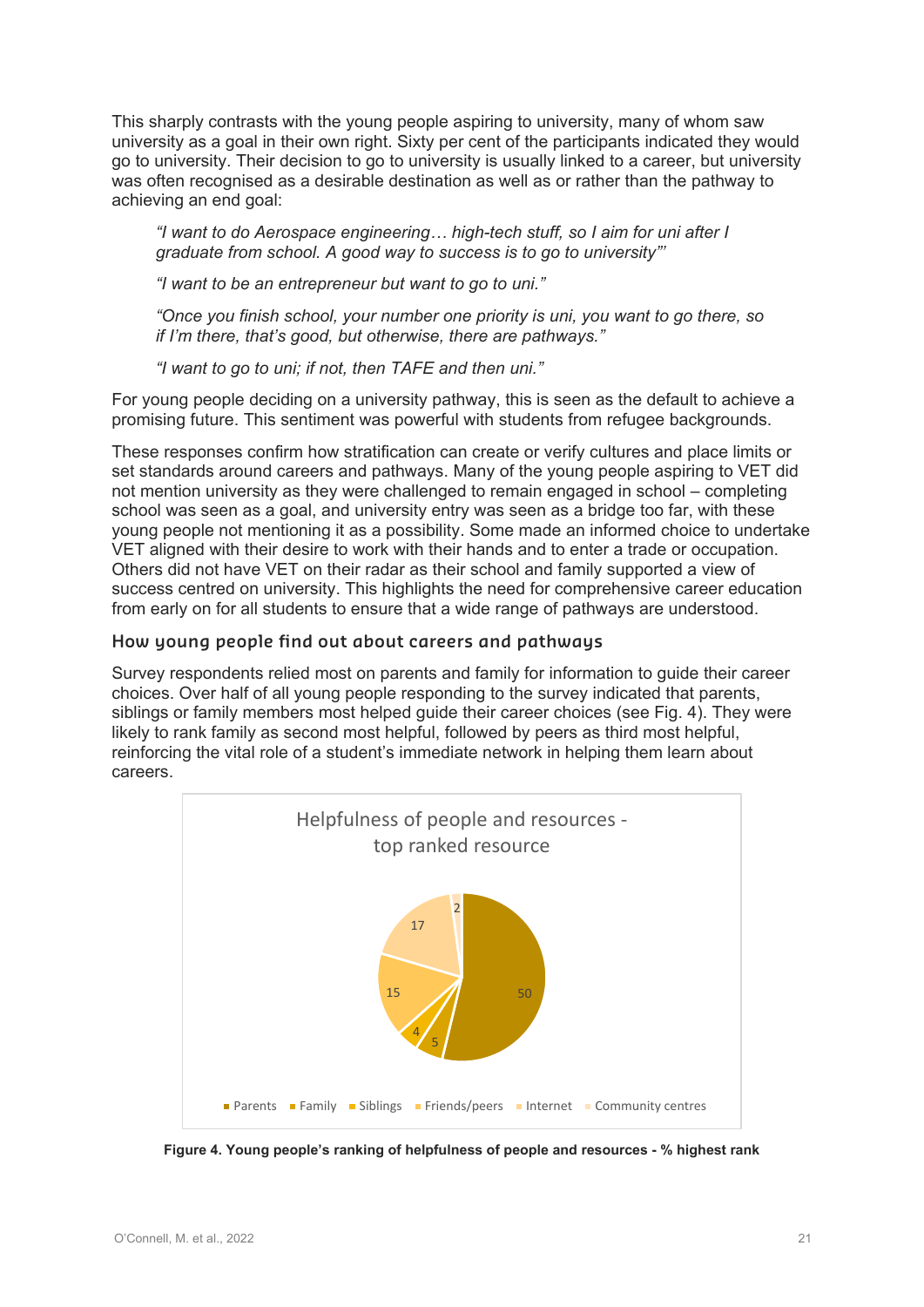This sharply contrasts with the young people aspiring to university, many of whom saw university as a goal in their own right. Sixty per cent of the participants indicated they would go to university. Their decision to go to university is usually linked to a career, but university was often recognised as a desirable destination as well as or rather than the pathway to achieving an end goal:

> *"I want to do Aerospace engineering… high-tech stuff, so I aim for uni after I graduate from school. A good way to success is to go to university"'*
>
> *"I want to be an entrepreneur but want to go to uni."*
>
> *"Once you finish school, your number one priority is uni, you want to go there, so if I'm there, that's good, but otherwise, there are pathways."*
>
> *"I want to go to uni; if not, then TAFE and then uni."*

For young people deciding on a university pathway, this is seen as the default to achieve a promising future. This sentiment was powerful with students from refugee backgrounds.

These responses confirm how stratification can create or verify cultures and place limits or set standards around careers and pathways. Many of the young people aspiring to VET did not mention university as they were challenged to remain engaged in school – completing school was seen as a goal, and university entry was seen as a bridge too far, with these young people not mentioning it as a possibility. Some made an informed choice to undertake VET aligned with their desire to work with their hands and to enter a trade or occupation. Others did not have VET on their radar as their school and family supported a view of success centred on university. This highlights the need for comprehensive career education from early on for all students to ensure that a wide range of pathways are understood.

### How young people find out about careers and pathways

Survey respondents relied most on parents and family for information to guide their career choices. Over half of all young people responding to the survey indicated that parents, siblings or family members most helped guide their career choices (see Fig. 4). They were likely to rank family as second most helpful, followed by peers as third most helpful, reinforcing the vital role of a student's immediate network in helping them learn about careers.

Helpfulness of people and resources - top ranked resource

| Resource | % |
|---|---|
| Parents | 50 |
| Family | 5 |
| Siblings | 4 |
| Friends/peers | 15 |
| Internet | 17 |
| Community centres | 2 |

**Figure 4. Young people's ranking of helpfulness of people and resources - % highest rank**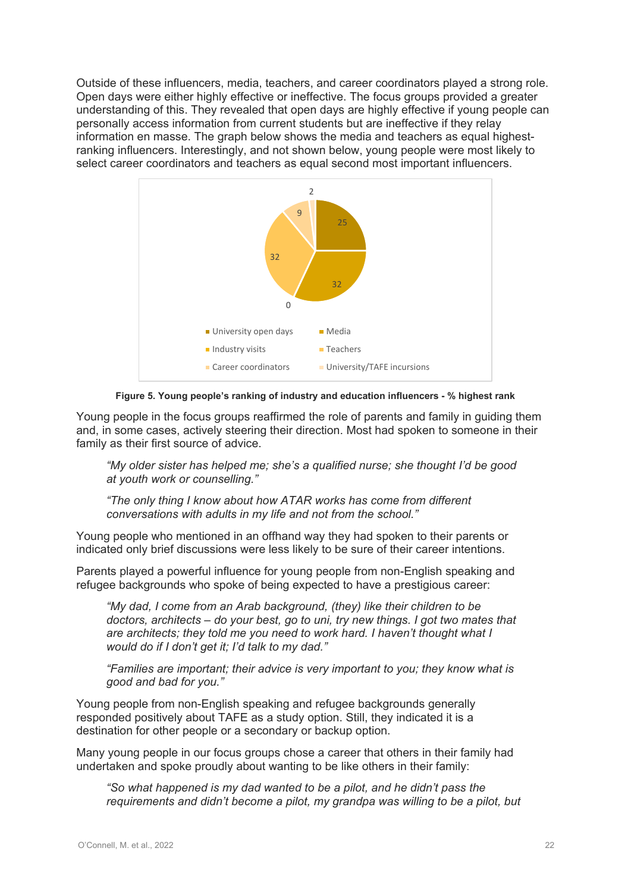Outside of these influencers, media, teachers, and career coordinators played a strong role. Open days were either highly effective or ineffective. The focus groups provided a greater understanding of this. They revealed that open days are highly effective if young people can personally access information from current students but are ineffective if they relay information en masse. The graph below shows the media and teachers as equal highest-ranking influencers. Interestingly, and not shown below, young people were most likely to select career coordinators and teachers as equal second most important influencers.

| Influencer | % highest rank |
|---|---|
| University open days | 25 |
| Media | 32 |
| Industry visits | 0 |
| Teachers | 32 |
| Career coordinators | 9 |
| University/TAFE incursions | 2 |

**Figure 5. Young people's ranking of industry and education influencers - % highest rank**

Young people in the focus groups reaffirmed the role of parents and family in guiding them and, in some cases, actively steering their direction. Most had spoken to someone in their family as their first source of advice.

> *"My older sister has helped me; she's a qualified nurse; she thought I'd be good at youth work or counselling."*

> *"The only thing I know about how ATAR works has come from different conversations with adults in my life and not from the school."*

Young people who mentioned in an offhand way they had spoken to their parents or indicated only brief discussions were less likely to be sure of their career intentions.

Parents played a powerful influence for young people from non-English speaking and refugee backgrounds who spoke of being expected to have a prestigious career:

> *"My dad, I come from an Arab background, (they) like their children to be doctors, architects – do your best, go to uni, try new things. I got two mates that are architects; they told me you need to work hard. I haven't thought what I would do if I don't get it; I'd talk to my dad."*

> *"Families are important; their advice is very important to you; they know what is good and bad for you."*

Young people from non-English speaking and refugee backgrounds generally responded positively about TAFE as a study option. Still, they indicated it is a destination for other people or a secondary or backup option.

Many young people in our focus groups chose a career that others in their family had undertaken and spoke proudly about wanting to be like others in their family:

> *"So what happened is my dad wanted to be a pilot, and he didn't pass the requirements and didn't become a pilot, my grandpa was willing to be a pilot, but*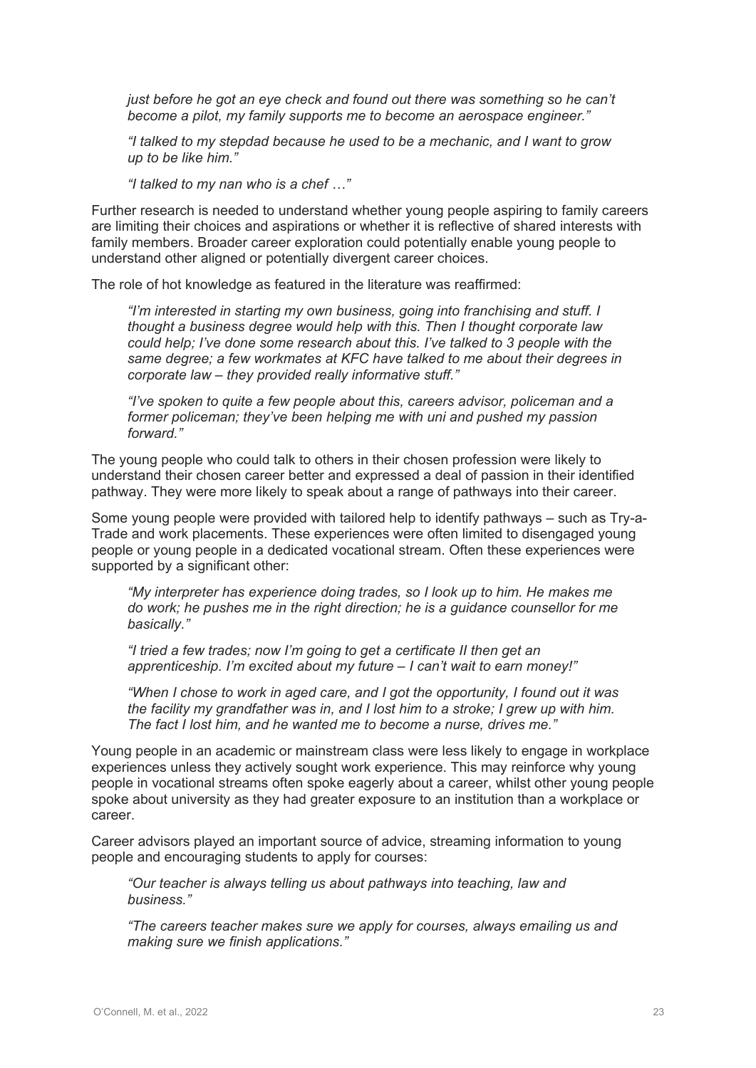*just before he got an eye check and found out there was something so he can't become a pilot, my family supports me to become an aerospace engineer."*

*"I talked to my stepdad because he used to be a mechanic, and I want to grow up to be like him."*

*"I talked to my nan who is a chef …"*

Further research is needed to understand whether young people aspiring to family careers are limiting their choices and aspirations or whether it is reflective of shared interests with family members. Broader career exploration could potentially enable young people to understand other aligned or potentially divergent career choices.

The role of hot knowledge as featured in the literature was reaffirmed:

*"I'm interested in starting my own business, going into franchising and stuff. I thought a business degree would help with this. Then I thought corporate law could help; I've done some research about this. I've talked to 3 people with the same degree; a few workmates at KFC have talked to me about their degrees in corporate law – they provided really informative stuff."*

*"I've spoken to quite a few people about this, careers advisor, policeman and a former policeman; they've been helping me with uni and pushed my passion forward."*

The young people who could talk to others in their chosen profession were likely to understand their chosen career better and expressed a deal of passion in their identified pathway. They were more likely to speak about a range of pathways into their career.

Some young people were provided with tailored help to identify pathways – such as Try-a-Trade and work placements. These experiences were often limited to disengaged young people or young people in a dedicated vocational stream. Often these experiences were supported by a significant other:

*"My interpreter has experience doing trades, so I look up to him. He makes me do work; he pushes me in the right direction; he is a guidance counsellor for me basically."*

*"I tried a few trades; now I'm going to get a certificate II then get an apprenticeship. I'm excited about my future – I can't wait to earn money!"*

*"When I chose to work in aged care, and I got the opportunity, I found out it was the facility my grandfather was in, and I lost him to a stroke; I grew up with him. The fact I lost him, and he wanted me to become a nurse, drives me."*

Young people in an academic or mainstream class were less likely to engage in workplace experiences unless they actively sought work experience. This may reinforce why young people in vocational streams often spoke eagerly about a career, whilst other young people spoke about university as they had greater exposure to an institution than a workplace or career.

Career advisors played an important source of advice, streaming information to young people and encouraging students to apply for courses:

*"Our teacher is always telling us about pathways into teaching, law and business."*

*"The careers teacher makes sure we apply for courses, always emailing us and making sure we finish applications."*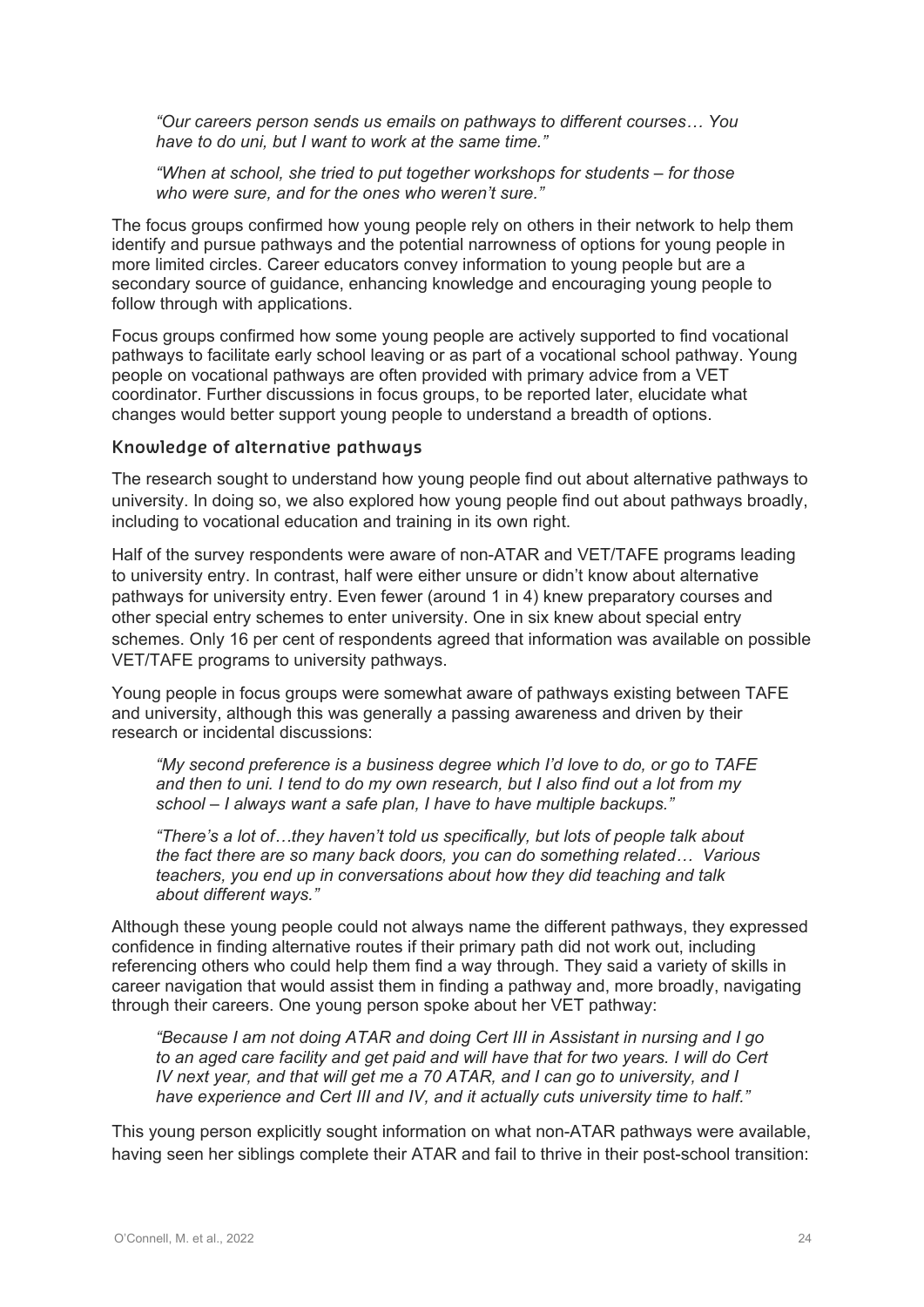*"Our careers person sends us emails on pathways to different courses… You have to do uni, but I want to work at the same time."*

*"When at school, she tried to put together workshops for students – for those who were sure, and for the ones who weren't sure."*

The focus groups confirmed how young people rely on others in their network to help them identify and pursue pathways and the potential narrowness of options for young people in more limited circles. Career educators convey information to young people but are a secondary source of guidance, enhancing knowledge and encouraging young people to follow through with applications.

Focus groups confirmed how some young people are actively supported to find vocational pathways to facilitate early school leaving or as part of a vocational school pathway. Young people on vocational pathways are often provided with primary advice from a VET coordinator. Further discussions in focus groups, to be reported later, elucidate what changes would better support young people to understand a breadth of options.

### Knowledge of alternative pathways

The research sought to understand how young people find out about alternative pathways to university. In doing so, we also explored how young people find out about pathways broadly, including to vocational education and training in its own right.

Half of the survey respondents were aware of non-ATAR and VET/TAFE programs leading to university entry. In contrast, half were either unsure or didn't know about alternative pathways for university entry. Even fewer (around 1 in 4) knew preparatory courses and other special entry schemes to enter university. One in six knew about special entry schemes. Only 16 per cent of respondents agreed that information was available on possible VET/TAFE programs to university pathways.

Young people in focus groups were somewhat aware of pathways existing between TAFE and university, although this was generally a passing awareness and driven by their research or incidental discussions:

*"My second preference is a business degree which I'd love to do, or go to TAFE and then to uni. I tend to do my own research, but I also find out a lot from my school – I always want a safe plan, I have to have multiple backups."*

*"There's a lot of…they haven't told us specifically, but lots of people talk about the fact there are so many back doors, you can do something related… Various teachers, you end up in conversations about how they did teaching and talk about different ways."*

Although these young people could not always name the different pathways, they expressed confidence in finding alternative routes if their primary path did not work out, including referencing others who could help them find a way through. They said a variety of skills in career navigation that would assist them in finding a pathway and, more broadly, navigating through their careers. One young person spoke about her VET pathway:

*"Because I am not doing ATAR and doing Cert III in Assistant in nursing and I go to an aged care facility and get paid and will have that for two years. I will do Cert IV next year, and that will get me a 70 ATAR, and I can go to university, and I have experience and Cert III and IV, and it actually cuts university time to half."*

This young person explicitly sought information on what non-ATAR pathways were available, having seen her siblings complete their ATAR and fail to thrive in their post-school transition: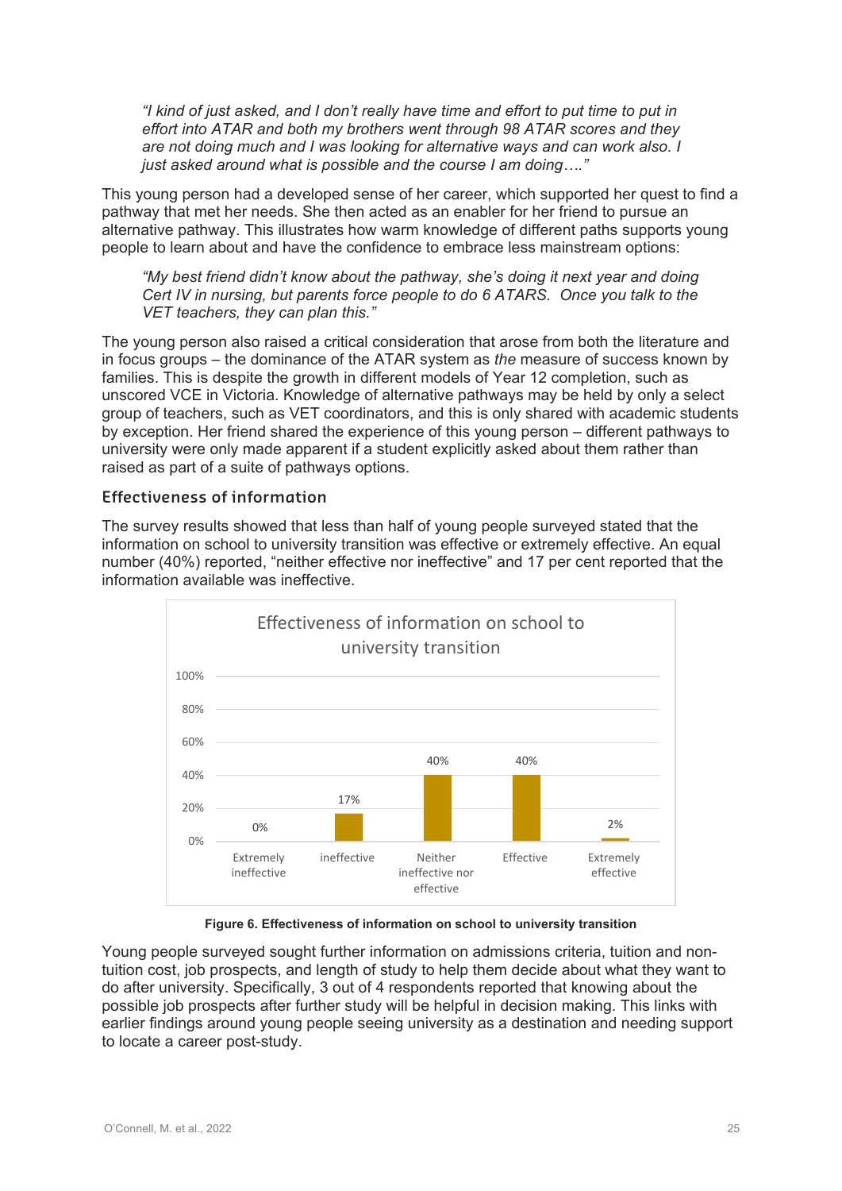*"I kind of just asked, and I don't really have time and effort to put time to put in effort into ATAR and both my brothers went through 98 ATAR scores and they are not doing much and I was looking for alternative ways and can work also. I just asked around what is possible and the course I am doing…."*

This young person had a developed sense of her career, which supported her quest to find a pathway that met her needs. She then acted as an enabler for her friend to pursue an alternative pathway. This illustrates how warm knowledge of different paths supports young people to learn about and have the confidence to embrace less mainstream options:

*"My best friend didn't know about the pathway, she's doing it next year and doing Cert IV in nursing, but parents force people to do 6 ATARS. Once you talk to the VET teachers, they can plan this."*

The young person also raised a critical consideration that arose from both the literature and in focus groups – the dominance of the ATAR system as *the* measure of success known by families. This is despite the growth in different models of Year 12 completion, such as unscored VCE in Victoria. Knowledge of alternative pathways may be held by only a select group of teachers, such as VET coordinators, and this is only shared with academic students by exception. Her friend shared the experience of this young person – different pathways to university were only made apparent if a student explicitly asked about them rather than raised as part of a suite of pathways options.

### Effectiveness of information

The survey results showed that less than half of young people surveyed stated that the information on school to university transition was effective or extremely effective. An equal number (40%) reported, "neither effective nor ineffective" and 17 per cent reported that the information available was ineffective.

Effectiveness of information on school to university transition

| Response | Percentage |
|---|---|
| Extremely ineffective | 0% |
| ineffective | 17% |
| Neither ineffective nor effective | 40% |
| Effective | 40% |
| Extremely effective | 2% |

**Figure 6. Effectiveness of information on school to university transition**

Young people surveyed sought further information on admissions criteria, tuition and non-tuition cost, job prospects, and length of study to help them decide about what they want to do after university. Specifically, 3 out of 4 respondents reported that knowing about the possible job prospects after further study will be helpful in decision making. This links with earlier findings around young people seeing university as a destination and needing support to locate a career post-study.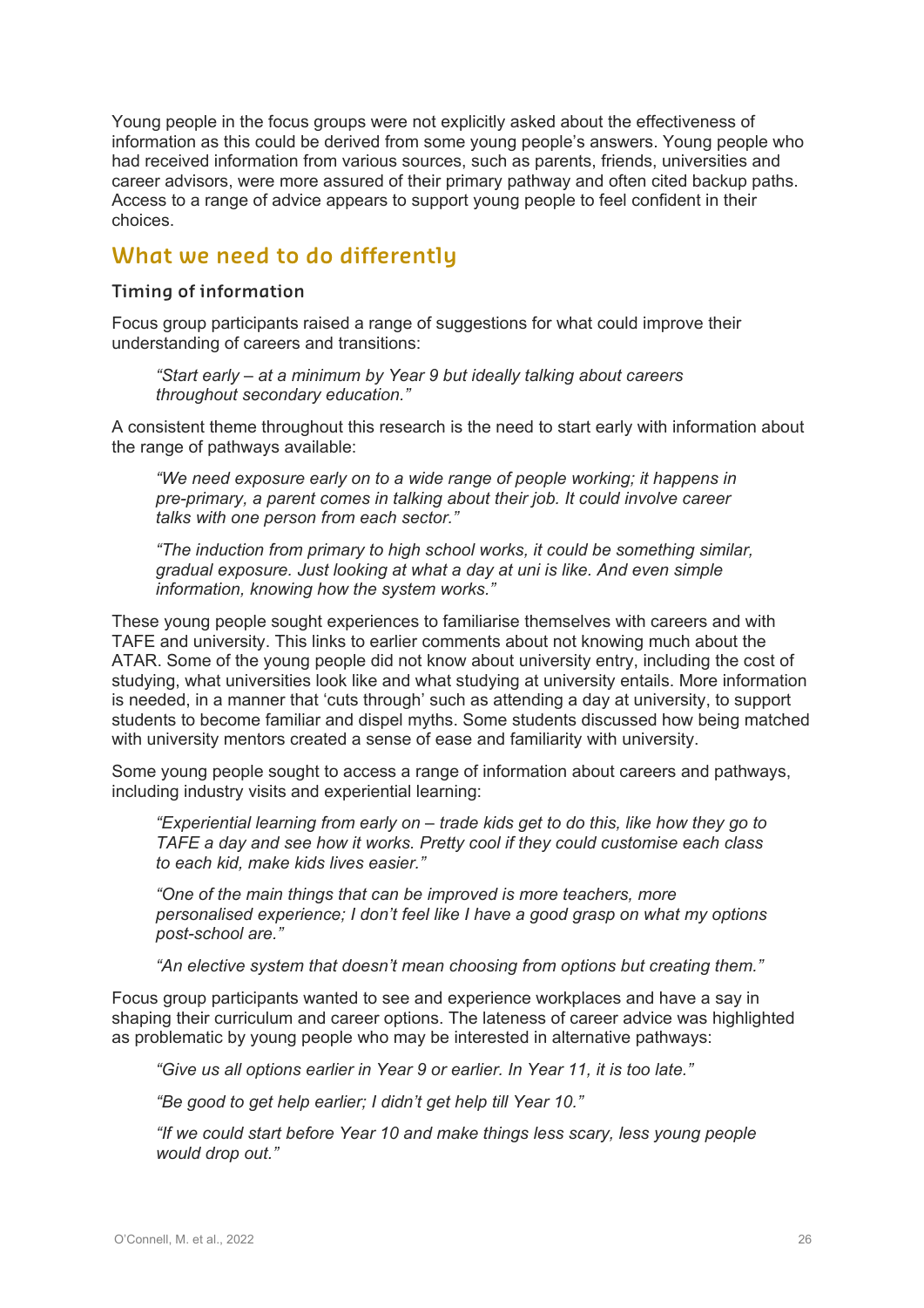Young people in the focus groups were not explicitly asked about the effectiveness of information as this could be derived from some young people's answers. Young people who had received information from various sources, such as parents, friends, universities and career advisors, were more assured of their primary pathway and often cited backup paths. Access to a range of advice appears to support young people to feel confident in their choices.

## What we need to do differently

### Timing of information

Focus group participants raised a range of suggestions for what could improve their understanding of careers and transitions:

> *"Start early – at a minimum by Year 9 but ideally talking about careers throughout secondary education."*

A consistent theme throughout this research is the need to start early with information about the range of pathways available:

> *"We need exposure early on to a wide range of people working; it happens in pre-primary, a parent comes in talking about their job. It could involve career talks with one person from each sector."*

> *"The induction from primary to high school works, it could be something similar, gradual exposure. Just looking at what a day at uni is like. And even simple information, knowing how the system works."*

These young people sought experiences to familiarise themselves with careers and with TAFE and university. This links to earlier comments about not knowing much about the ATAR. Some of the young people did not know about university entry, including the cost of studying, what universities look like and what studying at university entails. More information is needed, in a manner that 'cuts through' such as attending a day at university, to support students to become familiar and dispel myths. Some students discussed how being matched with university mentors created a sense of ease and familiarity with university.

Some young people sought to access a range of information about careers and pathways, including industry visits and experiential learning:

> *"Experiential learning from early on – trade kids get to do this, like how they go to TAFE a day and see how it works. Pretty cool if they could customise each class to each kid, make kids lives easier."*

> *"One of the main things that can be improved is more teachers, more personalised experience; I don't feel like I have a good grasp on what my options post-school are."*

> *"An elective system that doesn't mean choosing from options but creating them."*

Focus group participants wanted to see and experience workplaces and have a say in shaping their curriculum and career options. The lateness of career advice was highlighted as problematic by young people who may be interested in alternative pathways:

> *"Give us all options earlier in Year 9 or earlier. In Year 11, it is too late."*

> *"Be good to get help earlier; I didn't get help till Year 10."*

> *"If we could start before Year 10 and make things less scary, less young people would drop out."*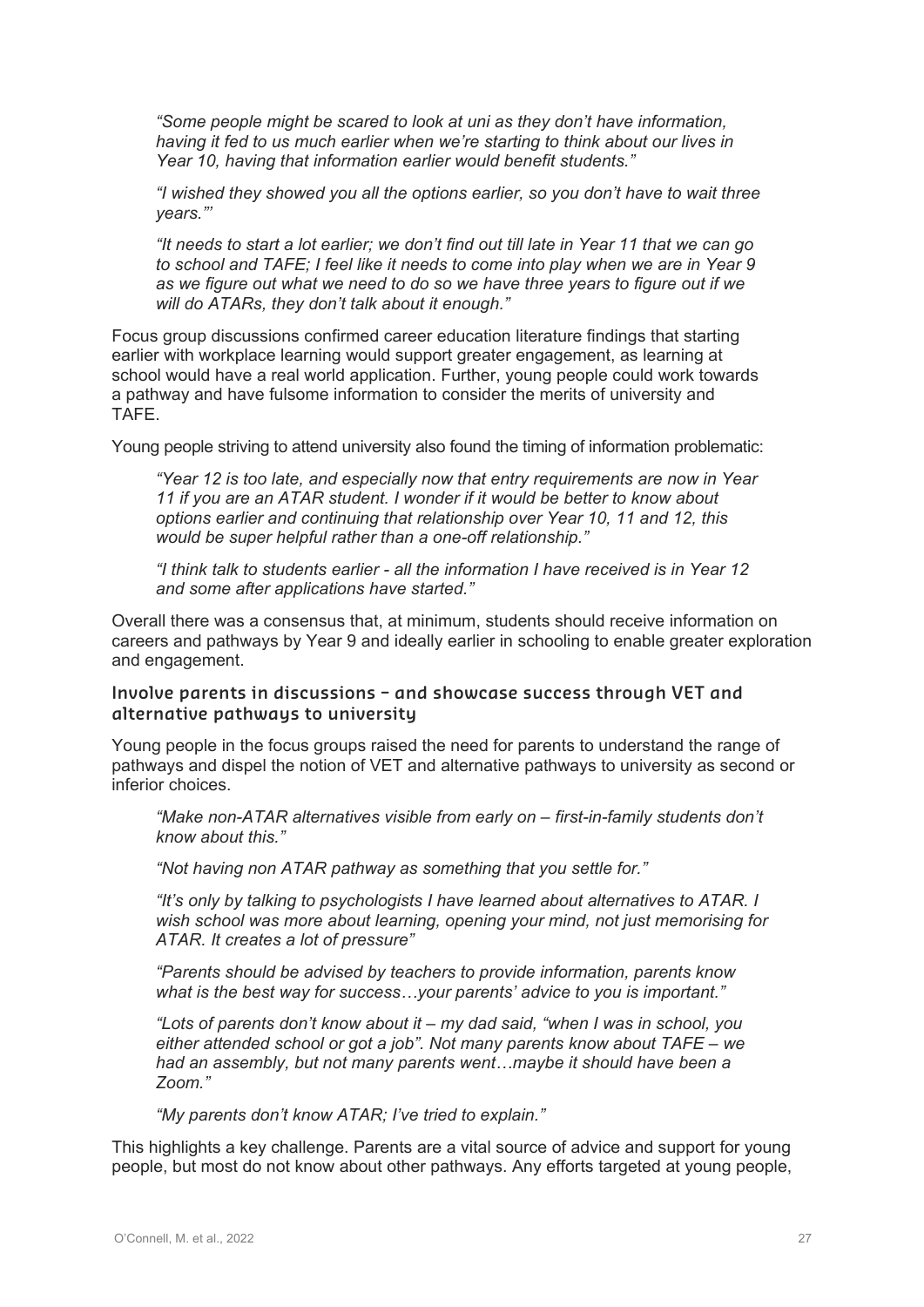*"Some people might be scared to look at uni as they don't have information, having it fed to us much earlier when we're starting to think about our lives in Year 10, having that information earlier would benefit students."*

*"I wished they showed you all the options earlier, so you don't have to wait three years."'*

*"It needs to start a lot earlier; we don't find out till late in Year 11 that we can go to school and TAFE; I feel like it needs to come into play when we are in Year 9 as we figure out what we need to do so we have three years to figure out if we will do ATARs, they don't talk about it enough."*

Focus group discussions confirmed career education literature findings that starting earlier with workplace learning would support greater engagement, as learning at school would have a real world application. Further, young people could work towards a pathway and have fulsome information to consider the merits of university and TAFE.

Young people striving to attend university also found the timing of information problematic:

*"Year 12 is too late, and especially now that entry requirements are now in Year 11 if you are an ATAR student. I wonder if it would be better to know about options earlier and continuing that relationship over Year 10, 11 and 12, this would be super helpful rather than a one-off relationship."*

*"I think talk to students earlier - all the information I have received is in Year 12 and some after applications have started."*

Overall there was a consensus that, at minimum, students should receive information on careers and pathways by Year 9 and ideally earlier in schooling to enable greater exploration and engagement.

### Involve parents in discussions – and showcase success through VET and alternative pathways to university

Young people in the focus groups raised the need for parents to understand the range of pathways and dispel the notion of VET and alternative pathways to university as second or inferior choices.

*"Make non-ATAR alternatives visible from early on – first-in-family students don't know about this."*

*"Not having non ATAR pathway as something that you settle for."*

*"It's only by talking to psychologists I have learned about alternatives to ATAR. I wish school was more about learning, opening your mind, not just memorising for ATAR. It creates a lot of pressure"*

*"Parents should be advised by teachers to provide information, parents know what is the best way for success…your parents' advice to you is important."*

*"Lots of parents don't know about it – my dad said, "when I was in school, you either attended school or got a job". Not many parents know about TAFE – we had an assembly, but not many parents went…maybe it should have been a Zoom."*

*"My parents don't know ATAR; I've tried to explain."*

This highlights a key challenge. Parents are a vital source of advice and support for young people, but most do not know about other pathways. Any efforts targeted at young people,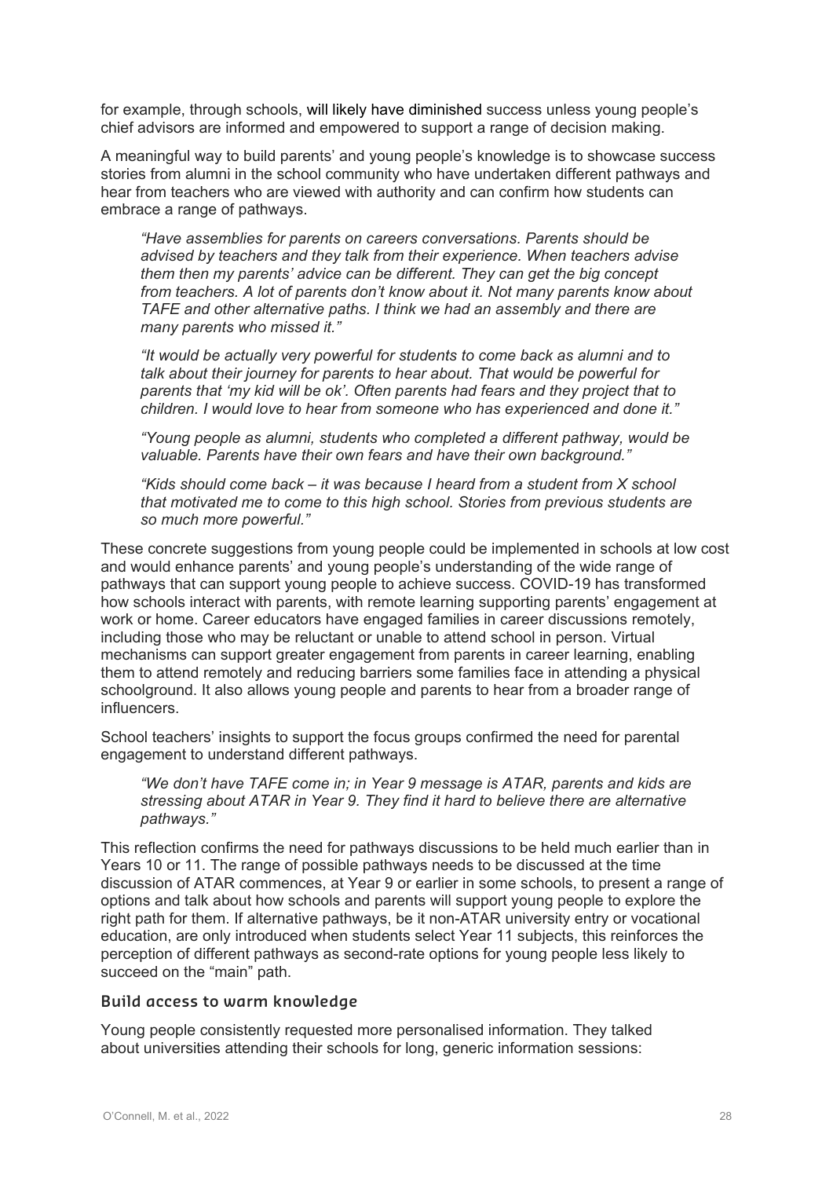for example, through schools, will likely have diminished success unless young people's chief advisors are informed and empowered to support a range of decision making.

A meaningful way to build parents' and young people's knowledge is to showcase success stories from alumni in the school community who have undertaken different pathways and hear from teachers who are viewed with authority and can confirm how students can embrace a range of pathways.

> *"Have assemblies for parents on careers conversations. Parents should be advised by teachers and they talk from their experience. When teachers advise them then my parents' advice can be different. They can get the big concept from teachers. A lot of parents don't know about it. Not many parents know about TAFE and other alternative paths. I think we had an assembly and there are many parents who missed it."*

> *"It would be actually very powerful for students to come back as alumni and to talk about their journey for parents to hear about. That would be powerful for parents that 'my kid will be ok'. Often parents had fears and they project that to children. I would love to hear from someone who has experienced and done it."*

> *"Young people as alumni, students who completed a different pathway, would be valuable. Parents have their own fears and have their own background."*

> *"Kids should come back – it was because I heard from a student from X school that motivated me to come to this high school. Stories from previous students are so much more powerful."*

These concrete suggestions from young people could be implemented in schools at low cost and would enhance parents' and young people's understanding of the wide range of pathways that can support young people to achieve success. COVID-19 has transformed how schools interact with parents, with remote learning supporting parents' engagement at work or home. Career educators have engaged families in career discussions remotely, including those who may be reluctant or unable to attend school in person. Virtual mechanisms can support greater engagement from parents in career learning, enabling them to attend remotely and reducing barriers some families face in attending a physical schoolground. It also allows young people and parents to hear from a broader range of influencers.

School teachers' insights to support the focus groups confirmed the need for parental engagement to understand different pathways.

> *"We don't have TAFE come in; in Year 9 message is ATAR, parents and kids are stressing about ATAR in Year 9. They find it hard to believe there are alternative pathways."*

This reflection confirms the need for pathways discussions to be held much earlier than in Years 10 or 11. The range of possible pathways needs to be discussed at the time discussion of ATAR commences, at Year 9 or earlier in some schools, to present a range of options and talk about how schools and parents will support young people to explore the right path for them. If alternative pathways, be it non-ATAR university entry or vocational education, are only introduced when students select Year 11 subjects, this reinforces the perception of different pathways as second-rate options for young people less likely to succeed on the "main" path.

### Build access to warm knowledge

Young people consistently requested more personalised information. They talked about universities attending their schools for long, generic information sessions: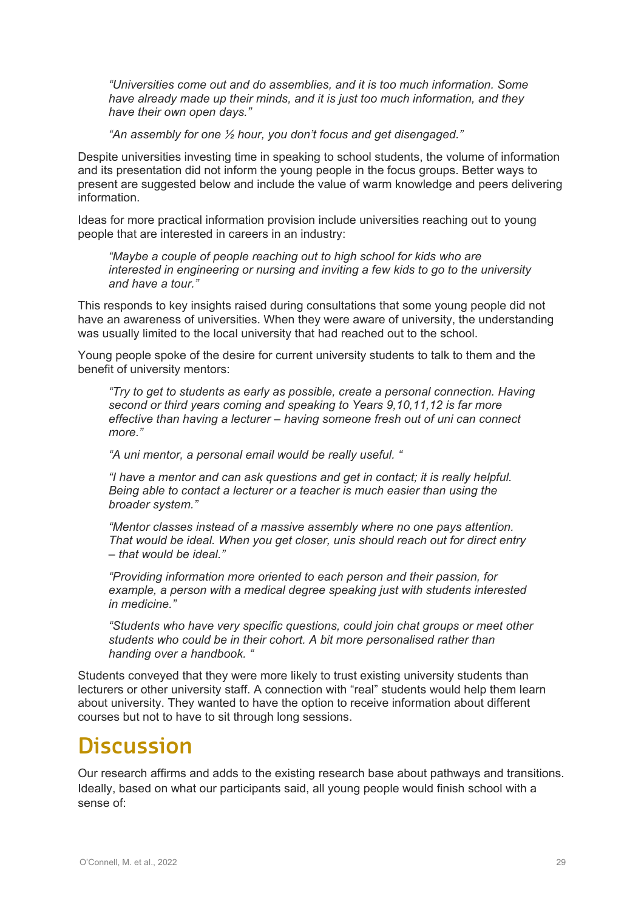*"Universities come out and do assemblies, and it is too much information. Some have already made up their minds, and it is just too much information, and they have their own open days."*

*"An assembly for one ½ hour, you don't focus and get disengaged."*

Despite universities investing time in speaking to school students, the volume of information and its presentation did not inform the young people in the focus groups. Better ways to present are suggested below and include the value of warm knowledge and peers delivering information.

Ideas for more practical information provision include universities reaching out to young people that are interested in careers in an industry:

*"Maybe a couple of people reaching out to high school for kids who are interested in engineering or nursing and inviting a few kids to go to the university and have a tour."*

This responds to key insights raised during consultations that some young people did not have an awareness of universities. When they were aware of university, the understanding was usually limited to the local university that had reached out to the school.

Young people spoke of the desire for current university students to talk to them and the benefit of university mentors:

*"Try to get to students as early as possible, create a personal connection. Having second or third years coming and speaking to Years 9,10,11,12 is far more effective than having a lecturer – having someone fresh out of uni can connect more."*

*"A uni mentor, a personal email would be really useful. "*

*"I have a mentor and can ask questions and get in contact; it is really helpful. Being able to contact a lecturer or a teacher is much easier than using the broader system."*

*"Mentor classes instead of a massive assembly where no one pays attention. That would be ideal. When you get closer, unis should reach out for direct entry – that would be ideal."*

*"Providing information more oriented to each person and their passion, for example, a person with a medical degree speaking just with students interested in medicine."*

*"Students who have very specific questions, could join chat groups or meet other students who could be in their cohort. A bit more personalised rather than handing over a handbook. "*

Students conveyed that they were more likely to trust existing university students than lecturers or other university staff. A connection with "real" students would help them learn about university. They wanted to have the option to receive information about different courses but not to have to sit through long sessions.

# Discussion

Our research affirms and adds to the existing research base about pathways and transitions. Ideally, based on what our participants said, all young people would finish school with a sense of: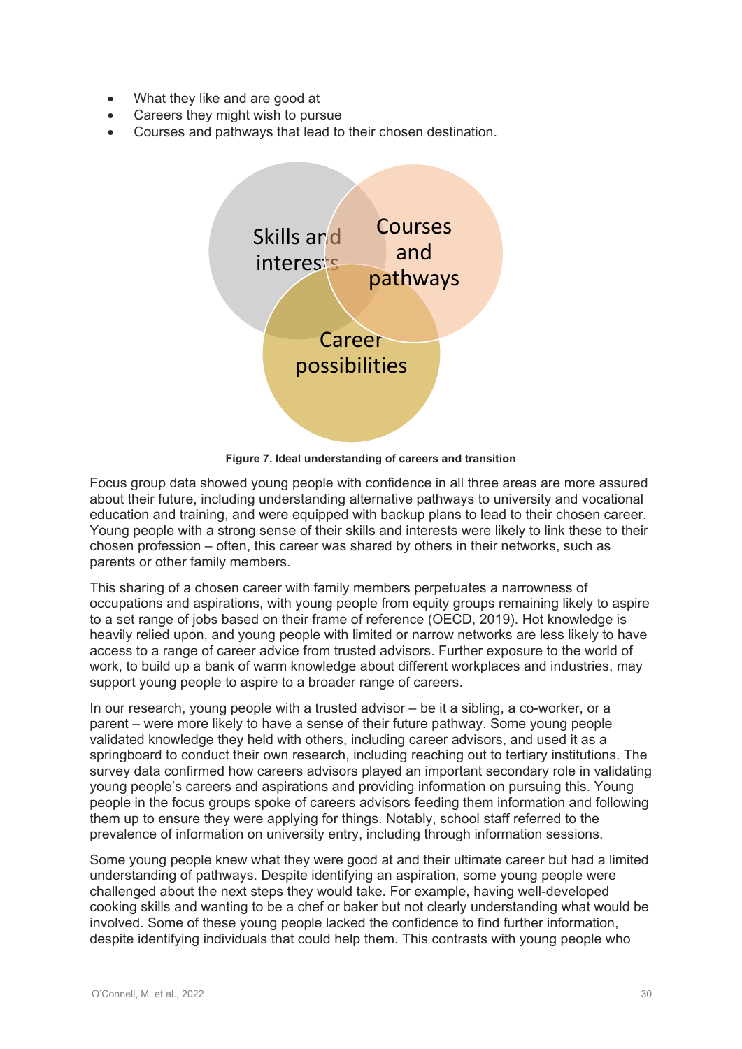- What they like and are good at
- Careers they might wish to pursue
- Courses and pathways that lead to their chosen destination.

Skills and interests

Courses and pathways

Career possibilities

**Figure 7. Ideal understanding of careers and transition**

Focus group data showed young people with confidence in all three areas are more assured about their future, including understanding alternative pathways to university and vocational education and training, and were equipped with backup plans to lead to their chosen career. Young people with a strong sense of their skills and interests were likely to link these to their chosen profession – often, this career was shared by others in their networks, such as parents or other family members.

This sharing of a chosen career with family members perpetuates a narrowness of occupations and aspirations, with young people from equity groups remaining likely to aspire to a set range of jobs based on their frame of reference (OECD, 2019). Hot knowledge is heavily relied upon, and young people with limited or narrow networks are less likely to have access to a range of career advice from trusted advisors. Further exposure to the world of work, to build up a bank of warm knowledge about different workplaces and industries, may support young people to aspire to a broader range of careers.

In our research, young people with a trusted advisor – be it a sibling, a co-worker, or a parent – were more likely to have a sense of their future pathway. Some young people validated knowledge they held with others, including career advisors, and used it as a springboard to conduct their own research, including reaching out to tertiary institutions. The survey data confirmed how careers advisors played an important secondary role in validating young people's careers and aspirations and providing information on pursuing this. Young people in the focus groups spoke of careers advisors feeding them information and following them up to ensure they were applying for things. Notably, school staff referred to the prevalence of information on university entry, including through information sessions.

Some young people knew what they were good at and their ultimate career but had a limited understanding of pathways. Despite identifying an aspiration, some young people were challenged about the next steps they would take. For example, having well-developed cooking skills and wanting to be a chef or baker but not clearly understanding what would be involved. Some of these young people lacked the confidence to find further information, despite identifying individuals that could help them. This contrasts with young people who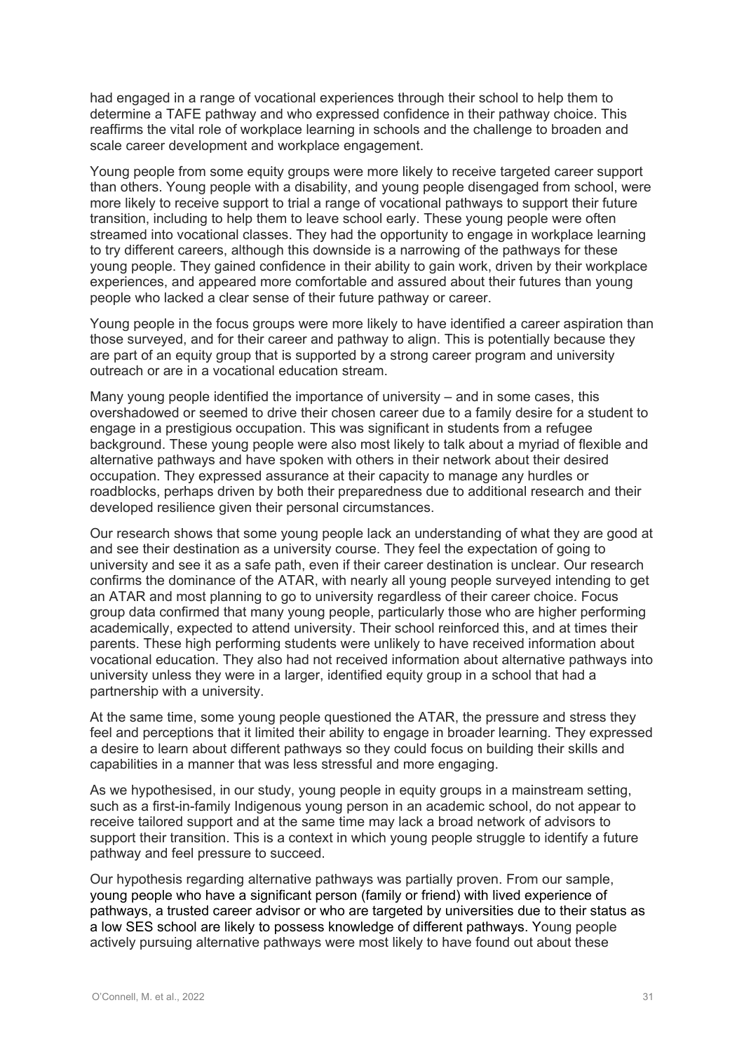had engaged in a range of vocational experiences through their school to help them to determine a TAFE pathway and who expressed confidence in their pathway choice. This reaffirms the vital role of workplace learning in schools and the challenge to broaden and scale career development and workplace engagement.

Young people from some equity groups were more likely to receive targeted career support than others. Young people with a disability, and young people disengaged from school, were more likely to receive support to trial a range of vocational pathways to support their future transition, including to help them to leave school early. These young people were often streamed into vocational classes. They had the opportunity to engage in workplace learning to try different careers, although this downside is a narrowing of the pathways for these young people. They gained confidence in their ability to gain work, driven by their workplace experiences, and appeared more comfortable and assured about their futures than young people who lacked a clear sense of their future pathway or career.

Young people in the focus groups were more likely to have identified a career aspiration than those surveyed, and for their career and pathway to align. This is potentially because they are part of an equity group that is supported by a strong career program and university outreach or are in a vocational education stream.

Many young people identified the importance of university – and in some cases, this overshadowed or seemed to drive their chosen career due to a family desire for a student to engage in a prestigious occupation. This was significant in students from a refugee background. These young people were also most likely to talk about a myriad of flexible and alternative pathways and have spoken with others in their network about their desired occupation. They expressed assurance at their capacity to manage any hurdles or roadblocks, perhaps driven by both their preparedness due to additional research and their developed resilience given their personal circumstances.

Our research shows that some young people lack an understanding of what they are good at and see their destination as a university course. They feel the expectation of going to university and see it as a safe path, even if their career destination is unclear. Our research confirms the dominance of the ATAR, with nearly all young people surveyed intending to get an ATAR and most planning to go to university regardless of their career choice. Focus group data confirmed that many young people, particularly those who are higher performing academically, expected to attend university. Their school reinforced this, and at times their parents. These high performing students were unlikely to have received information about vocational education. They also had not received information about alternative pathways into university unless they were in a larger, identified equity group in a school that had a partnership with a university.

At the same time, some young people questioned the ATAR, the pressure and stress they feel and perceptions that it limited their ability to engage in broader learning. They expressed a desire to learn about different pathways so they could focus on building their skills and capabilities in a manner that was less stressful and more engaging.

As we hypothesised, in our study, young people in equity groups in a mainstream setting, such as a first-in-family Indigenous young person in an academic school, do not appear to receive tailored support and at the same time may lack a broad network of advisors to support their transition. This is a context in which young people struggle to identify a future pathway and feel pressure to succeed.

Our hypothesis regarding alternative pathways was partially proven. From our sample, young people who have a significant person (family or friend) with lived experience of pathways, a trusted career advisor or who are targeted by universities due to their status as a low SES school are likely to possess knowledge of different pathways. Young people actively pursuing alternative pathways were most likely to have found out about these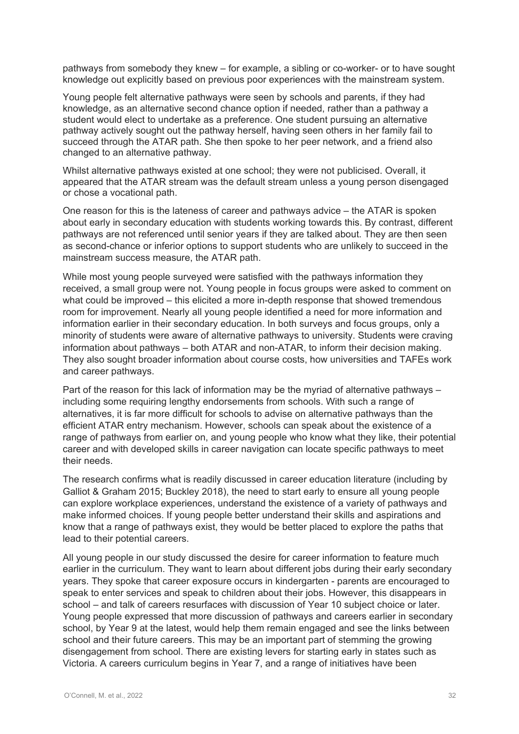pathways from somebody they knew – for example, a sibling or co-worker- or to have sought knowledge out explicitly based on previous poor experiences with the mainstream system.

Young people felt alternative pathways were seen by schools and parents, if they had knowledge, as an alternative second chance option if needed, rather than a pathway a student would elect to undertake as a preference. One student pursuing an alternative pathway actively sought out the pathway herself, having seen others in her family fail to succeed through the ATAR path. She then spoke to her peer network, and a friend also changed to an alternative pathway.

Whilst alternative pathways existed at one school; they were not publicised. Overall, it appeared that the ATAR stream was the default stream unless a young person disengaged or chose a vocational path.

One reason for this is the lateness of career and pathways advice – the ATAR is spoken about early in secondary education with students working towards this. By contrast, different pathways are not referenced until senior years if they are talked about. They are then seen as second-chance or inferior options to support students who are unlikely to succeed in the mainstream success measure, the ATAR path.

While most young people surveyed were satisfied with the pathways information they received, a small group were not. Young people in focus groups were asked to comment on what could be improved – this elicited a more in-depth response that showed tremendous room for improvement. Nearly all young people identified a need for more information and information earlier in their secondary education. In both surveys and focus groups, only a minority of students were aware of alternative pathways to university. Students were craving information about pathways – both ATAR and non-ATAR, to inform their decision making. They also sought broader information about course costs, how universities and TAFEs work and career pathways.

Part of the reason for this lack of information may be the myriad of alternative pathways – including some requiring lengthy endorsements from schools. With such a range of alternatives, it is far more difficult for schools to advise on alternative pathways than the efficient ATAR entry mechanism. However, schools can speak about the existence of a range of pathways from earlier on, and young people who know what they like, their potential career and with developed skills in career navigation can locate specific pathways to meet their needs.

The research confirms what is readily discussed in career education literature (including by Galliot & Graham 2015; Buckley 2018), the need to start early to ensure all young people can explore workplace experiences, understand the existence of a variety of pathways and make informed choices. If young people better understand their skills and aspirations and know that a range of pathways exist, they would be better placed to explore the paths that lead to their potential careers.

All young people in our study discussed the desire for career information to feature much earlier in the curriculum. They want to learn about different jobs during their early secondary years. They spoke that career exposure occurs in kindergarten - parents are encouraged to speak to enter services and speak to children about their jobs. However, this disappears in school – and talk of careers resurfaces with discussion of Year 10 subject choice or later. Young people expressed that more discussion of pathways and careers earlier in secondary school, by Year 9 at the latest, would help them remain engaged and see the links between school and their future careers. This may be an important part of stemming the growing disengagement from school. There are existing levers for starting early in states such as Victoria. A careers curriculum begins in Year 7, and a range of initiatives have been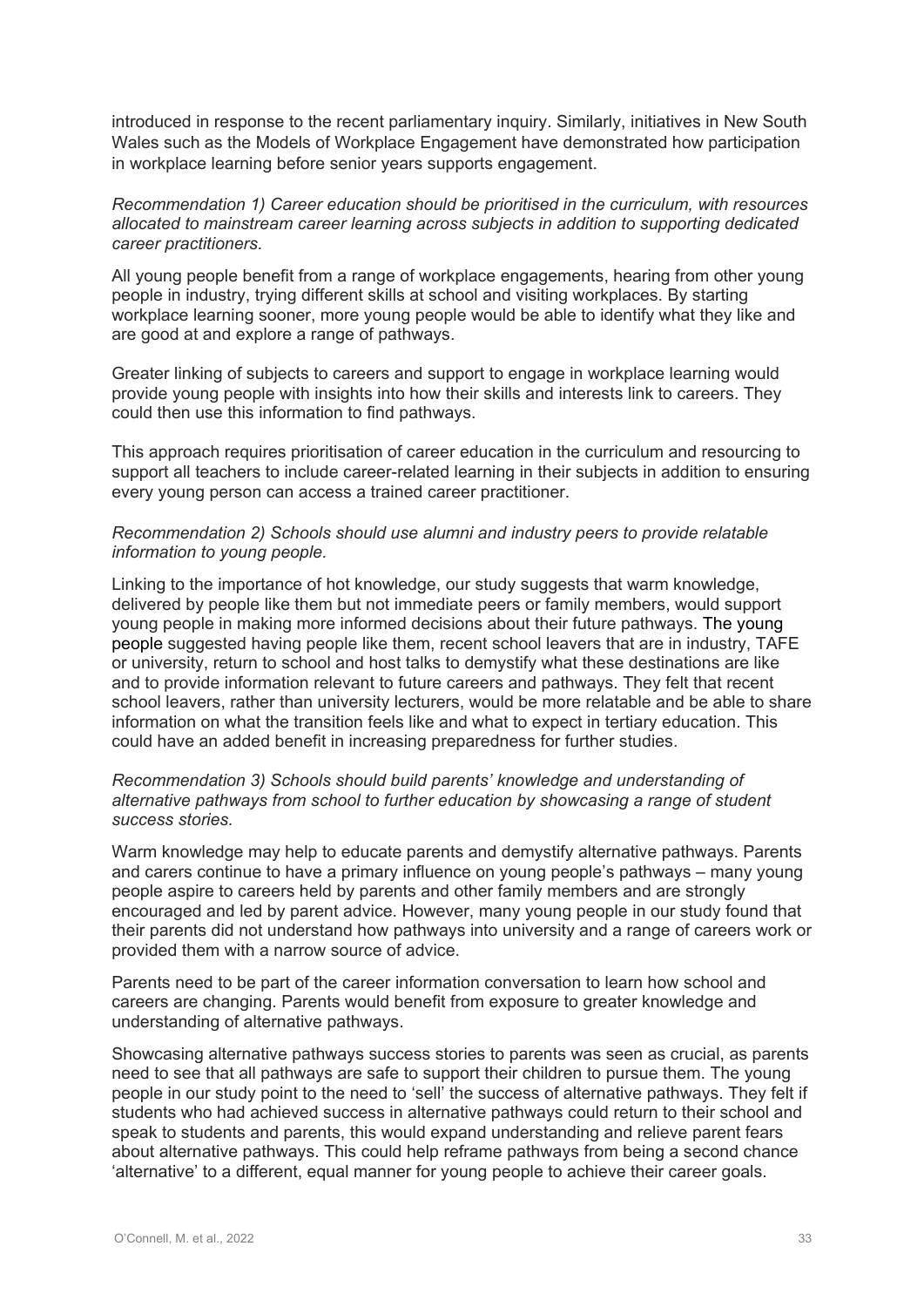introduced in response to the recent parliamentary inquiry. Similarly, initiatives in New South Wales such as the Models of Workplace Engagement have demonstrated how participation in workplace learning before senior years supports engagement.

*Recommendation 1) Career education should be prioritised in the curriculum, with resources allocated to mainstream career learning across subjects in addition to supporting dedicated career practitioners.*

All young people benefit from a range of workplace engagements, hearing from other young people in industry, trying different skills at school and visiting workplaces. By starting workplace learning sooner, more young people would be able to identify what they like and are good at and explore a range of pathways.

Greater linking of subjects to careers and support to engage in workplace learning would provide young people with insights into how their skills and interests link to careers. They could then use this information to find pathways.

This approach requires prioritisation of career education in the curriculum and resourcing to support all teachers to include career-related learning in their subjects in addition to ensuring every young person can access a trained career practitioner.

*Recommendation 2) Schools should use alumni and industry peers to provide relatable information to young people.*

Linking to the importance of hot knowledge, our study suggests that warm knowledge, delivered by people like them but not immediate peers or family members, would support young people in making more informed decisions about their future pathways. The young people suggested having people like them, recent school leavers that are in industry, TAFE or university, return to school and host talks to demystify what these destinations are like and to provide information relevant to future careers and pathways. They felt that recent school leavers, rather than university lecturers, would be more relatable and be able to share information on what the transition feels like and what to expect in tertiary education. This could have an added benefit in increasing preparedness for further studies.

*Recommendation 3) Schools should build parents' knowledge and understanding of alternative pathways from school to further education by showcasing a range of student success stories.*

Warm knowledge may help to educate parents and demystify alternative pathways. Parents and carers continue to have a primary influence on young people's pathways – many young people aspire to careers held by parents and other family members and are strongly encouraged and led by parent advice. However, many young people in our study found that their parents did not understand how pathways into university and a range of careers work or provided them with a narrow source of advice.

Parents need to be part of the career information conversation to learn how school and careers are changing. Parents would benefit from exposure to greater knowledge and understanding of alternative pathways.

Showcasing alternative pathways success stories to parents was seen as crucial, as parents need to see that all pathways are safe to support their children to pursue them. The young people in our study point to the need to 'sell' the success of alternative pathways. They felt if students who had achieved success in alternative pathways could return to their school and speak to students and parents, this would expand understanding and relieve parent fears about alternative pathways. This could help reframe pathways from being a second chance 'alternative' to a different, equal manner for young people to achieve their career goals.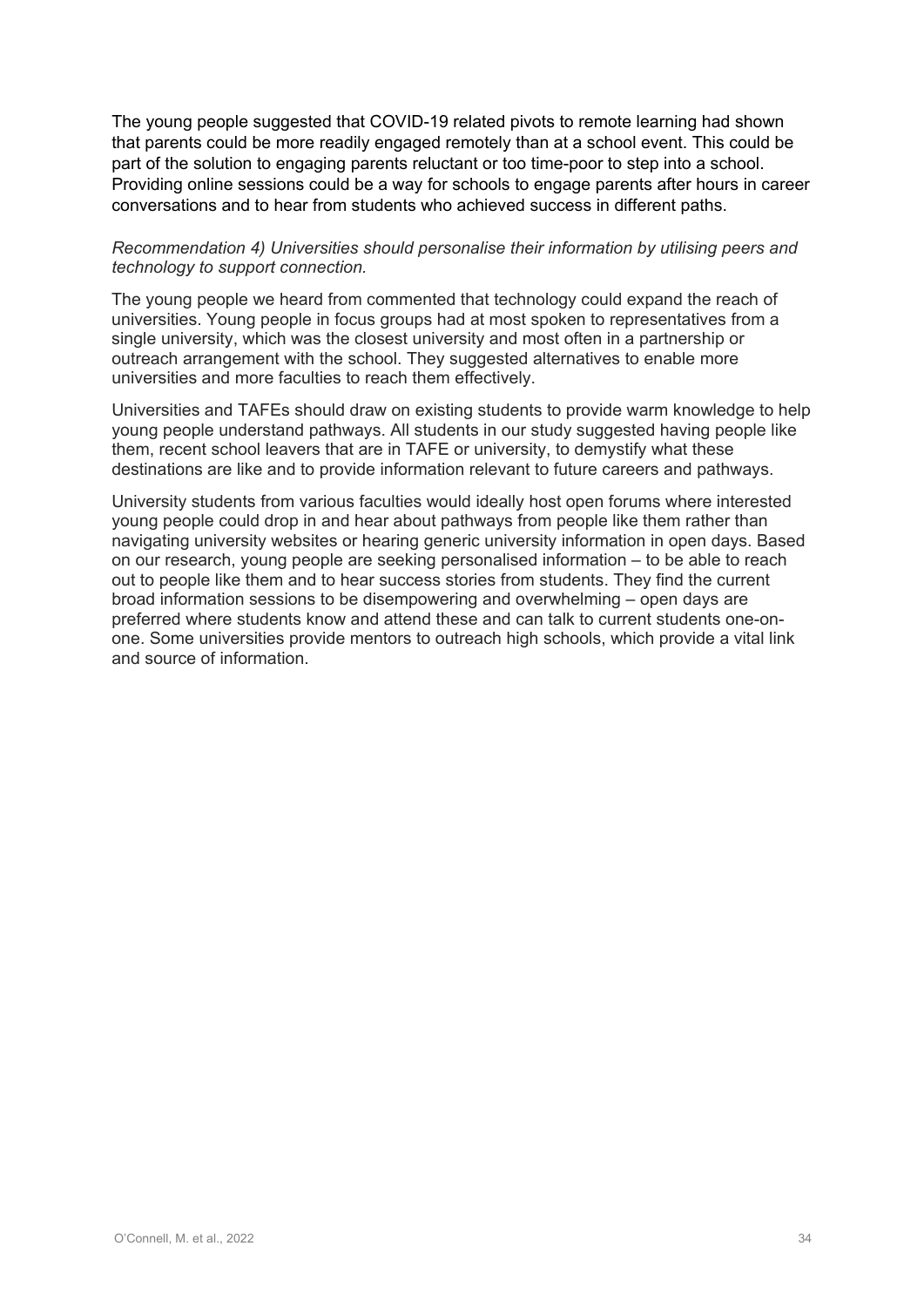The young people suggested that COVID-19 related pivots to remote learning had shown that parents could be more readily engaged remotely than at a school event. This could be part of the solution to engaging parents reluctant or too time-poor to step into a school. Providing online sessions could be a way for schools to engage parents after hours in career conversations and to hear from students who achieved success in different paths.

*Recommendation 4) Universities should personalise their information by utilising peers and technology to support connection.*

The young people we heard from commented that technology could expand the reach of universities. Young people in focus groups had at most spoken to representatives from a single university, which was the closest university and most often in a partnership or outreach arrangement with the school. They suggested alternatives to enable more universities and more faculties to reach them effectively.

Universities and TAFEs should draw on existing students to provide warm knowledge to help young people understand pathways. All students in our study suggested having people like them, recent school leavers that are in TAFE or university, to demystify what these destinations are like and to provide information relevant to future careers and pathways.

University students from various faculties would ideally host open forums where interested young people could drop in and hear about pathways from people like them rather than navigating university websites or hearing generic university information in open days. Based on our research, young people are seeking personalised information – to be able to reach out to people like them and to hear success stories from students. They find the current broad information sessions to be disempowering and overwhelming – open days are preferred where students know and attend these and can talk to current students one-on-one. Some universities provide mentors to outreach high schools, which provide a vital link and source of information.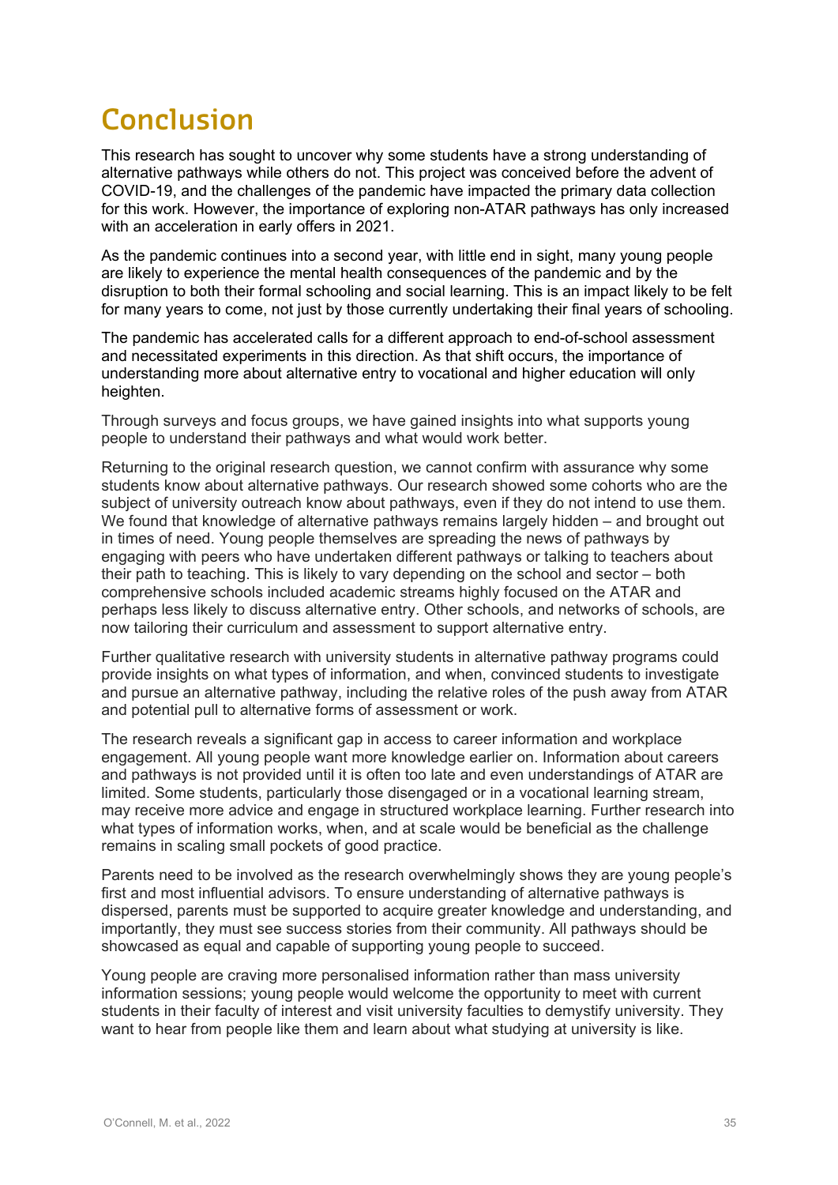# Conclusion

This research has sought to uncover why some students have a strong understanding of alternative pathways while others do not. This project was conceived before the advent of COVID-19, and the challenges of the pandemic have impacted the primary data collection for this work. However, the importance of exploring non-ATAR pathways has only increased with an acceleration in early offers in 2021.

As the pandemic continues into a second year, with little end in sight, many young people are likely to experience the mental health consequences of the pandemic and by the disruption to both their formal schooling and social learning. This is an impact likely to be felt for many years to come, not just by those currently undertaking their final years of schooling.

The pandemic has accelerated calls for a different approach to end-of-school assessment and necessitated experiments in this direction. As that shift occurs, the importance of understanding more about alternative entry to vocational and higher education will only heighten.

Through surveys and focus groups, we have gained insights into what supports young people to understand their pathways and what would work better.

Returning to the original research question, we cannot confirm with assurance why some students know about alternative pathways. Our research showed some cohorts who are the subject of university outreach know about pathways, even if they do not intend to use them. We found that knowledge of alternative pathways remains largely hidden – and brought out in times of need. Young people themselves are spreading the news of pathways by engaging with peers who have undertaken different pathways or talking to teachers about their path to teaching. This is likely to vary depending on the school and sector – both comprehensive schools included academic streams highly focused on the ATAR and perhaps less likely to discuss alternative entry. Other schools, and networks of schools, are now tailoring their curriculum and assessment to support alternative entry.

Further qualitative research with university students in alternative pathway programs could provide insights on what types of information, and when, convinced students to investigate and pursue an alternative pathway, including the relative roles of the push away from ATAR and potential pull to alternative forms of assessment or work.

The research reveals a significant gap in access to career information and workplace engagement. All young people want more knowledge earlier on. Information about careers and pathways is not provided until it is often too late and even understandings of ATAR are limited. Some students, particularly those disengaged or in a vocational learning stream, may receive more advice and engage in structured workplace learning. Further research into what types of information works, when, and at scale would be beneficial as the challenge remains in scaling small pockets of good practice.

Parents need to be involved as the research overwhelmingly shows they are young people's first and most influential advisors. To ensure understanding of alternative pathways is dispersed, parents must be supported to acquire greater knowledge and understanding, and importantly, they must see success stories from their community. All pathways should be showcased as equal and capable of supporting young people to succeed.

Young people are craving more personalised information rather than mass university information sessions; young people would welcome the opportunity to meet with current students in their faculty of interest and visit university faculties to demystify university. They want to hear from people like them and learn about what studying at university is like.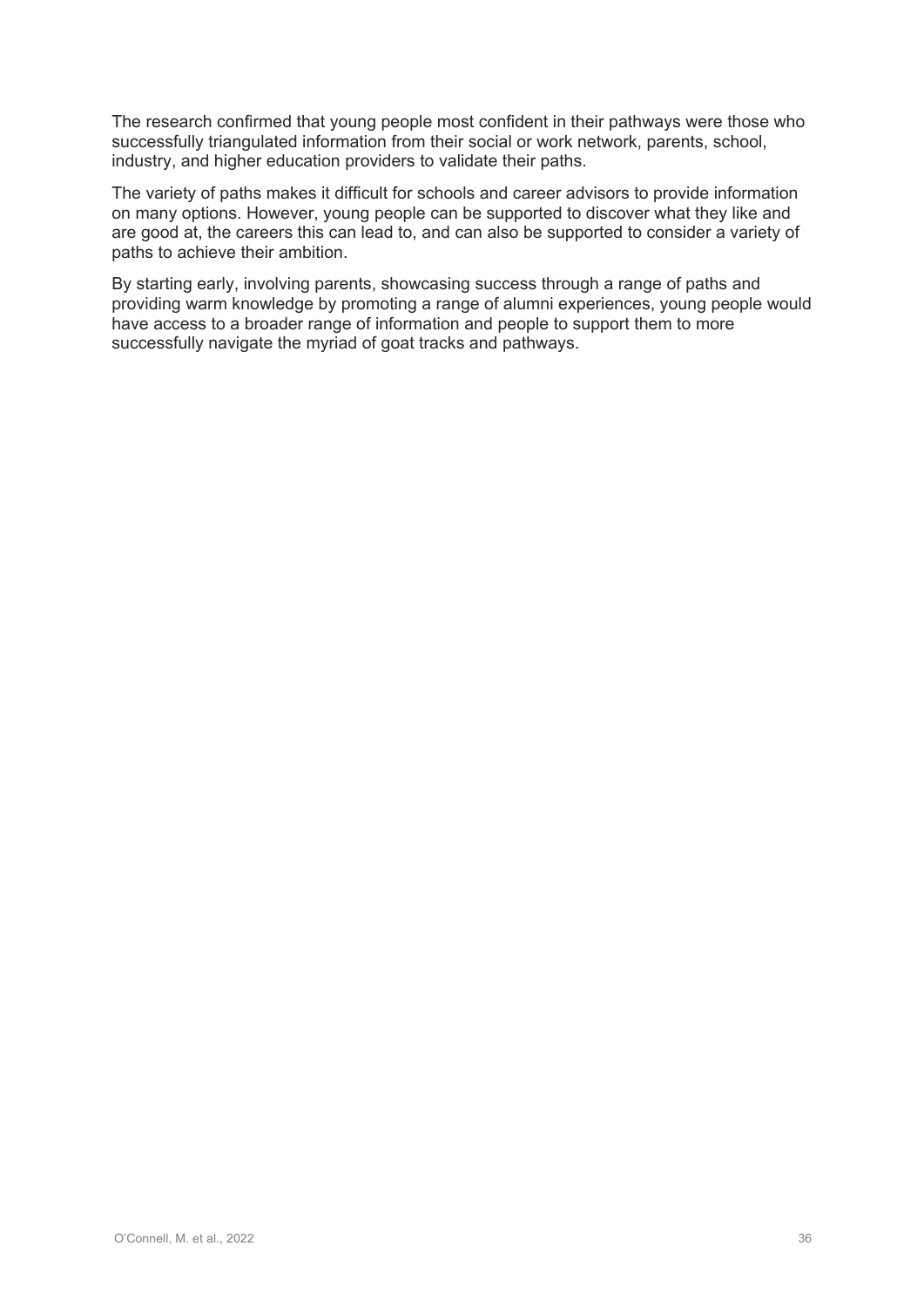The research confirmed that young people most confident in their pathways were those who successfully triangulated information from their social or work network, parents, school, industry, and higher education providers to validate their paths.

The variety of paths makes it difficult for schools and career advisors to provide information on many options. However, young people can be supported to discover what they like and are good at, the careers this can lead to, and can also be supported to consider a variety of paths to achieve their ambition.

By starting early, involving parents, showcasing success through a range of paths and providing warm knowledge by promoting a range of alumni experiences, young people would have access to a broader range of information and people to support them to more successfully navigate the myriad of goat tracks and pathways.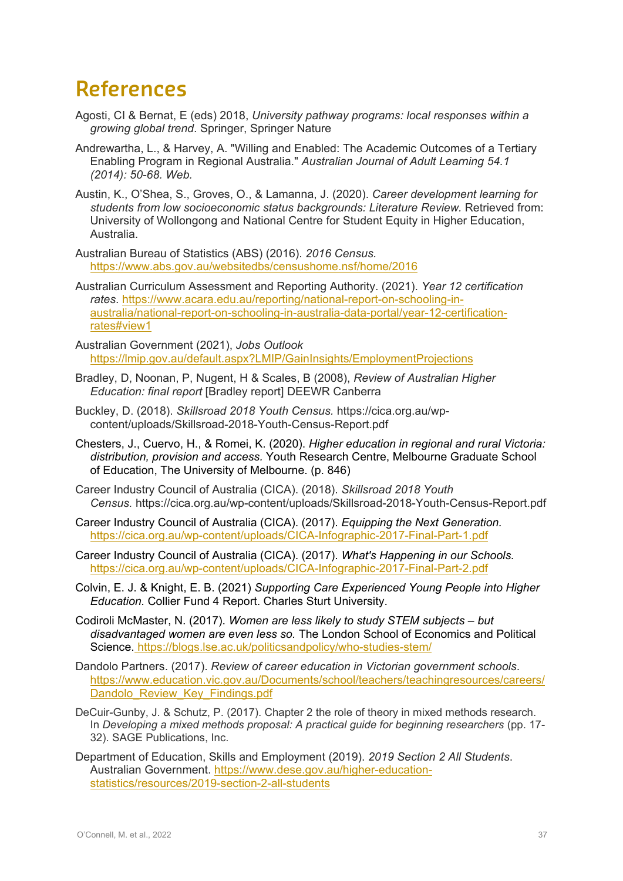# References

Agosti, CI & Bernat, E (eds) 2018, *University pathway programs: local responses within a growing global trend*. Springer, Springer Nature

Andrewartha, L., & Harvey, A. "Willing and Enabled: The Academic Outcomes of a Tertiary Enabling Program in Regional Australia." *Australian Journal of Adult Learning 54.1 (2014): 50-68. Web.*

Austin, K., O'Shea, S., Groves, O., & Lamanna, J. (2020). *Career development learning for students from low socioeconomic status backgrounds: Literature Review.* Retrieved from: University of Wollongong and National Centre for Student Equity in Higher Education, Australia.

Australian Bureau of Statistics (ABS) (2016). *2016 Census.* https://www.abs.gov.au/websitedbs/censushome.nsf/home/2016

Australian Curriculum Assessment and Reporting Authority. (2021). *Year 12 certification rates*. https://www.acara.edu.au/reporting/national-report-on-schooling-in-australia/national-report-on-schooling-in-australia-data-portal/year-12-certification-rates#view1

Australian Government (2021), *Jobs Outlook* https://lmip.gov.au/default.aspx?LMIP/GainInsights/EmploymentProjections

Bradley, D, Noonan, P, Nugent, H & Scales, B (2008), *Review of Australian Higher Education: final report* [Bradley report] DEEWR Canberra

Buckley, D. (2018). *Skillsroad 2018 Youth Census.* https://cica.org.au/wp-content/uploads/Skillsroad-2018-Youth-Census-Report.pdf

Chesters, J., Cuervo, H., & Romei, K. (2020). *Higher education in regional and rural Victoria: distribution, provision and access.* Youth Research Centre, Melbourne Graduate School of Education, The University of Melbourne. (p. 846)

Career Industry Council of Australia (CICA). (2018). *Skillsroad 2018 Youth Census.* https://cica.org.au/wp-content/uploads/Skillsroad-2018-Youth-Census-Report.pdf

Career Industry Council of Australia (CICA). (2017). *Equipping the Next Generation.* https://cica.org.au/wp-content/uploads/CICA-Infographic-2017-Final-Part-1.pdf

Career Industry Council of Australia (CICA). (2017). *What's Happening in our Schools.* https://cica.org.au/wp-content/uploads/CICA-Infographic-2017-Final-Part-2.pdf

Colvin, E. J. & Knight, E. B. (2021) *Supporting Care Experienced Young People into Higher Education.* Collier Fund 4 Report. Charles Sturt University.

Codiroli McMaster, N. (2017). *Women are less likely to study STEM subjects – but disadvantaged women are even less so.* The London School of Economics and Political Science. https://blogs.lse.ac.uk/politicsandpolicy/who-studies-stem/

Dandolo Partners. (2017). *Review of career education in Victorian government schools*. https://www.education.vic.gov.au/Documents/school/teachers/teachingresources/careers/Dandolo_Review_Key_Findings.pdf

DeCuir-Gunby, J. & Schutz, P. (2017). Chapter 2 the role of theory in mixed methods research. In *Developing a mixed methods proposal: A practical guide for beginning researchers* (pp. 17-32). SAGE Publications, Inc.

Department of Education, Skills and Employment (2019). *2019 Section 2 All Students*. Australian Government. https://www.dese.gov.au/higher-education-statistics/resources/2019-section-2-all-students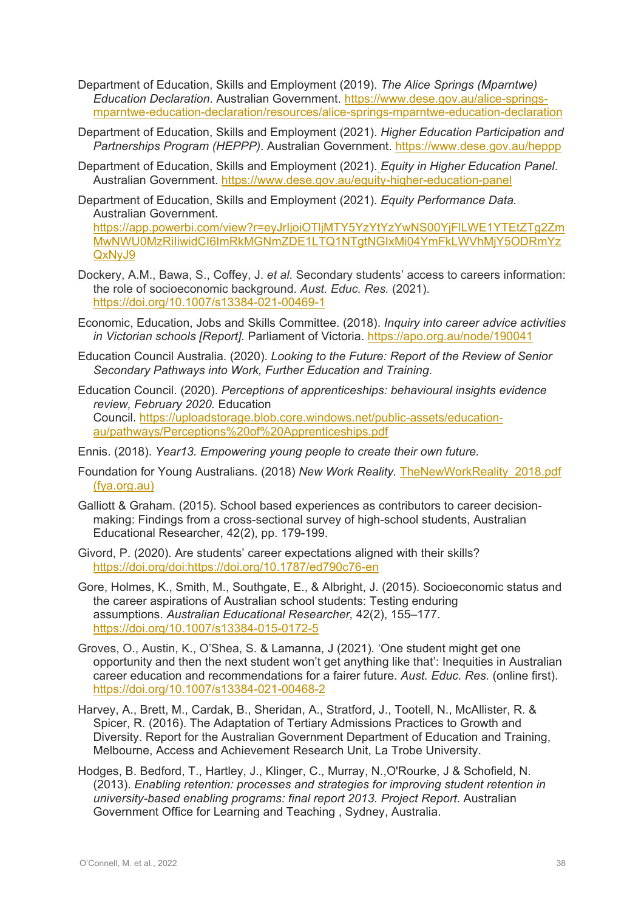Department of Education, Skills and Employment (2019). *The Alice Springs (Mparntwe) Education Declaration*. Australian Government. https://www.dese.gov.au/alice-springs-mparntwe-education-declaration/resources/alice-springs-mparntwe-education-declaration

Department of Education, Skills and Employment (2021). *Higher Education Participation and Partnerships Program (HEPPP)*. Australian Government. https://www.dese.gov.au/heppp

Department of Education, Skills and Employment (2021). *Equity in Higher Education Panel*. Australian Government. https://www.dese.gov.au/equity-higher-education-panel

Department of Education, Skills and Employment (2021). *Equity Performance Data.* Australian Government. https://app.powerbi.com/view?r=eyJrIjoiOTljMTY5YzYtYzYwNS00YjFlLWE1YTEtZTg2ZmMwNWU0MzRiIiwidCI6ImRkMGNmZDE1LTQ1NTgtNGIxMi04YmFkLWVhMjY5ODRmYzQxNyJ9

Dockery, A.M., Bawa, S., Coffey, J. *et al.* Secondary students' access to careers information: the role of socioeconomic background. *Aust. Educ. Res.* (2021). https://doi.org/10.1007/s13384-021-00469-1

Economic, Education, Jobs and Skills Committee. (2018). *Inquiry into career advice activities in Victorian schools [Report].* Parliament of Victoria. https://apo.org.au/node/190041

Education Council Australia. (2020). *Looking to the Future: Report of the Review of Senior Secondary Pathways into Work, Further Education and Training.*

Education Council. (2020). *Perceptions of apprenticeships: behavioural insights evidence review, February 2020.* Education Council. https://uploadstorage.blob.core.windows.net/public-assets/education-au/pathways/Perceptions%20of%20Apprenticeships.pdf

Ennis. (2018). *Year13. Empowering young people to create their own future.*

Foundation for Young Australians. (2018) *New Work Reality.* TheNewWorkReality_2018.pdf (fya.org.au)

Galliott & Graham. (2015). School based experiences as contributors to career decision-making: Findings from a cross-sectional survey of high-school students, Australian Educational Researcher, 42(2), pp. 179-199.

Givord, P. (2020). Are students' career expectations aligned with their skills? https://doi.org/doi:https://doi.org/10.1787/ed790c76-en

Gore, Holmes, K., Smith, M., Southgate, E., & Albright, J. (2015). Socioeconomic status and the career aspirations of Australian school students: Testing enduring assumptions. *Australian Educational Researcher,* 42(2), 155–177. https://doi.org/10.1007/s13384-015-0172-5

Groves, O., Austin, K., O'Shea, S. & Lamanna, J (2021). 'One student might get one opportunity and then the next student won't get anything like that': Inequities in Australian career education and recommendations for a fairer future. *Aust. Educ. Res.* (online first). https://doi.org/10.1007/s13384-021-00468-2

Harvey, A., Brett, M., Cardak, B., Sheridan, A., Stratford, J., Tootell, N., McAllister, R. & Spicer, R. (2016). The Adaptation of Tertiary Admissions Practices to Growth and Diversity. Report for the Australian Government Department of Education and Training, Melbourne, Access and Achievement Research Unit, La Trobe University.

Hodges, B. Bedford, T., Hartley, J., Klinger, C., Murray, N.,O'Rourke, J & Schofield, N. (2013). *Enabling retention: processes and strategies for improving student retention in university-based enabling programs: final report 2013. Project Report*. Australian Government Office for Learning and Teaching , Sydney, Australia.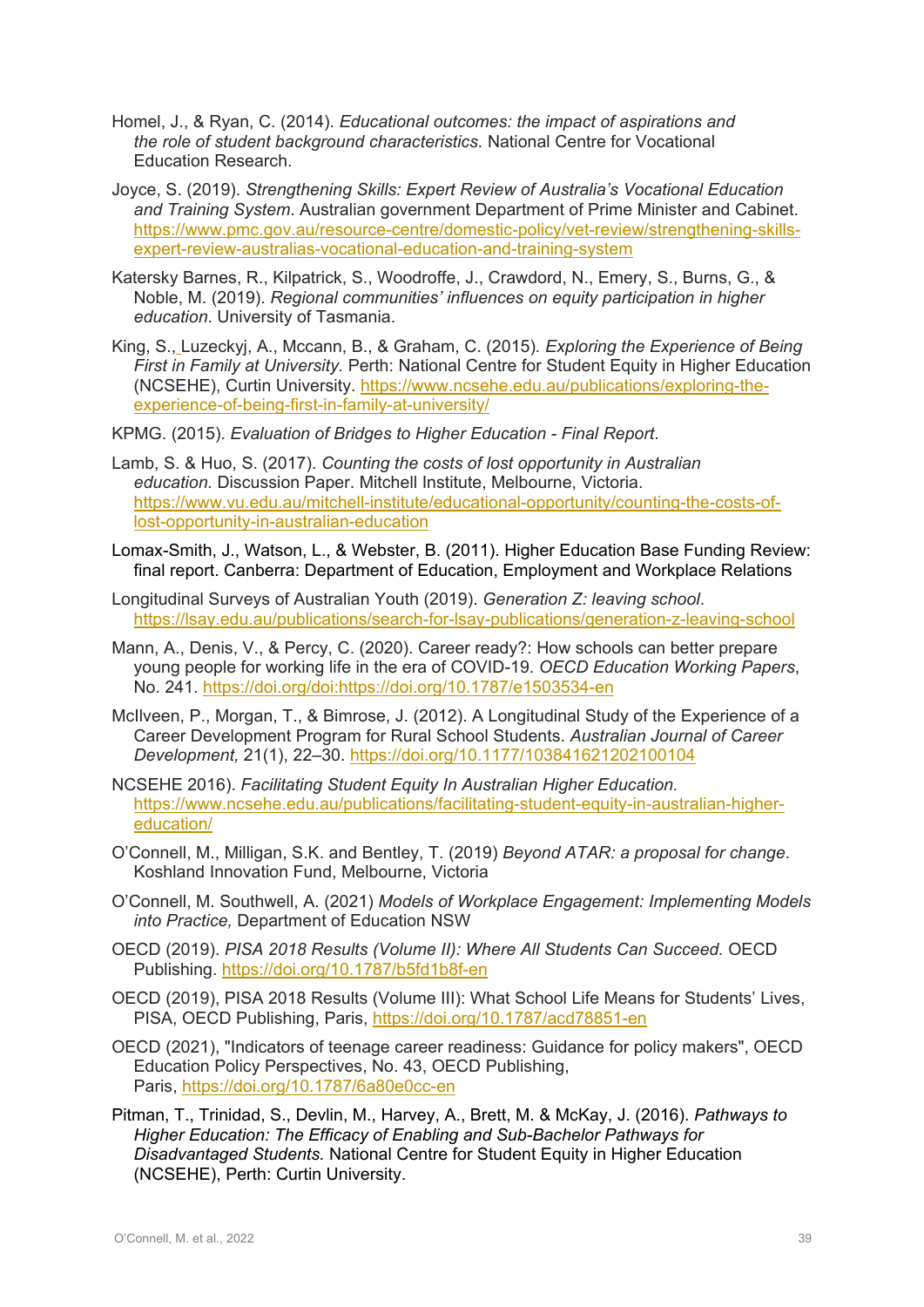Homel, J., & Ryan, C. (2014). *Educational outcomes: the impact of aspirations and the role of student background characteristics.* National Centre for Vocational Education Research.

Joyce, S. (2019). *Strengthening Skills: Expert Review of Australia's Vocational Education and Training System*. Australian government Department of Prime Minister and Cabinet. https://www.pmc.gov.au/resource-centre/domestic-policy/vet-review/strengthening-skills-expert-review-australias-vocational-education-and-training-system

Katersky Barnes, R., Kilpatrick, S., Woodroffe, J., Crawdord, N., Emery, S., Burns, G., & Noble, M. (2019). *Regional communities' influences on equity participation in higher education*. University of Tasmania.

King, S., Luzeckyj, A., Mccann, B., & Graham, C. (2015). *Exploring the Experience of Being First in Family at University.* Perth: National Centre for Student Equity in Higher Education (NCSEHE), Curtin University. https://www.ncsehe.edu.au/publications/exploring-the-experience-of-being-first-in-family-at-university/

KPMG. (2015). *Evaluation of Bridges to Higher Education - Final Report*.

Lamb, S. & Huo, S. (2017). *Counting the costs of lost opportunity in Australian education.* Discussion Paper. Mitchell Institute, Melbourne, Victoria. https://www.vu.edu.au/mitchell-institute/educational-opportunity/counting-the-costs-of-lost-opportunity-in-australian-education

Lomax-Smith, J., Watson, L., & Webster, B. (2011). Higher Education Base Funding Review: final report. Canberra: Department of Education, Employment and Workplace Relations

Longitudinal Surveys of Australian Youth (2019). *Generation Z: leaving school*. https://lsay.edu.au/publications/search-for-lsay-publications/generation-z-leaving-school

Mann, A., Denis, V., & Percy, C. (2020). Career ready?: How schools can better prepare young people for working life in the era of COVID-19. *OECD Education Working Papers*, No. 241. https://doi.org/doi:https://doi.org/10.1787/e1503534-en

McIlveen, P., Morgan, T., & Bimrose, J. (2012). A Longitudinal Study of the Experience of a Career Development Program for Rural School Students. *Australian Journal of Career Development,* 21(1), 22–30. https://doi.org/10.1177/103841621202100104

NCSEHE 2016). *Facilitating Student Equity In Australian Higher Education.* https://www.ncsehe.edu.au/publications/facilitating-student-equity-in-australian-higher-education/

O'Connell, M., Milligan, S.K. and Bentley, T. (2019) *Beyond ATAR: a proposal for change*. Koshland Innovation Fund, Melbourne, Victoria

O'Connell, M. Southwell, A. (2021) *Models of Workplace Engagement: Implementing Models into Practice,* Department of Education NSW

OECD (2019). *PISA 2018 Results (Volume II): Where All Students Can Succeed.* OECD Publishing. https://doi.org/10.1787/b5fd1b8f-en

OECD (2019), PISA 2018 Results (Volume III): What School Life Means for Students' Lives, PISA, OECD Publishing, Paris, https://doi.org/10.1787/acd78851-en

OECD (2021), "Indicators of teenage career readiness: Guidance for policy makers", OECD Education Policy Perspectives, No. 43, OECD Publishing, Paris, https://doi.org/10.1787/6a80e0cc-en

Pitman, T., Trinidad, S., Devlin, M., Harvey, A., Brett, M. & McKay, J. (2016). *Pathways to Higher Education: The Efficacy of Enabling and Sub-Bachelor Pathways for Disadvantaged Students.* National Centre for Student Equity in Higher Education (NCSEHE), Perth: Curtin University.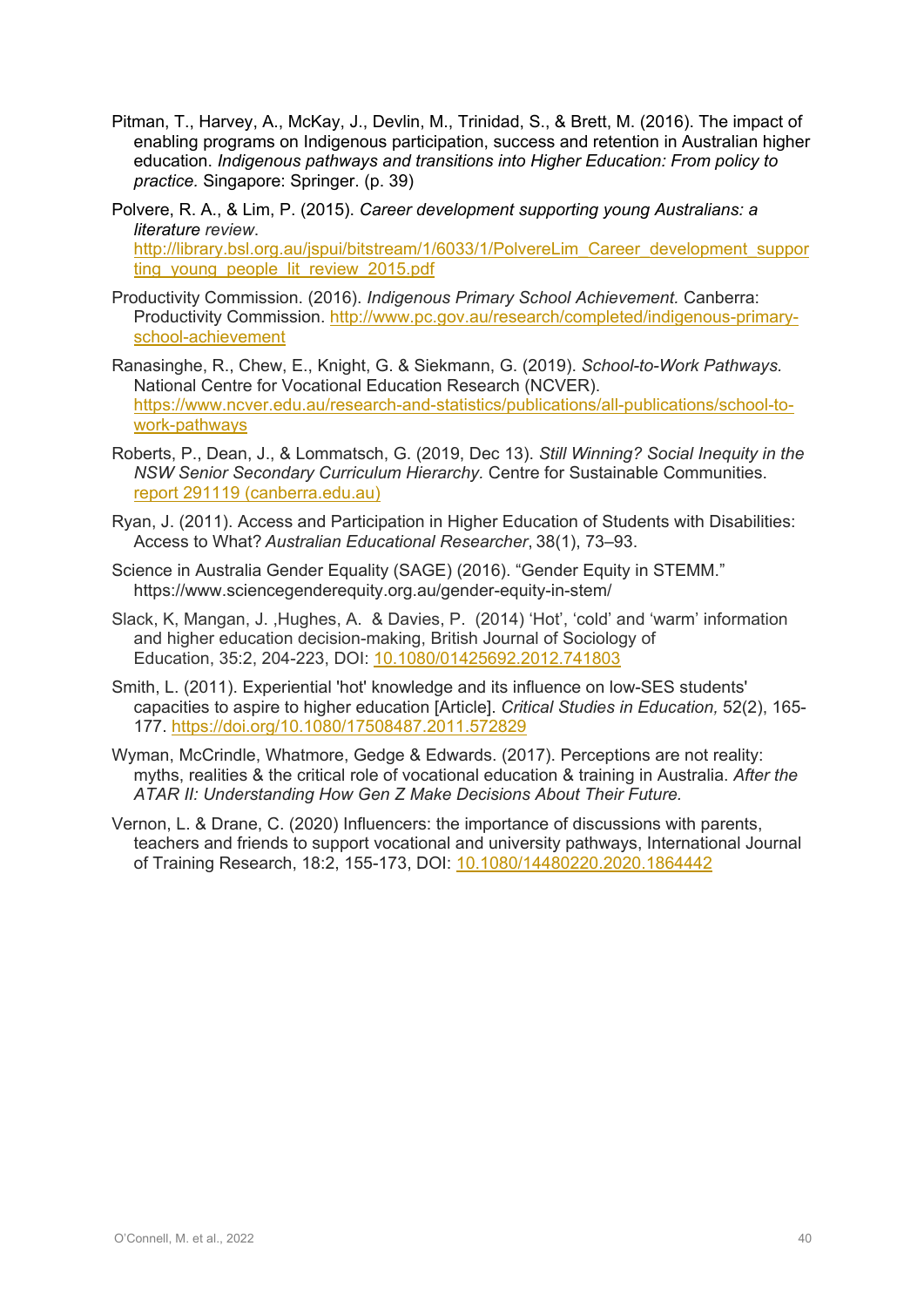Pitman, T., Harvey, A., McKay, J., Devlin, M., Trinidad, S., & Brett, M. (2016). The impact of enabling programs on Indigenous participation, success and retention in Australian higher education. *Indigenous pathways and transitions into Higher Education: From policy to practice.* Singapore: Springer. (p. 39)

Polvere, R. A., & Lim, P. (2015). *Career development supporting young Australians: a literature review*. http://library.bsl.org.au/jspui/bitstream/1/6033/1/PolvereLim_Career_development_supporting_young_people_lit_review_2015.pdf

Productivity Commission. (2016). *Indigenous Primary School Achievement.* Canberra: Productivity Commission. http://www.pc.gov.au/research/completed/indigenous-primary-school-achievement

Ranasinghe, R., Chew, E., Knight, G. & Siekmann, G. (2019). *School-to-Work Pathways.* National Centre for Vocational Education Research (NCVER). https://www.ncver.edu.au/research-and-statistics/publications/all-publications/school-to-work-pathways

Roberts, P., Dean, J., & Lommatsch, G. (2019, Dec 13). *Still Winning? Social Inequity in the NSW Senior Secondary Curriculum Hierarchy.* Centre for Sustainable Communities. report 291119 (canberra.edu.au)

Ryan, J. (2011). Access and Participation in Higher Education of Students with Disabilities: Access to What? *Australian Educational Researcher*, 38(1), 73–93.

Science in Australia Gender Equality (SAGE) (2016). "Gender Equity in STEMM." https://www.sciencegenderequity.org.au/gender-equity-in-stem/

Slack, K, Mangan, J. ,Hughes, A. & Davies, P. (2014) 'Hot', 'cold' and 'warm' information and higher education decision-making, British Journal of Sociology of Education, 35:2, 204-223, DOI: 10.1080/01425692.2012.741803

Smith, L. (2011). Experiential 'hot' knowledge and its influence on low-SES students' capacities to aspire to higher education [Article]. *Critical Studies in Education,* 52(2), 165-177. https://doi.org/10.1080/17508487.2011.572829

Wyman, McCrindle, Whatmore, Gedge & Edwards. (2017). Perceptions are not reality: myths, realities & the critical role of vocational education & training in Australia. *After the ATAR II: Understanding How Gen Z Make Decisions About Their Future.*

Vernon, L. & Drane, C. (2020) Influencers: the importance of discussions with parents, teachers and friends to support vocational and university pathways, International Journal of Training Research, 18:2, 155-173, DOI: 10.1080/14480220.2020.1864442